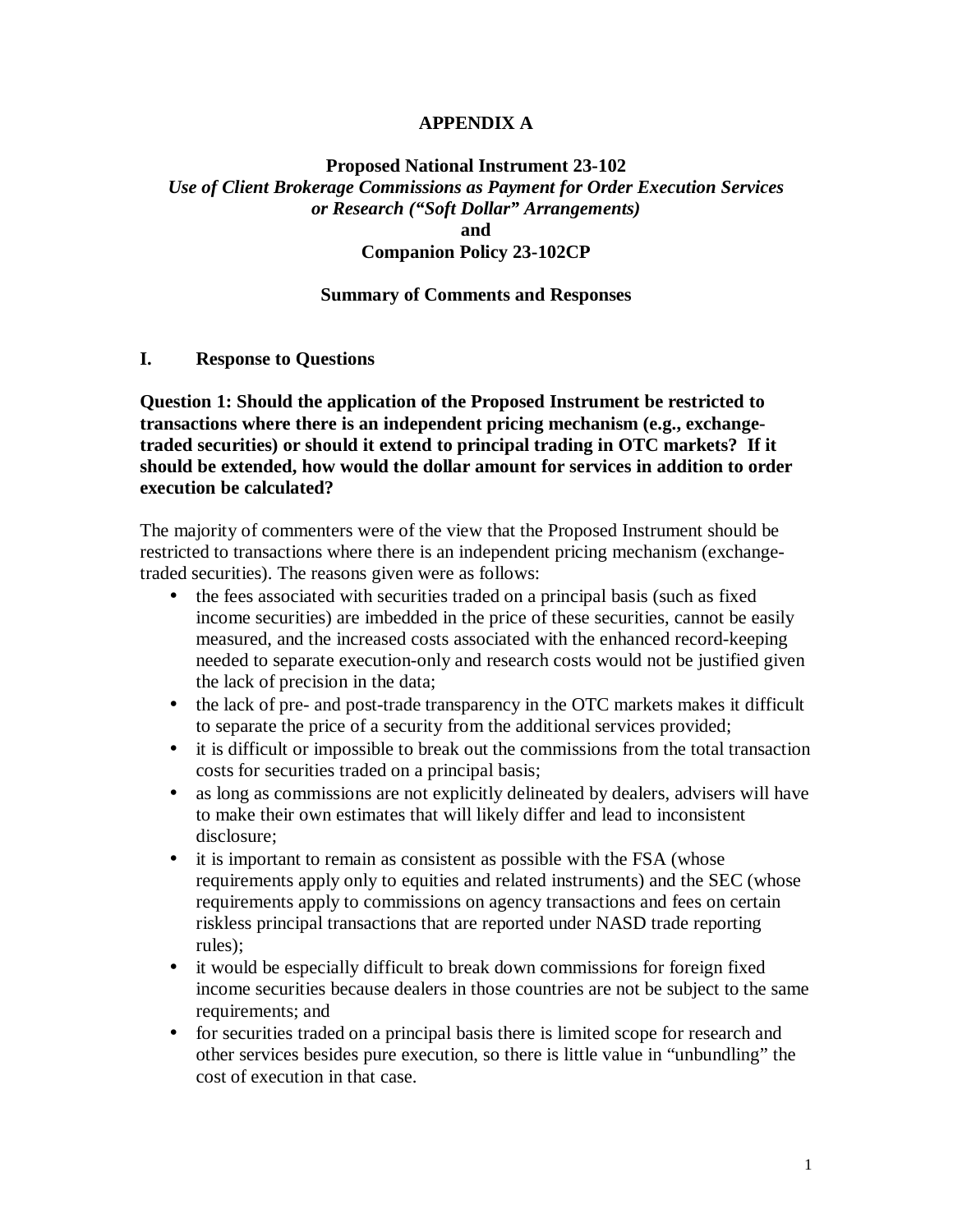**APPENDIX A**

**Proposed National Instrument 23-102**
***Use of Client Brokerage Commissions as Payment for Order Execution Services or Research ("Soft Dollar" Arrangements)***
**and**
**Companion Policy 23-102CP**

**Summary of Comments and Responses**

## I. Response to Questions

**Question 1: Should the application of the Proposed Instrument be restricted to transactions where there is an independent pricing mechanism (e.g., exchange-traded securities) or should it extend to principal trading in OTC markets? If it should be extended, how would the dollar amount for services in addition to order execution be calculated?**

The majority of commenters were of the view that the Proposed Instrument should be restricted to transactions where there is an independent pricing mechanism (exchange-traded securities). The reasons given were as follows:

- the fees associated with securities traded on a principal basis (such as fixed income securities) are imbedded in the price of these securities, cannot be easily measured, and the increased costs associated with the enhanced record-keeping needed to separate execution-only and research costs would not be justified given the lack of precision in the data;
- the lack of pre- and post-trade transparency in the OTC markets makes it difficult to separate the price of a security from the additional services provided;
- it is difficult or impossible to break out the commissions from the total transaction costs for securities traded on a principal basis;
- as long as commissions are not explicitly delineated by dealers, advisers will have to make their own estimates that will likely differ and lead to inconsistent disclosure;
- it is important to remain as consistent as possible with the FSA (whose requirements apply only to equities and related instruments) and the SEC (whose requirements apply to commissions on agency transactions and fees on certain riskless principal transactions that are reported under NASD trade reporting rules);
- it would be especially difficult to break down commissions for foreign fixed income securities because dealers in those countries are not be subject to the same requirements; and
- for securities traded on a principal basis there is limited scope for research and other services besides pure execution, so there is little value in "unbundling" the cost of execution in that case.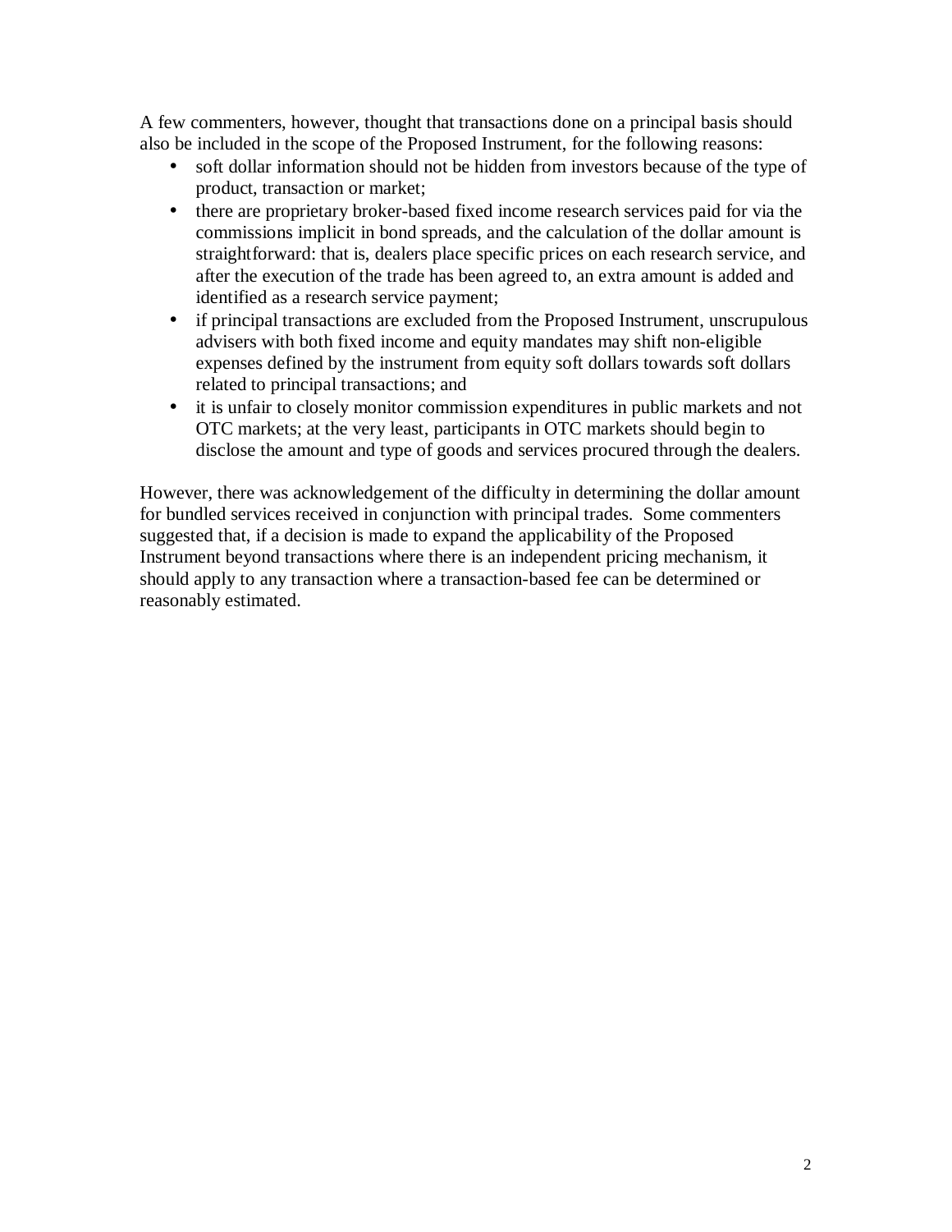A few commenters, however, thought that transactions done on a principal basis should also be included in the scope of the Proposed Instrument, for the following reasons:

- soft dollar information should not be hidden from investors because of the type of product, transaction or market;
- there are proprietary broker-based fixed income research services paid for via the commissions implicit in bond spreads, and the calculation of the dollar amount is straightforward: that is, dealers place specific prices on each research service, and after the execution of the trade has been agreed to, an extra amount is added and identified as a research service payment;
- if principal transactions are excluded from the Proposed Instrument, unscrupulous advisers with both fixed income and equity mandates may shift non-eligible expenses defined by the instrument from equity soft dollars towards soft dollars related to principal transactions; and
- it is unfair to closely monitor commission expenditures in public markets and not OTC markets; at the very least, participants in OTC markets should begin to disclose the amount and type of goods and services procured through the dealers.

However, there was acknowledgement of the difficulty in determining the dollar amount for bundled services received in conjunction with principal trades. Some commenters suggested that, if a decision is made to expand the applicability of the Proposed Instrument beyond transactions where there is an independent pricing mechanism, it should apply to any transaction where a transaction-based fee can be determined or reasonably estimated.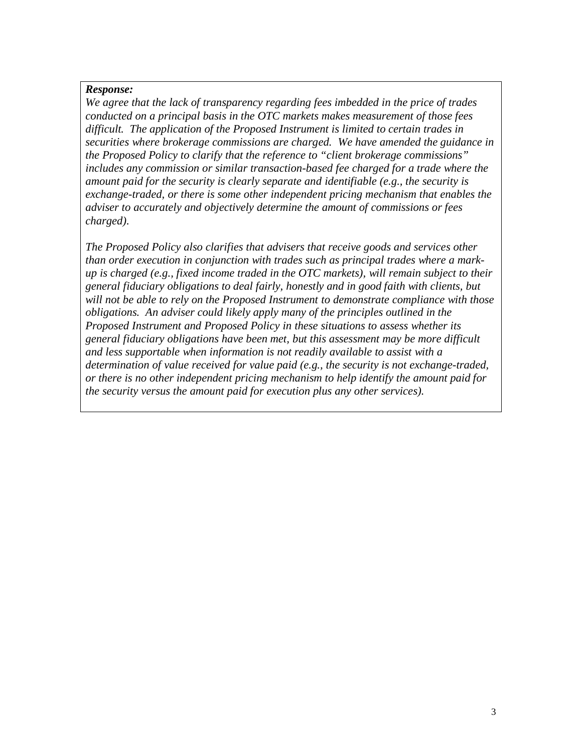***Response:***

*We agree that the lack of transparency regarding fees imbedded in the price of trades conducted on a principal basis in the OTC markets makes measurement of those fees difficult. The application of the Proposed Instrument is limited to certain trades in securities where brokerage commissions are charged. We have amended the guidance in the Proposed Policy to clarify that the reference to "client brokerage commissions" includes any commission or similar transaction-based fee charged for a trade where the amount paid for the security is clearly separate and identifiable (e.g., the security is exchange-traded, or there is some other independent pricing mechanism that enables the adviser to accurately and objectively determine the amount of commissions or fees charged).*

*The Proposed Policy also clarifies that advisers that receive goods and services other than order execution in conjunction with trades such as principal trades where a mark-up is charged (e.g., fixed income traded in the OTC markets), will remain subject to their general fiduciary obligations to deal fairly, honestly and in good faith with clients, but will not be able to rely on the Proposed Instrument to demonstrate compliance with those obligations. An adviser could likely apply many of the principles outlined in the Proposed Instrument and Proposed Policy in these situations to assess whether its general fiduciary obligations have been met, but this assessment may be more difficult and less supportable when information is not readily available to assist with a determination of value received for value paid (e.g., the security is not exchange-traded, or there is no other independent pricing mechanism to help identify the amount paid for the security versus the amount paid for execution plus any other services).*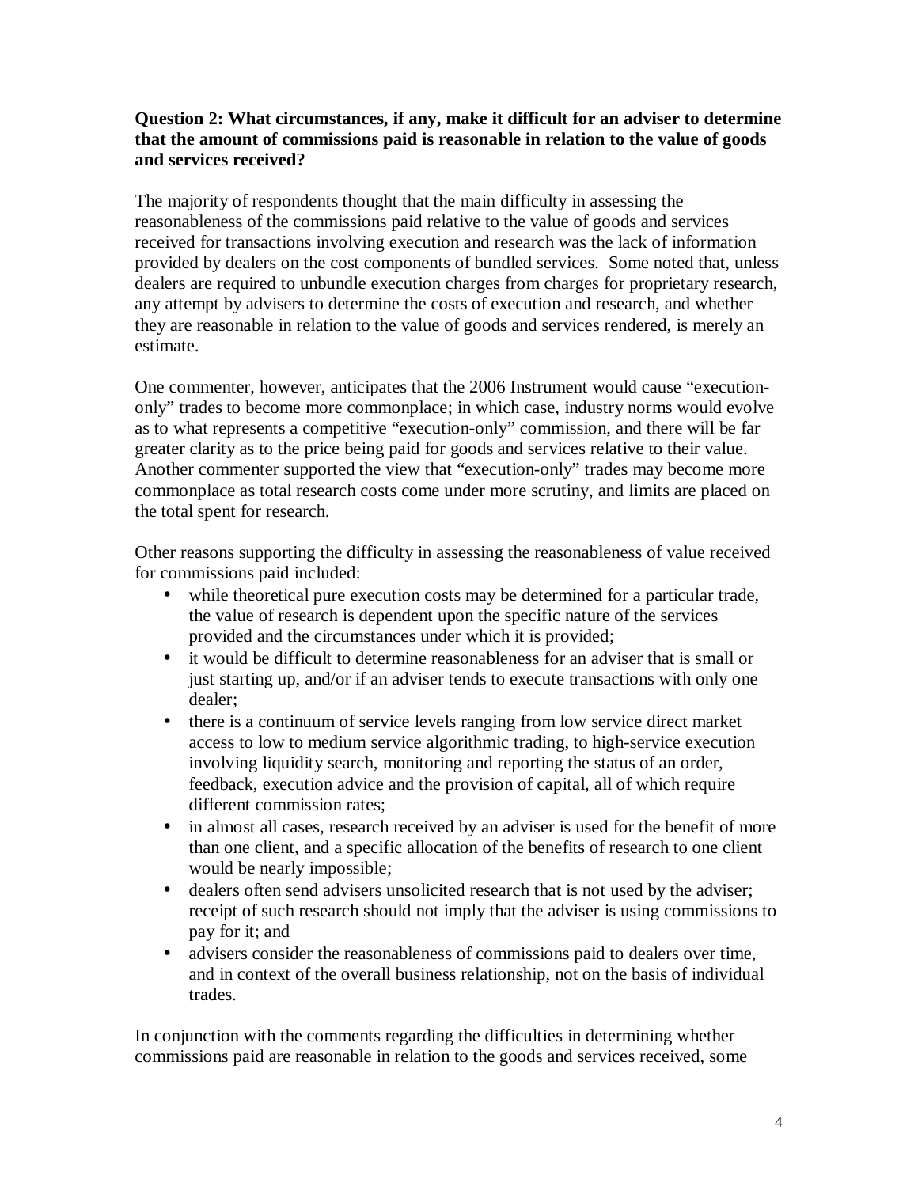**Question 2: What circumstances, if any, make it difficult for an adviser to determine that the amount of commissions paid is reasonable in relation to the value of goods and services received?**

The majority of respondents thought that the main difficulty in assessing the reasonableness of the commissions paid relative to the value of goods and services received for transactions involving execution and research was the lack of information provided by dealers on the cost components of bundled services. Some noted that, unless dealers are required to unbundle execution charges from charges for proprietary research, any attempt by advisers to determine the costs of execution and research, and whether they are reasonable in relation to the value of goods and services rendered, is merely an estimate.

One commenter, however, anticipates that the 2006 Instrument would cause "execution-only" trades to become more commonplace; in which case, industry norms would evolve as to what represents a competitive "execution-only" commission, and there will be far greater clarity as to the price being paid for goods and services relative to their value. Another commenter supported the view that "execution-only" trades may become more commonplace as total research costs come under more scrutiny, and limits are placed on the total spent for research.

Other reasons supporting the difficulty in assessing the reasonableness of value received for commissions paid included:

- while theoretical pure execution costs may be determined for a particular trade, the value of research is dependent upon the specific nature of the services provided and the circumstances under which it is provided;
- it would be difficult to determine reasonableness for an adviser that is small or just starting up, and/or if an adviser tends to execute transactions with only one dealer;
- there is a continuum of service levels ranging from low service direct market access to low to medium service algorithmic trading, to high-service execution involving liquidity search, monitoring and reporting the status of an order, feedback, execution advice and the provision of capital, all of which require different commission rates;
- in almost all cases, research received by an adviser is used for the benefit of more than one client, and a specific allocation of the benefits of research to one client would be nearly impossible;
- dealers often send advisers unsolicited research that is not used by the adviser; receipt of such research should not imply that the adviser is using commissions to pay for it; and
- advisers consider the reasonableness of commissions paid to dealers over time, and in context of the overall business relationship, not on the basis of individual trades.

In conjunction with the comments regarding the difficulties in determining whether commissions paid are reasonable in relation to the goods and services received, some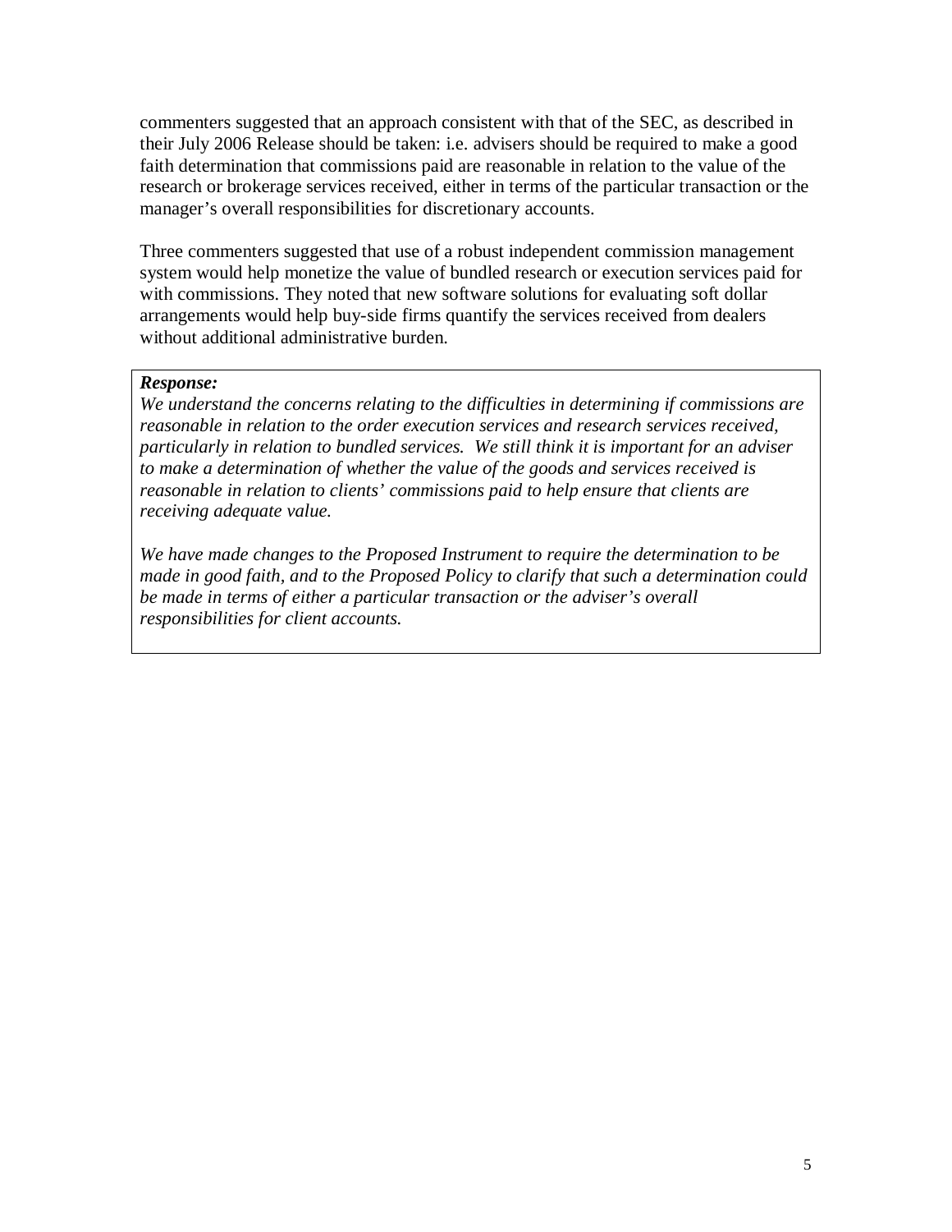commenters suggested that an approach consistent with that of the SEC, as described in their July 2006 Release should be taken: i.e. advisers should be required to make a good faith determination that commissions paid are reasonable in relation to the value of the research or brokerage services received, either in terms of the particular transaction or the manager's overall responsibilities for discretionary accounts.

Three commenters suggested that use of a robust independent commission management system would help monetize the value of bundled research or execution services paid for with commissions. They noted that new software solutions for evaluating soft dollar arrangements would help buy-side firms quantify the services received from dealers without additional administrative burden.

***Response:***
*We understand the concerns relating to the difficulties in determining if commissions are reasonable in relation to the order execution services and research services received, particularly in relation to bundled services. We still think it is important for an adviser to make a determination of whether the value of the goods and services received is reasonable in relation to clients' commissions paid to help ensure that clients are receiving adequate value.*

*We have made changes to the Proposed Instrument to require the determination to be made in good faith, and to the Proposed Policy to clarify that such a determination could be made in terms of either a particular transaction or the adviser's overall responsibilities for client accounts.*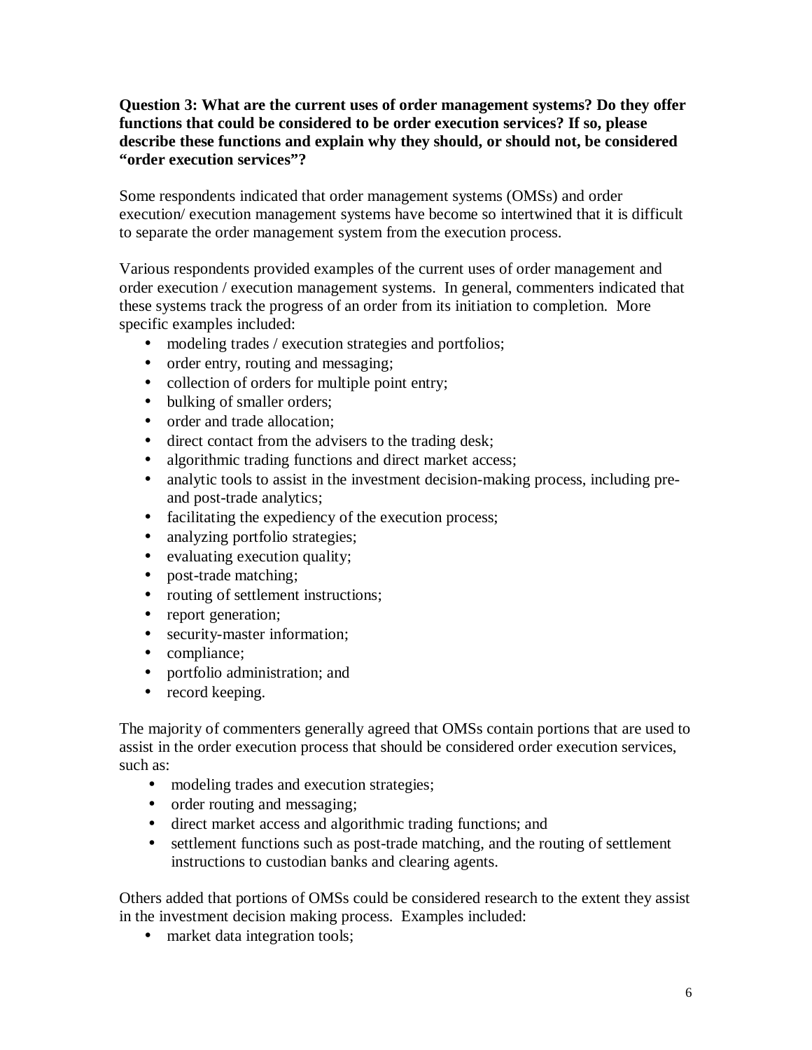**Question 3: What are the current uses of order management systems? Do they offer functions that could be considered to be order execution services? If so, please describe these functions and explain why they should, or should not, be considered "order execution services"?**

Some respondents indicated that order management systems (OMSs) and order execution/ execution management systems have become so intertwined that it is difficult to separate the order management system from the execution process.

Various respondents provided examples of the current uses of order management and order execution / execution management systems. In general, commenters indicated that these systems track the progress of an order from its initiation to completion. More specific examples included:

- modeling trades / execution strategies and portfolios;
- order entry, routing and messaging;
- collection of orders for multiple point entry;
- bulking of smaller orders;
- order and trade allocation;
- direct contact from the advisers to the trading desk;
- algorithmic trading functions and direct market access;
- analytic tools to assist in the investment decision-making process, including pre- and post-trade analytics;
- facilitating the expediency of the execution process;
- analyzing portfolio strategies;
- evaluating execution quality;
- post-trade matching;
- routing of settlement instructions;
- report generation;
- security-master information;
- compliance;
- portfolio administration; and
- record keeping.

The majority of commenters generally agreed that OMSs contain portions that are used to assist in the order execution process that should be considered order execution services, such as:

- modeling trades and execution strategies;
- order routing and messaging;
- direct market access and algorithmic trading functions; and
- settlement functions such as post-trade matching, and the routing of settlement instructions to custodian banks and clearing agents.

Others added that portions of OMSs could be considered research to the extent they assist in the investment decision making process. Examples included:

- market data integration tools;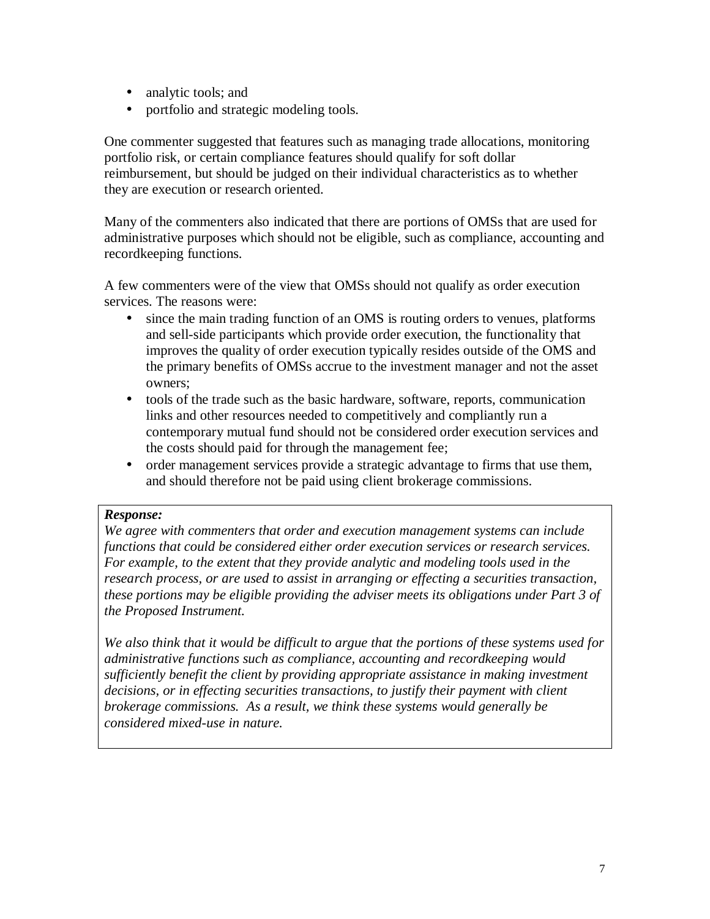- analytic tools; and
- portfolio and strategic modeling tools.

One commenter suggested that features such as managing trade allocations, monitoring portfolio risk, or certain compliance features should qualify for soft dollar reimbursement, but should be judged on their individual characteristics as to whether they are execution or research oriented.

Many of the commenters also indicated that there are portions of OMSs that are used for administrative purposes which should not be eligible, such as compliance, accounting and recordkeeping functions.

A few commenters were of the view that OMSs should not qualify as order execution services. The reasons were:

- since the main trading function of an OMS is routing orders to venues, platforms and sell-side participants which provide order execution, the functionality that improves the quality of order execution typically resides outside of the OMS and the primary benefits of OMSs accrue to the investment manager and not the asset owners;
- tools of the trade such as the basic hardware, software, reports, communication links and other resources needed to competitively and compliantly run a contemporary mutual fund should not be considered order execution services and the costs should paid for through the management fee;
- order management services provide a strategic advantage to firms that use them, and should therefore not be paid using client brokerage commissions.

***Response:***

*We agree with commenters that order and execution management systems can include functions that could be considered either order execution services or research services. For example, to the extent that they provide analytic and modeling tools used in the research process, or are used to assist in arranging or effecting a securities transaction, these portions may be eligible providing the adviser meets its obligations under Part 3 of the Proposed Instrument.*

*We also think that it would be difficult to argue that the portions of these systems used for administrative functions such as compliance, accounting and recordkeeping would sufficiently benefit the client by providing appropriate assistance in making investment decisions, or in effecting securities transactions, to justify their payment with client brokerage commissions. As a result, we think these systems would generally be considered mixed-use in nature.*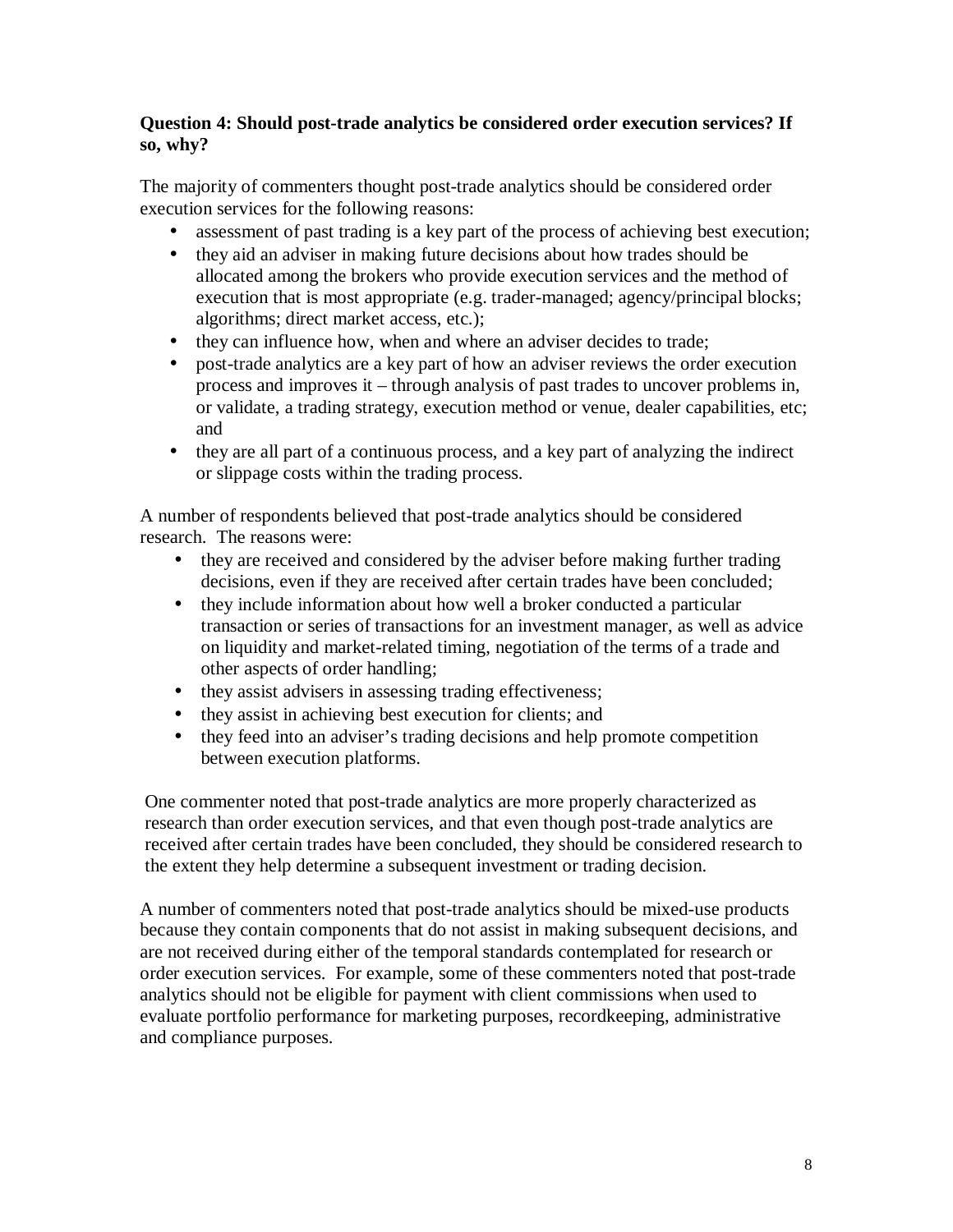**Question 4: Should post-trade analytics be considered order execution services? If so, why?**

The majority of commenters thought post-trade analytics should be considered order execution services for the following reasons:

- assessment of past trading is a key part of the process of achieving best execution;
- they aid an adviser in making future decisions about how trades should be allocated among the brokers who provide execution services and the method of execution that is most appropriate (e.g. trader-managed; agency/principal blocks; algorithms; direct market access, etc.);
- they can influence how, when and where an adviser decides to trade;
- post-trade analytics are a key part of how an adviser reviews the order execution process and improves it – through analysis of past trades to uncover problems in, or validate, a trading strategy, execution method or venue, dealer capabilities, etc; and
- they are all part of a continuous process, and a key part of analyzing the indirect or slippage costs within the trading process.

A number of respondents believed that post-trade analytics should be considered research. The reasons were:

- they are received and considered by the adviser before making further trading decisions, even if they are received after certain trades have been concluded;
- they include information about how well a broker conducted a particular transaction or series of transactions for an investment manager, as well as advice on liquidity and market-related timing, negotiation of the terms of a trade and other aspects of order handling;
- they assist advisers in assessing trading effectiveness;
- they assist in achieving best execution for clients; and
- they feed into an adviser's trading decisions and help promote competition between execution platforms.

One commenter noted that post-trade analytics are more properly characterized as research than order execution services, and that even though post-trade analytics are received after certain trades have been concluded, they should be considered research to the extent they help determine a subsequent investment or trading decision.

A number of commenters noted that post-trade analytics should be mixed-use products because they contain components that do not assist in making subsequent decisions, and are not received during either of the temporal standards contemplated for research or order execution services. For example, some of these commenters noted that post-trade analytics should not be eligible for payment with client commissions when used to evaluate portfolio performance for marketing purposes, recordkeeping, administrative and compliance purposes.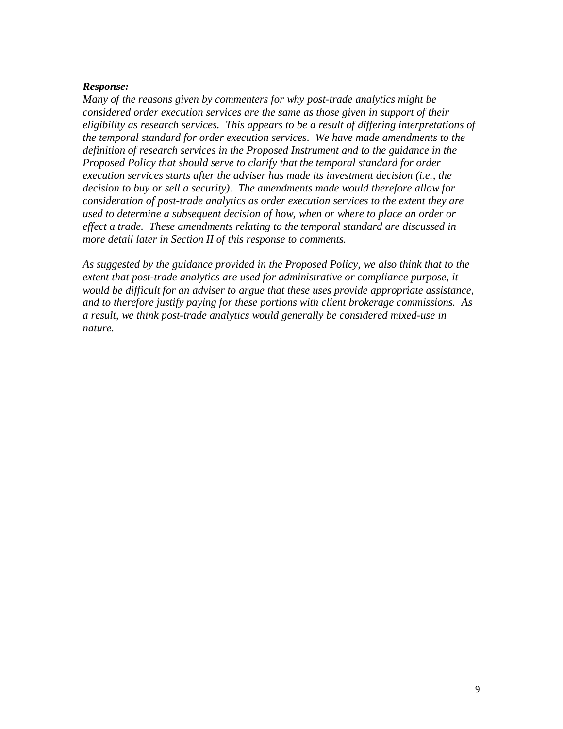***Response:***

*Many of the reasons given by commenters for why post-trade analytics might be considered order execution services are the same as those given in support of their eligibility as research services. This appears to be a result of differing interpretations of the temporal standard for order execution services. We have made amendments to the definition of research services in the Proposed Instrument and to the guidance in the Proposed Policy that should serve to clarify that the temporal standard for order execution services starts after the adviser has made its investment decision (i.e., the decision to buy or sell a security). The amendments made would therefore allow for consideration of post-trade analytics as order execution services to the extent they are used to determine a subsequent decision of how, when or where to place an order or effect a trade. These amendments relating to the temporal standard are discussed in more detail later in Section II of this response to comments.*

*As suggested by the guidance provided in the Proposed Policy, we also think that to the extent that post-trade analytics are used for administrative or compliance purpose, it would be difficult for an adviser to argue that these uses provide appropriate assistance, and to therefore justify paying for these portions with client brokerage commissions. As a result, we think post-trade analytics would generally be considered mixed-use in nature.*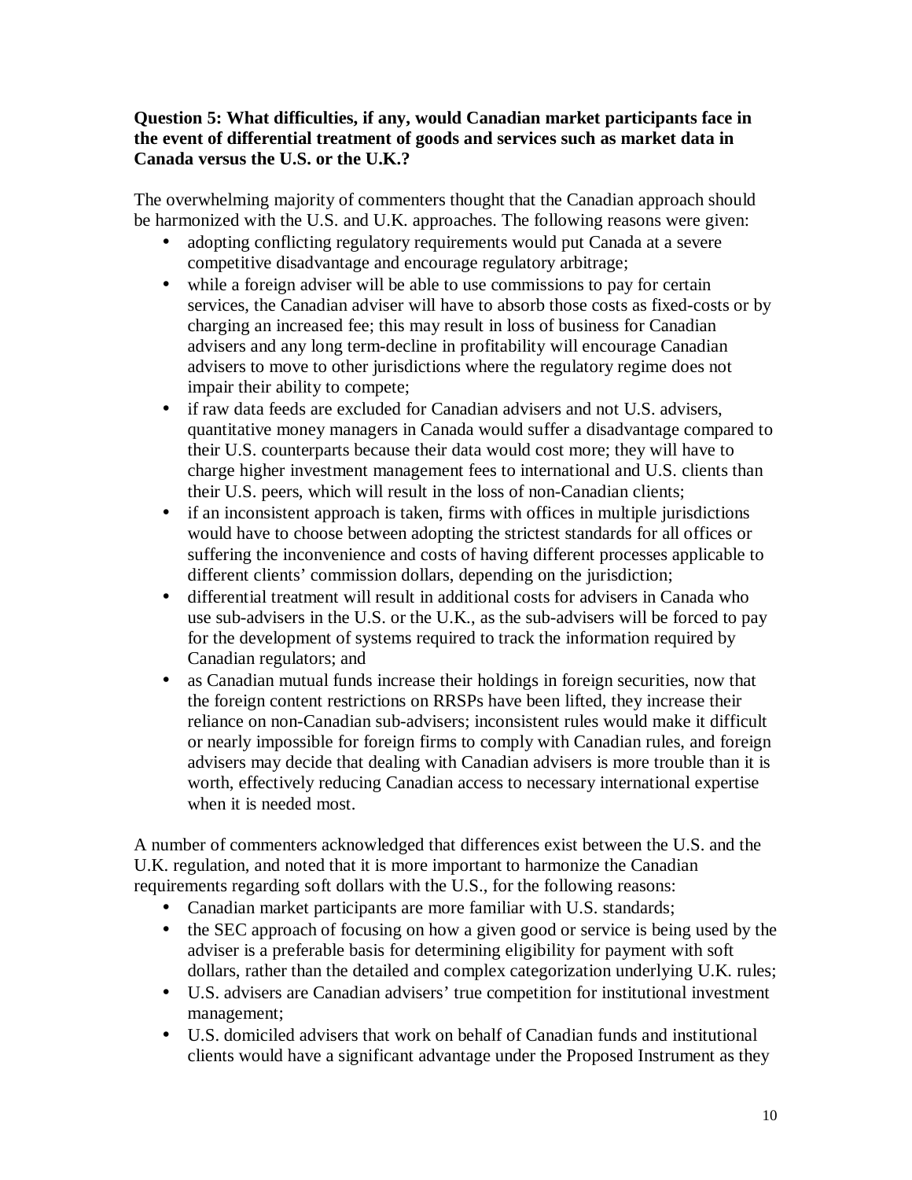**Question 5: What difficulties, if any, would Canadian market participants face in the event of differential treatment of goods and services such as market data in Canada versus the U.S. or the U.K.?**

The overwhelming majority of commenters thought that the Canadian approach should be harmonized with the U.S. and U.K. approaches. The following reasons were given:

- adopting conflicting regulatory requirements would put Canada at a severe competitive disadvantage and encourage regulatory arbitrage;
- while a foreign adviser will be able to use commissions to pay for certain services, the Canadian adviser will have to absorb those costs as fixed-costs or by charging an increased fee; this may result in loss of business for Canadian advisers and any long term-decline in profitability will encourage Canadian advisers to move to other jurisdictions where the regulatory regime does not impair their ability to compete;
- if raw data feeds are excluded for Canadian advisers and not U.S. advisers, quantitative money managers in Canada would suffer a disadvantage compared to their U.S. counterparts because their data would cost more; they will have to charge higher investment management fees to international and U.S. clients than their U.S. peers, which will result in the loss of non-Canadian clients;
- if an inconsistent approach is taken, firms with offices in multiple jurisdictions would have to choose between adopting the strictest standards for all offices or suffering the inconvenience and costs of having different processes applicable to different clients' commission dollars, depending on the jurisdiction;
- differential treatment will result in additional costs for advisers in Canada who use sub-advisers in the U.S. or the U.K., as the sub-advisers will be forced to pay for the development of systems required to track the information required by Canadian regulators; and
- as Canadian mutual funds increase their holdings in foreign securities, now that the foreign content restrictions on RRSPs have been lifted, they increase their reliance on non-Canadian sub-advisers; inconsistent rules would make it difficult or nearly impossible for foreign firms to comply with Canadian rules, and foreign advisers may decide that dealing with Canadian advisers is more trouble than it is worth, effectively reducing Canadian access to necessary international expertise when it is needed most.

A number of commenters acknowledged that differences exist between the U.S. and the U.K. regulation, and noted that it is more important to harmonize the Canadian requirements regarding soft dollars with the U.S., for the following reasons:

- Canadian market participants are more familiar with U.S. standards;
- the SEC approach of focusing on how a given good or service is being used by the adviser is a preferable basis for determining eligibility for payment with soft dollars, rather than the detailed and complex categorization underlying U.K. rules;
- U.S. advisers are Canadian advisers' true competition for institutional investment management;
- U.S. domiciled advisers that work on behalf of Canadian funds and institutional clients would have a significant advantage under the Proposed Instrument as they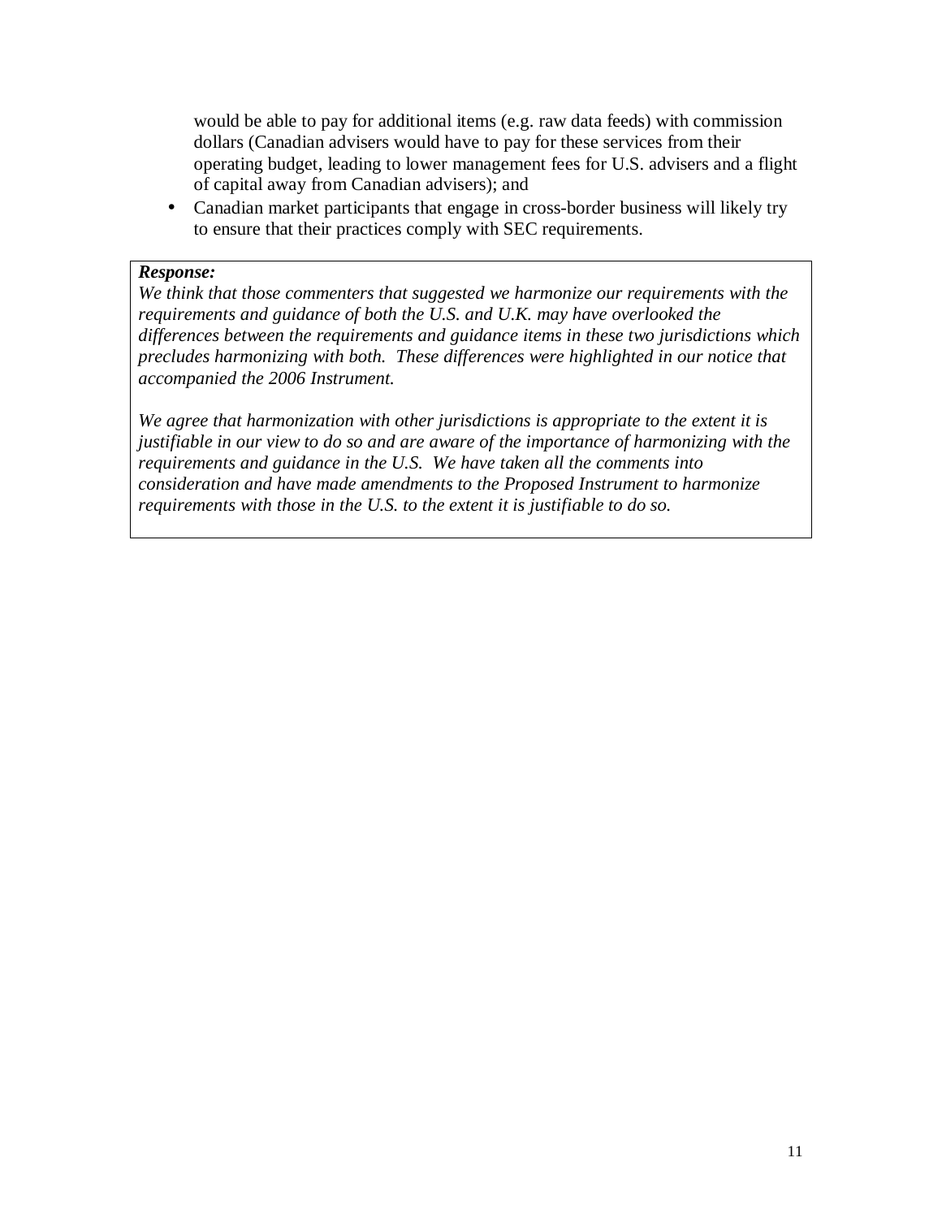would be able to pay for additional items (e.g. raw data feeds) with commission dollars (Canadian advisers would have to pay for these services from their operating budget, leading to lower management fees for U.S. advisers and a flight of capital away from Canadian advisers); and

- Canadian market participants that engage in cross-border business will likely try to ensure that their practices comply with SEC requirements.

***Response:***
*We think that those commenters that suggested we harmonize our requirements with the requirements and guidance of both the U.S. and U.K. may have overlooked the differences between the requirements and guidance items in these two jurisdictions which precludes harmonizing with both. These differences were highlighted in our notice that accompanied the 2006 Instrument.*

*We agree that harmonization with other jurisdictions is appropriate to the extent it is justifiable in our view to do so and are aware of the importance of harmonizing with the requirements and guidance in the U.S. We have taken all the comments into consideration and have made amendments to the Proposed Instrument to harmonize requirements with those in the U.S. to the extent it is justifiable to do so.*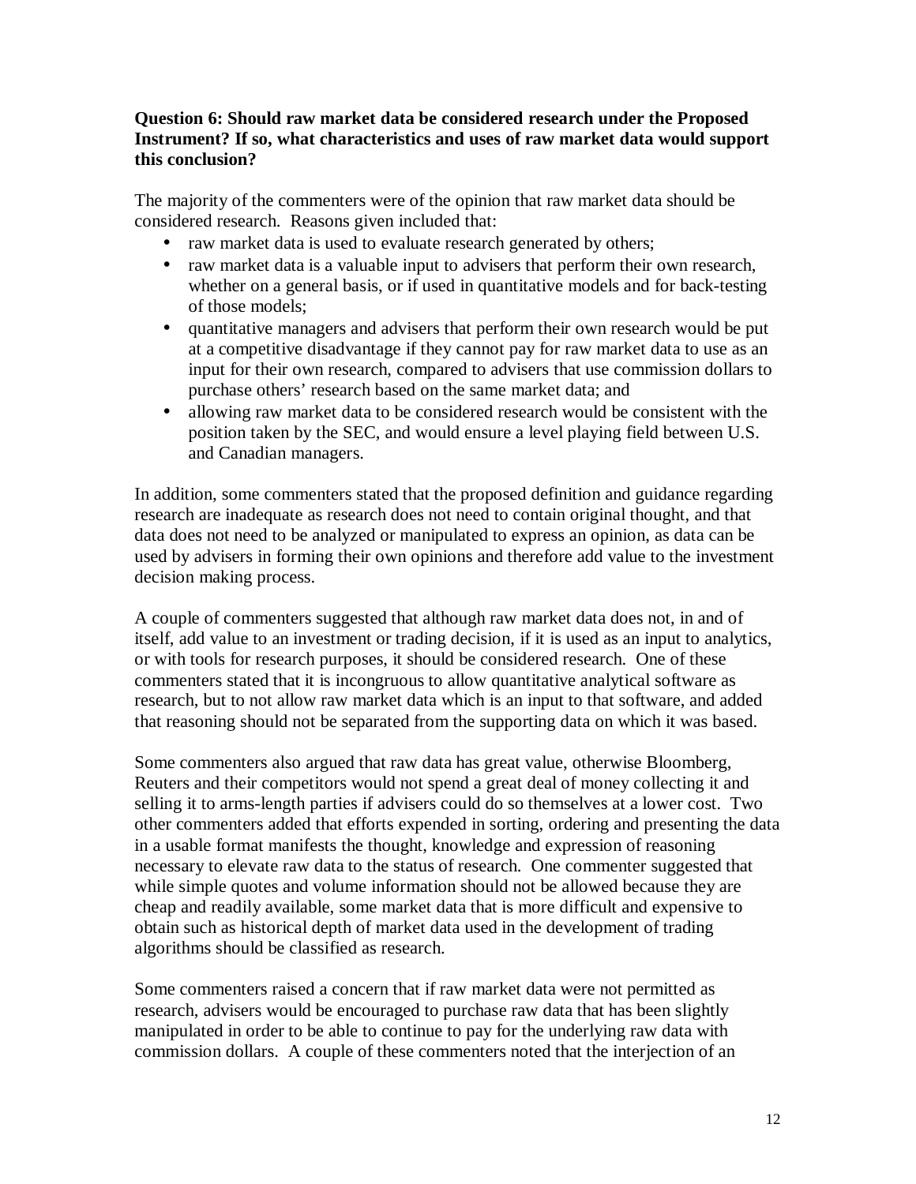**Question 6: Should raw market data be considered research under the Proposed Instrument? If so, what characteristics and uses of raw market data would support this conclusion?**

The majority of the commenters were of the opinion that raw market data should be considered research. Reasons given included that:

- raw market data is used to evaluate research generated by others;
- raw market data is a valuable input to advisers that perform their own research, whether on a general basis, or if used in quantitative models and for back-testing of those models;
- quantitative managers and advisers that perform their own research would be put at a competitive disadvantage if they cannot pay for raw market data to use as an input for their own research, compared to advisers that use commission dollars to purchase others' research based on the same market data; and
- allowing raw market data to be considered research would be consistent with the position taken by the SEC, and would ensure a level playing field between U.S. and Canadian managers.

In addition, some commenters stated that the proposed definition and guidance regarding research are inadequate as research does not need to contain original thought, and that data does not need to be analyzed or manipulated to express an opinion, as data can be used by advisers in forming their own opinions and therefore add value to the investment decision making process.

A couple of commenters suggested that although raw market data does not, in and of itself, add value to an investment or trading decision, if it is used as an input to analytics, or with tools for research purposes, it should be considered research. One of these commenters stated that it is incongruous to allow quantitative analytical software as research, but to not allow raw market data which is an input to that software, and added that reasoning should not be separated from the supporting data on which it was based.

Some commenters also argued that raw data has great value, otherwise Bloomberg, Reuters and their competitors would not spend a great deal of money collecting it and selling it to arms-length parties if advisers could do so themselves at a lower cost. Two other commenters added that efforts expended in sorting, ordering and presenting the data in a usable format manifests the thought, knowledge and expression of reasoning necessary to elevate raw data to the status of research. One commenter suggested that while simple quotes and volume information should not be allowed because they are cheap and readily available, some market data that is more difficult and expensive to obtain such as historical depth of market data used in the development of trading algorithms should be classified as research.

Some commenters raised a concern that if raw market data were not permitted as research, advisers would be encouraged to purchase raw data that has been slightly manipulated in order to be able to continue to pay for the underlying raw data with commission dollars. A couple of these commenters noted that the interjection of an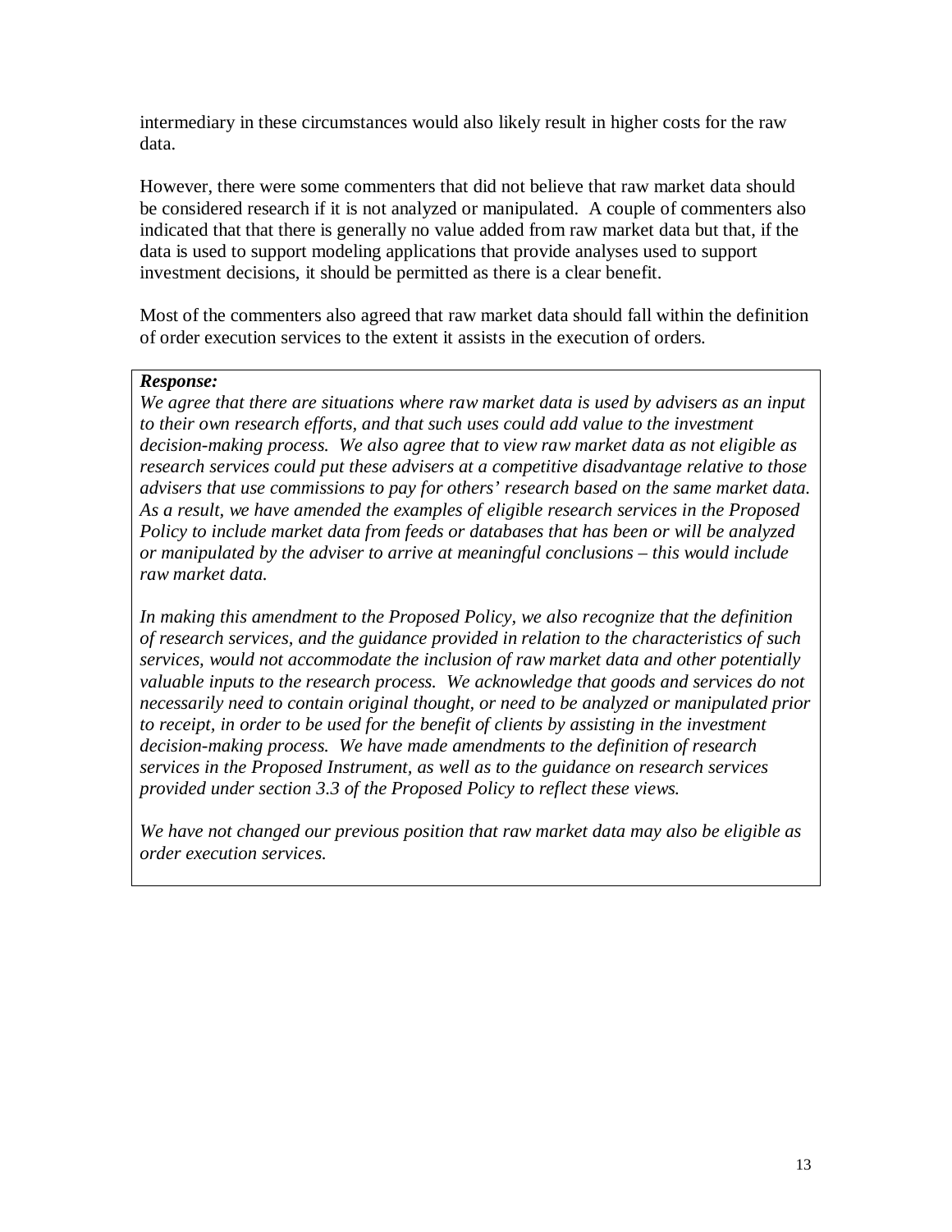intermediary in these circumstances would also likely result in higher costs for the raw data.

However, there were some commenters that did not believe that raw market data should be considered research if it is not analyzed or manipulated. A couple of commenters also indicated that that there is generally no value added from raw market data but that, if the data is used to support modeling applications that provide analyses used to support investment decisions, it should be permitted as there is a clear benefit.

Most of the commenters also agreed that raw market data should fall within the definition of order execution services to the extent it assists in the execution of orders.

***Response:***

*We agree that there are situations where raw market data is used by advisers as an input to their own research efforts, and that such uses could add value to the investment decision-making process. We also agree that to view raw market data as not eligible as research services could put these advisers at a competitive disadvantage relative to those advisers that use commissions to pay for others' research based on the same market data. As a result, we have amended the examples of eligible research services in the Proposed Policy to include market data from feeds or databases that has been or will be analyzed or manipulated by the adviser to arrive at meaningful conclusions – this would include raw market data.*

*In making this amendment to the Proposed Policy, we also recognize that the definition of research services, and the guidance provided in relation to the characteristics of such services, would not accommodate the inclusion of raw market data and other potentially valuable inputs to the research process. We acknowledge that goods and services do not necessarily need to contain original thought, or need to be analyzed or manipulated prior to receipt, in order to be used for the benefit of clients by assisting in the investment decision-making process. We have made amendments to the definition of research services in the Proposed Instrument, as well as to the guidance on research services provided under section 3.3 of the Proposed Policy to reflect these views.*

*We have not changed our previous position that raw market data may also be eligible as order execution services.*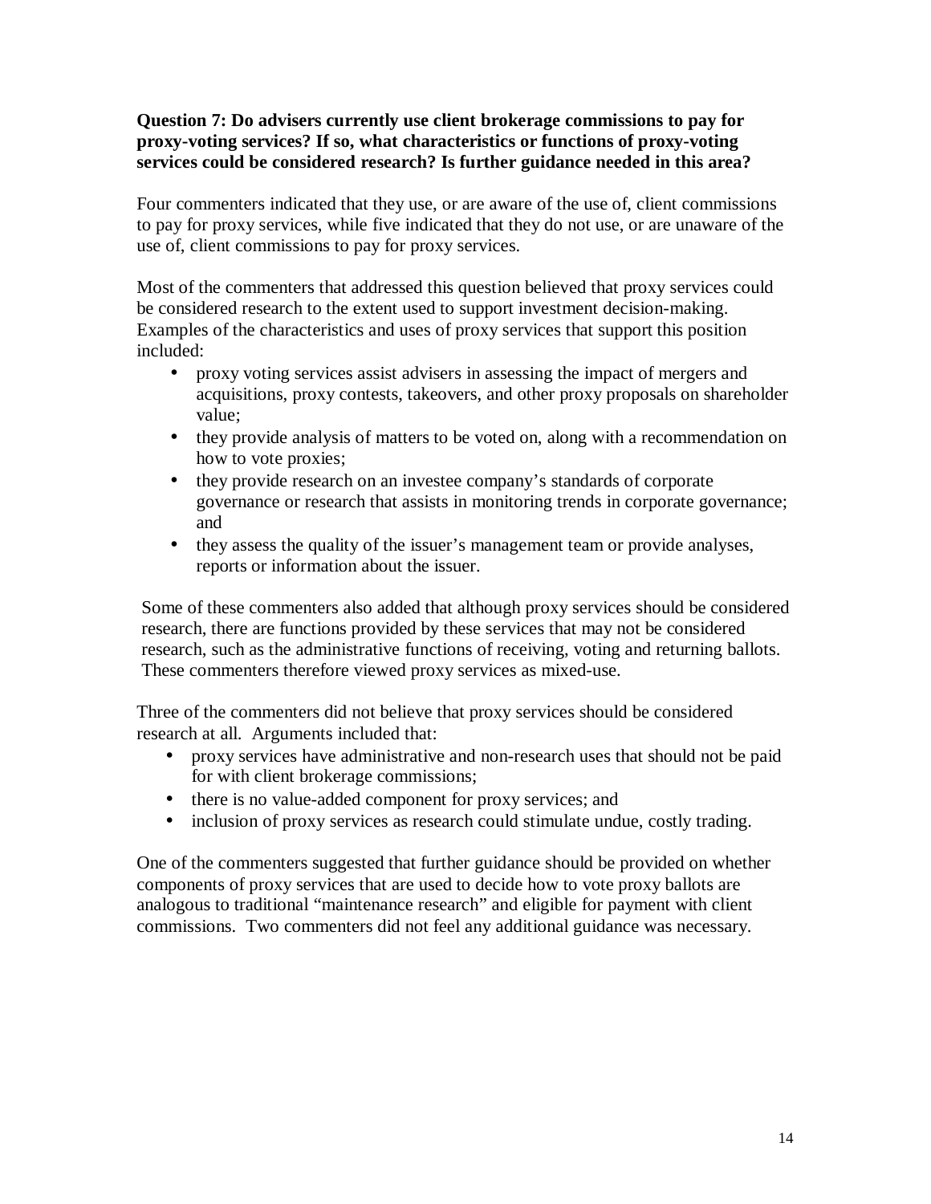**Question 7: Do advisers currently use client brokerage commissions to pay for proxy-voting services? If so, what characteristics or functions of proxy-voting services could be considered research? Is further guidance needed in this area?**

Four commenters indicated that they use, or are aware of the use of, client commissions to pay for proxy services, while five indicated that they do not use, or are unaware of the use of, client commissions to pay for proxy services.

Most of the commenters that addressed this question believed that proxy services could be considered research to the extent used to support investment decision-making. Examples of the characteristics and uses of proxy services that support this position included:

- proxy voting services assist advisers in assessing the impact of mergers and acquisitions, proxy contests, takeovers, and other proxy proposals on shareholder value;
- they provide analysis of matters to be voted on, along with a recommendation on how to vote proxies;
- they provide research on an investee company's standards of corporate governance or research that assists in monitoring trends in corporate governance; and
- they assess the quality of the issuer's management team or provide analyses, reports or information about the issuer.

Some of these commenters also added that although proxy services should be considered research, there are functions provided by these services that may not be considered research, such as the administrative functions of receiving, voting and returning ballots. These commenters therefore viewed proxy services as mixed-use.

Three of the commenters did not believe that proxy services should be considered research at all. Arguments included that:

- proxy services have administrative and non-research uses that should not be paid for with client brokerage commissions;
- there is no value-added component for proxy services; and
- inclusion of proxy services as research could stimulate undue, costly trading.

One of the commenters suggested that further guidance should be provided on whether components of proxy services that are used to decide how to vote proxy ballots are analogous to traditional "maintenance research" and eligible for payment with client commissions. Two commenters did not feel any additional guidance was necessary.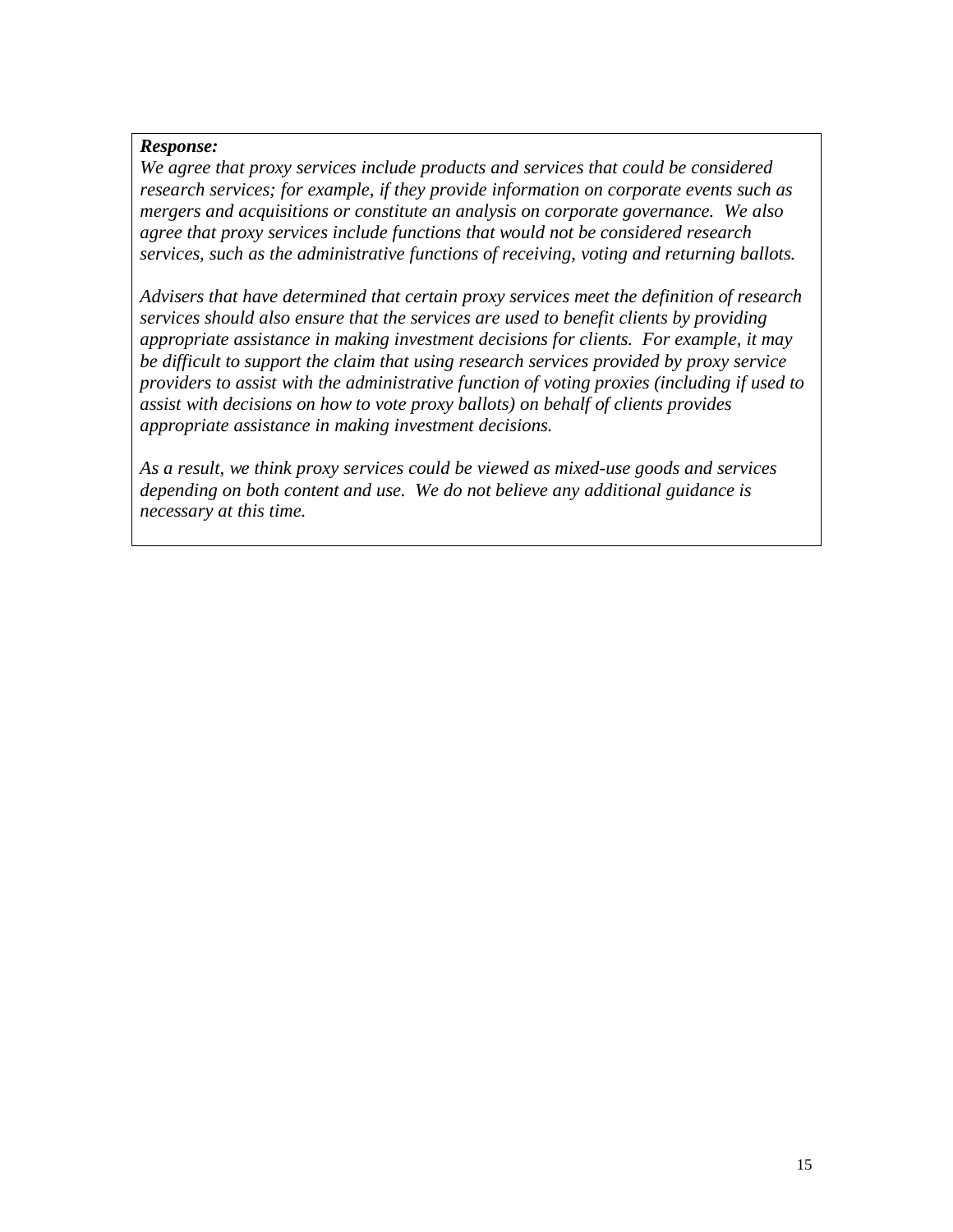***Response:***

*We agree that proxy services include products and services that could be considered research services; for example, if they provide information on corporate events such as mergers and acquisitions or constitute an analysis on corporate governance. We also agree that proxy services include functions that would not be considered research services, such as the administrative functions of receiving, voting and returning ballots.*

*Advisers that have determined that certain proxy services meet the definition of research services should also ensure that the services are used to benefit clients by providing appropriate assistance in making investment decisions for clients. For example, it may be difficult to support the claim that using research services provided by proxy service providers to assist with the administrative function of voting proxies (including if used to assist with decisions on how to vote proxy ballots) on behalf of clients provides appropriate assistance in making investment decisions.*

*As a result, we think proxy services could be viewed as mixed-use goods and services depending on both content and use. We do not believe any additional guidance is necessary at this time.*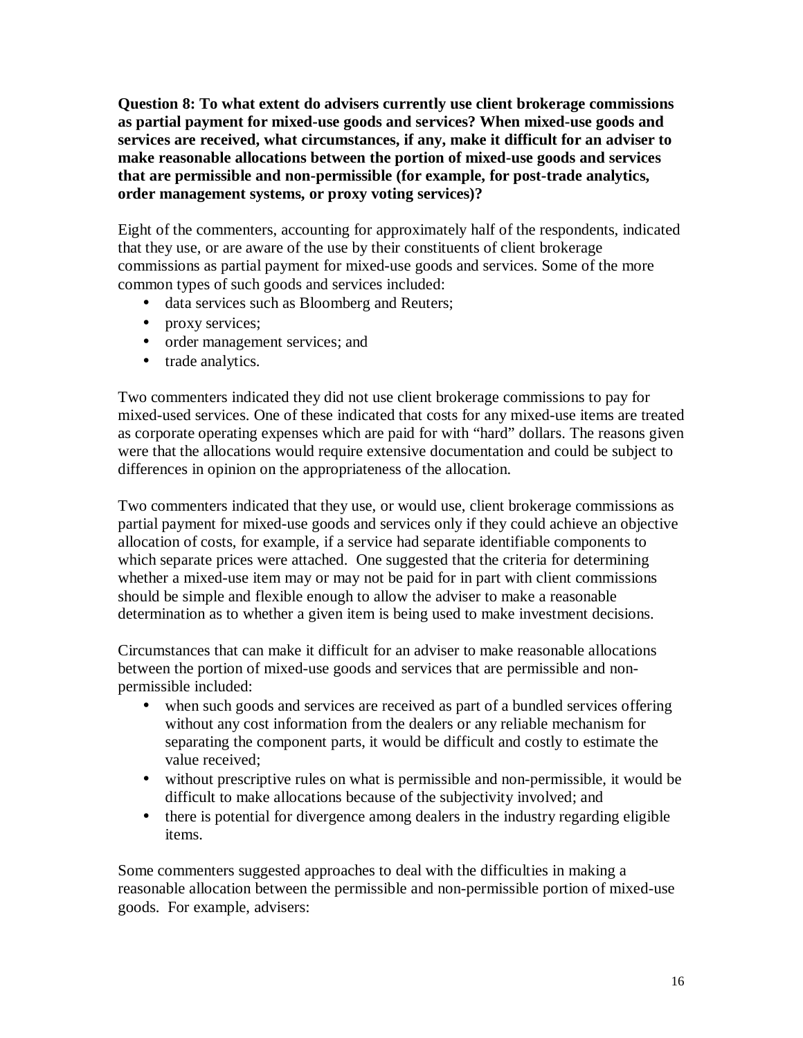**Question 8: To what extent do advisers currently use client brokerage commissions as partial payment for mixed-use goods and services? When mixed-use goods and services are received, what circumstances, if any, make it difficult for an adviser to make reasonable allocations between the portion of mixed-use goods and services that are permissible and non-permissible (for example, for post-trade analytics, order management systems, or proxy voting services)?**

Eight of the commenters, accounting for approximately half of the respondents, indicated that they use, or are aware of the use by their constituents of client brokerage commissions as partial payment for mixed-use goods and services. Some of the more common types of such goods and services included:

- data services such as Bloomberg and Reuters;
- proxy services;
- order management services; and
- trade analytics.

Two commenters indicated they did not use client brokerage commissions to pay for mixed-used services. One of these indicated that costs for any mixed-use items are treated as corporate operating expenses which are paid for with "hard" dollars. The reasons given were that the allocations would require extensive documentation and could be subject to differences in opinion on the appropriateness of the allocation.

Two commenters indicated that they use, or would use, client brokerage commissions as partial payment for mixed-use goods and services only if they could achieve an objective allocation of costs, for example, if a service had separate identifiable components to which separate prices were attached. One suggested that the criteria for determining whether a mixed-use item may or may not be paid for in part with client commissions should be simple and flexible enough to allow the adviser to make a reasonable determination as to whether a given item is being used to make investment decisions.

Circumstances that can make it difficult for an adviser to make reasonable allocations between the portion of mixed-use goods and services that are permissible and non-permissible included:

- when such goods and services are received as part of a bundled services offering without any cost information from the dealers or any reliable mechanism for separating the component parts, it would be difficult and costly to estimate the value received;
- without prescriptive rules on what is permissible and non-permissible, it would be difficult to make allocations because of the subjectivity involved; and
- there is potential for divergence among dealers in the industry regarding eligible items.

Some commenters suggested approaches to deal with the difficulties in making a reasonable allocation between the permissible and non-permissible portion of mixed-use goods. For example, advisers: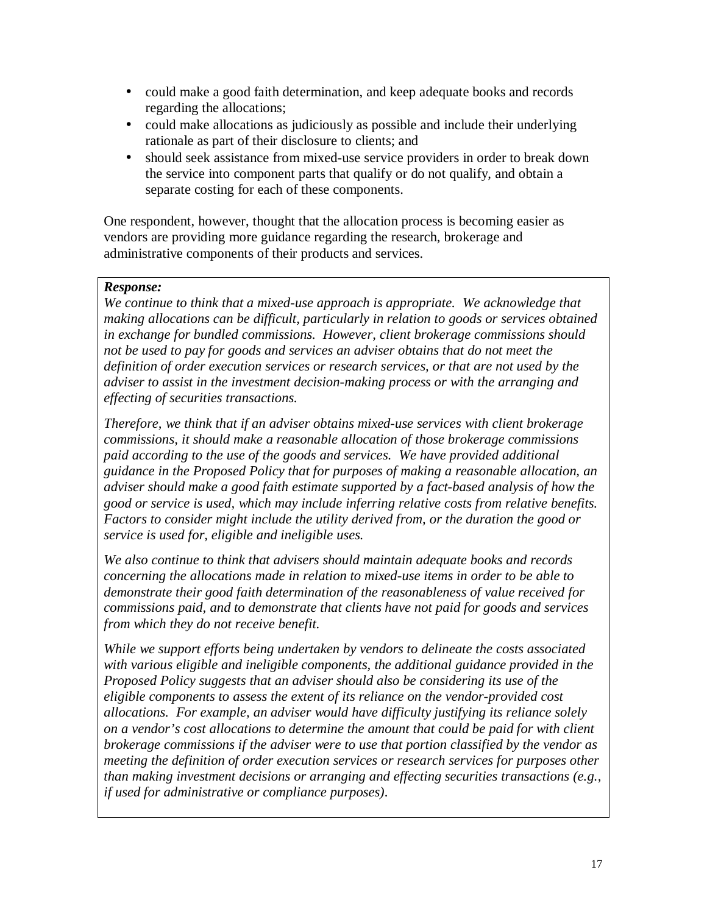- could make a good faith determination, and keep adequate books and records regarding the allocations;
- could make allocations as judiciously as possible and include their underlying rationale as part of their disclosure to clients; and
- should seek assistance from mixed-use service providers in order to break down the service into component parts that qualify or do not qualify, and obtain a separate costing for each of these components.

One respondent, however, thought that the allocation process is becoming easier as vendors are providing more guidance regarding the research, brokerage and administrative components of their products and services.

> ***Response:***
> *We continue to think that a mixed-use approach is appropriate. We acknowledge that making allocations can be difficult, particularly in relation to goods or services obtained in exchange for bundled commissions. However, client brokerage commissions should not be used to pay for goods and services an adviser obtains that do not meet the definition of order execution services or research services, or that are not used by the adviser to assist in the investment decision-making process or with the arranging and effecting of securities transactions.*
>
> *Therefore, we think that if an adviser obtains mixed-use services with client brokerage commissions, it should make a reasonable allocation of those brokerage commissions paid according to the use of the goods and services. We have provided additional guidance in the Proposed Policy that for purposes of making a reasonable allocation, an adviser should make a good faith estimate supported by a fact-based analysis of how the good or service is used, which may include inferring relative costs from relative benefits. Factors to consider might include the utility derived from, or the duration the good or service is used for, eligible and ineligible uses.*
>
> *We also continue to think that advisers should maintain adequate books and records concerning the allocations made in relation to mixed-use items in order to be able to demonstrate their good faith determination of the reasonableness of value received for commissions paid, and to demonstrate that clients have not paid for goods and services from which they do not receive benefit.*
>
> *While we support efforts being undertaken by vendors to delineate the costs associated with various eligible and ineligible components, the additional guidance provided in the Proposed Policy suggests that an adviser should also be considering its use of the eligible components to assess the extent of its reliance on the vendor-provided cost allocations. For example, an adviser would have difficulty justifying its reliance solely on a vendor's cost allocations to determine the amount that could be paid for with client brokerage commissions if the adviser were to use that portion classified by the vendor as meeting the definition of order execution services or research services for purposes other than making investment decisions or arranging and effecting securities transactions (e.g., if used for administrative or compliance purposes).*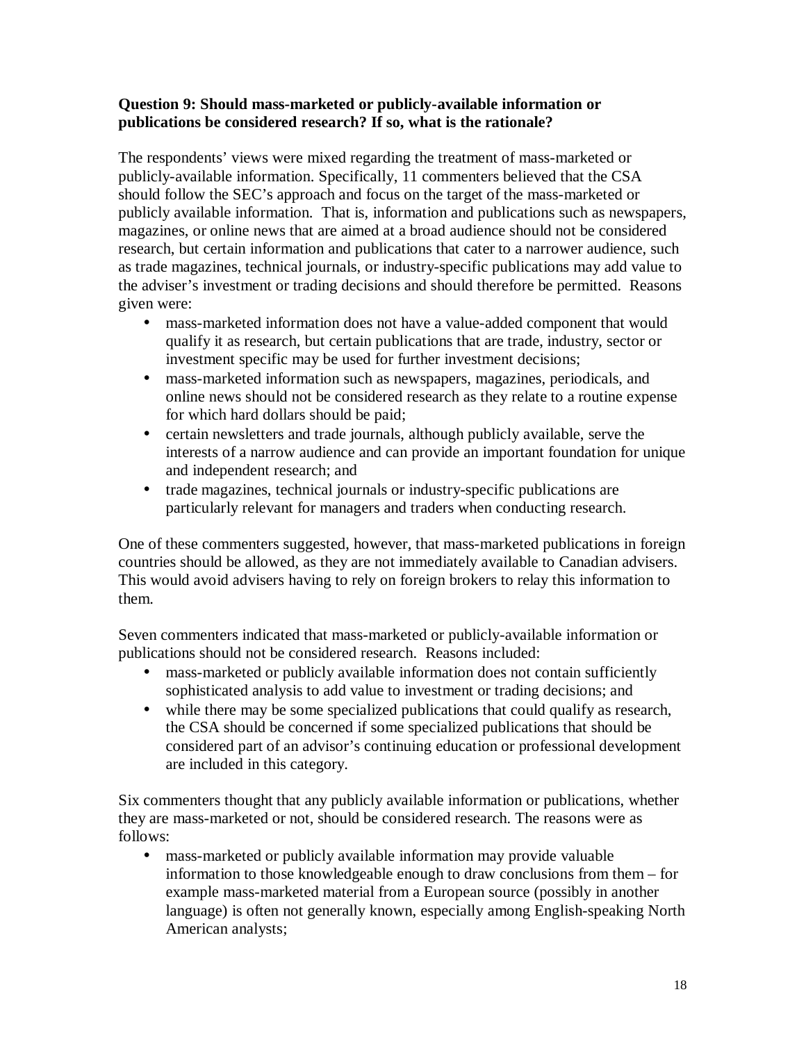**Question 9: Should mass-marketed or publicly-available information or publications be considered research? If so, what is the rationale?**

The respondents' views were mixed regarding the treatment of mass-marketed or publicly-available information. Specifically, 11 commenters believed that the CSA should follow the SEC's approach and focus on the target of the mass-marketed or publicly available information. That is, information and publications such as newspapers, magazines, or online news that are aimed at a broad audience should not be considered research, but certain information and publications that cater to a narrower audience, such as trade magazines, technical journals, or industry-specific publications may add value to the adviser's investment or trading decisions and should therefore be permitted. Reasons given were:

- mass-marketed information does not have a value-added component that would qualify it as research, but certain publications that are trade, industry, sector or investment specific may be used for further investment decisions;
- mass-marketed information such as newspapers, magazines, periodicals, and online news should not be considered research as they relate to a routine expense for which hard dollars should be paid;
- certain newsletters and trade journals, although publicly available, serve the interests of a narrow audience and can provide an important foundation for unique and independent research; and
- trade magazines, technical journals or industry-specific publications are particularly relevant for managers and traders when conducting research.

One of these commenters suggested, however, that mass-marketed publications in foreign countries should be allowed, as they are not immediately available to Canadian advisers. This would avoid advisers having to rely on foreign brokers to relay this information to them.

Seven commenters indicated that mass-marketed or publicly-available information or publications should not be considered research. Reasons included:

- mass-marketed or publicly available information does not contain sufficiently sophisticated analysis to add value to investment or trading decisions; and
- while there may be some specialized publications that could qualify as research, the CSA should be concerned if some specialized publications that should be considered part of an advisor's continuing education or professional development are included in this category.

Six commenters thought that any publicly available information or publications, whether they are mass-marketed or not, should be considered research. The reasons were as follows:

- mass-marketed or publicly available information may provide valuable information to those knowledgeable enough to draw conclusions from them – for example mass-marketed material from a European source (possibly in another language) is often not generally known, especially among English-speaking North American analysts;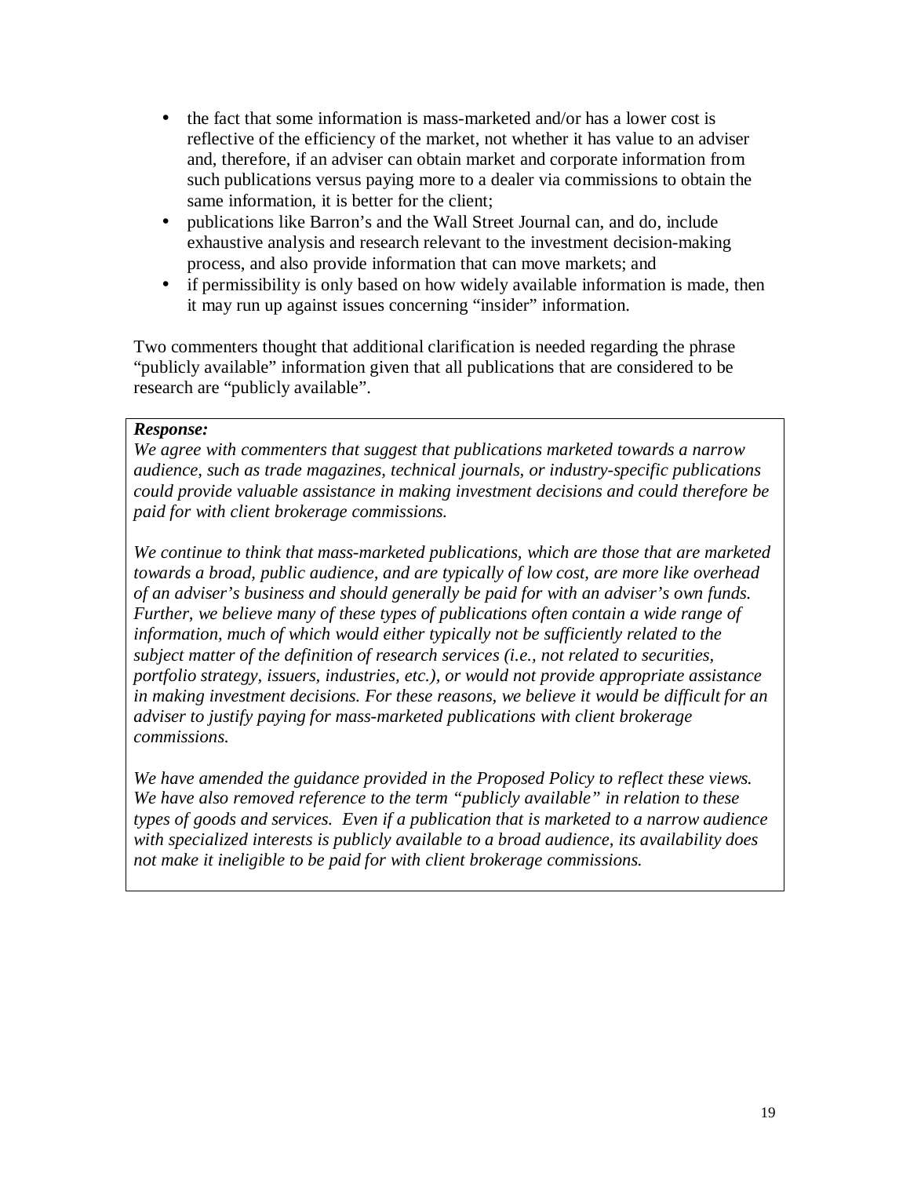- the fact that some information is mass-marketed and/or has a lower cost is reflective of the efficiency of the market, not whether it has value to an adviser and, therefore, if an adviser can obtain market and corporate information from such publications versus paying more to a dealer via commissions to obtain the same information, it is better for the client;
- publications like Barron's and the Wall Street Journal can, and do, include exhaustive analysis and research relevant to the investment decision-making process, and also provide information that can move markets; and
- if permissibility is only based on how widely available information is made, then it may run up against issues concerning "insider" information.

Two commenters thought that additional clarification is needed regarding the phrase "publicly available" information given that all publications that are considered to be research are "publicly available".

***Response:***

*We agree with commenters that suggest that publications marketed towards a narrow audience, such as trade magazines, technical journals, or industry-specific publications could provide valuable assistance in making investment decisions and could therefore be paid for with client brokerage commissions.*

*We continue to think that mass-marketed publications, which are those that are marketed towards a broad, public audience, and are typically of low cost, are more like overhead of an adviser's business and should generally be paid for with an adviser's own funds. Further, we believe many of these types of publications often contain a wide range of information, much of which would either typically not be sufficiently related to the subject matter of the definition of research services (i.e., not related to securities, portfolio strategy, issuers, industries, etc.), or would not provide appropriate assistance in making investment decisions. For these reasons, we believe it would be difficult for an adviser to justify paying for mass-marketed publications with client brokerage commissions.*

*We have amended the guidance provided in the Proposed Policy to reflect these views. We have also removed reference to the term "publicly available" in relation to these types of goods and services. Even if a publication that is marketed to a narrow audience with specialized interests is publicly available to a broad audience, its availability does not make it ineligible to be paid for with client brokerage commissions.*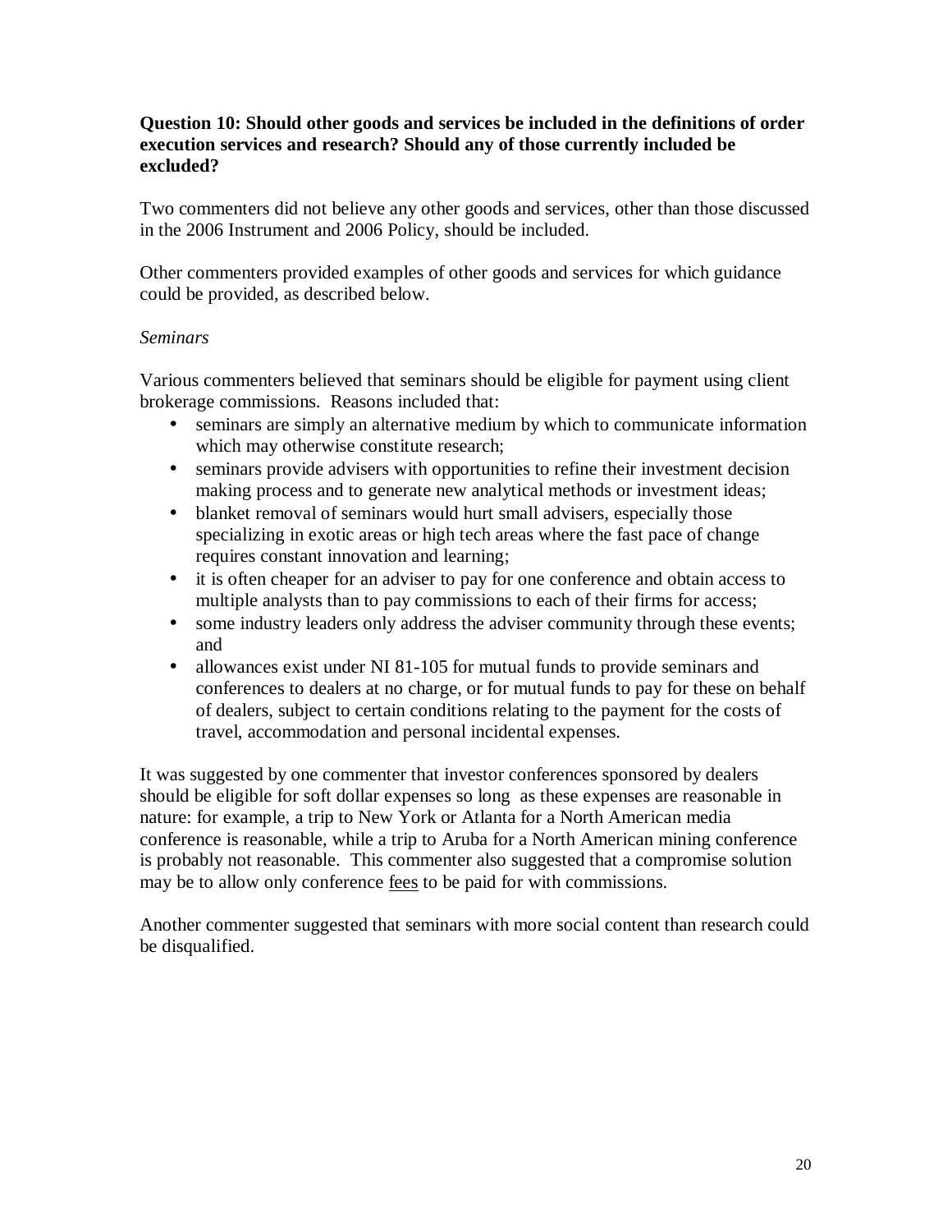**Question 10: Should other goods and services be included in the definitions of order execution services and research? Should any of those currently included be excluded?**

Two commenters did not believe any other goods and services, other than those discussed in the 2006 Instrument and 2006 Policy, should be included.

Other commenters provided examples of other goods and services for which guidance could be provided, as described below.

*Seminars*

Various commenters believed that seminars should be eligible for payment using client brokerage commissions. Reasons included that:

- seminars are simply an alternative medium by which to communicate information which may otherwise constitute research;
- seminars provide advisers with opportunities to refine their investment decision making process and to generate new analytical methods or investment ideas;
- blanket removal of seminars would hurt small advisers, especially those specializing in exotic areas or high tech areas where the fast pace of change requires constant innovation and learning;
- it is often cheaper for an adviser to pay for one conference and obtain access to multiple analysts than to pay commissions to each of their firms for access;
- some industry leaders only address the adviser community through these events; and
- allowances exist under NI 81-105 for mutual funds to provide seminars and conferences to dealers at no charge, or for mutual funds to pay for these on behalf of dealers, subject to certain conditions relating to the payment for the costs of travel, accommodation and personal incidental expenses.

It was suggested by one commenter that investor conferences sponsored by dealers should be eligible for soft dollar expenses so long as these expenses are reasonable in nature: for example, a trip to New York or Atlanta for a North American media conference is reasonable, while a trip to Aruba for a North American mining conference is probably not reasonable. This commenter also suggested that a compromise solution may be to allow only conference <u>fees</u> to be paid for with commissions.

Another commenter suggested that seminars with more social content than research could be disqualified.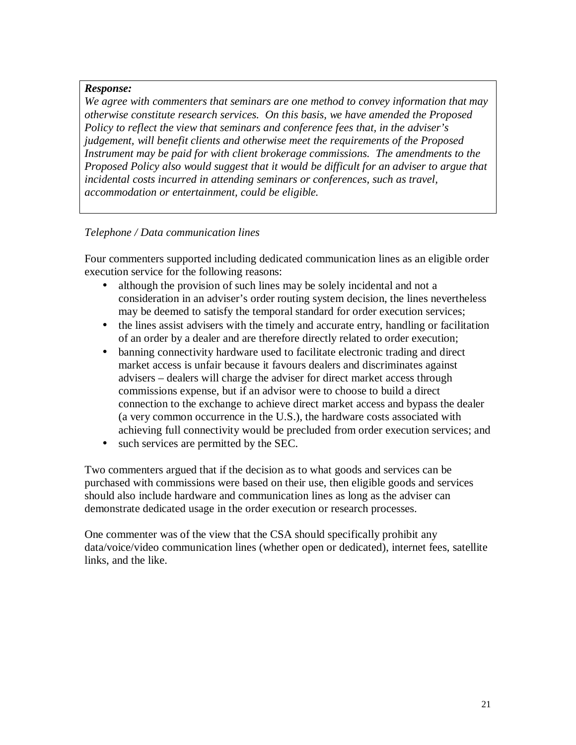***Response:***

*We agree with commenters that seminars are one method to convey information that may otherwise constitute research services. On this basis, we have amended the Proposed Policy to reflect the view that seminars and conference fees that, in the adviser's judgement, will benefit clients and otherwise meet the requirements of the Proposed Instrument may be paid for with client brokerage commissions. The amendments to the Proposed Policy also would suggest that it would be difficult for an adviser to argue that incidental costs incurred in attending seminars or conferences, such as travel, accommodation or entertainment, could be eligible.*

*Telephone / Data communication lines*

Four commenters supported including dedicated communication lines as an eligible order execution service for the following reasons:

- although the provision of such lines may be solely incidental and not a consideration in an adviser's order routing system decision, the lines nevertheless may be deemed to satisfy the temporal standard for order execution services;
- the lines assist advisers with the timely and accurate entry, handling or facilitation of an order by a dealer and are therefore directly related to order execution;
- banning connectivity hardware used to facilitate electronic trading and direct market access is unfair because it favours dealers and discriminates against advisers – dealers will charge the adviser for direct market access through commissions expense, but if an advisor were to choose to build a direct connection to the exchange to achieve direct market access and bypass the dealer (a very common occurrence in the U.S.), the hardware costs associated with achieving full connectivity would be precluded from order execution services; and
- such services are permitted by the SEC.

Two commenters argued that if the decision as to what goods and services can be purchased with commissions were based on their use, then eligible goods and services should also include hardware and communication lines as long as the adviser can demonstrate dedicated usage in the order execution or research processes.

One commenter was of the view that the CSA should specifically prohibit any data/voice/video communication lines (whether open or dedicated), internet fees, satellite links, and the like.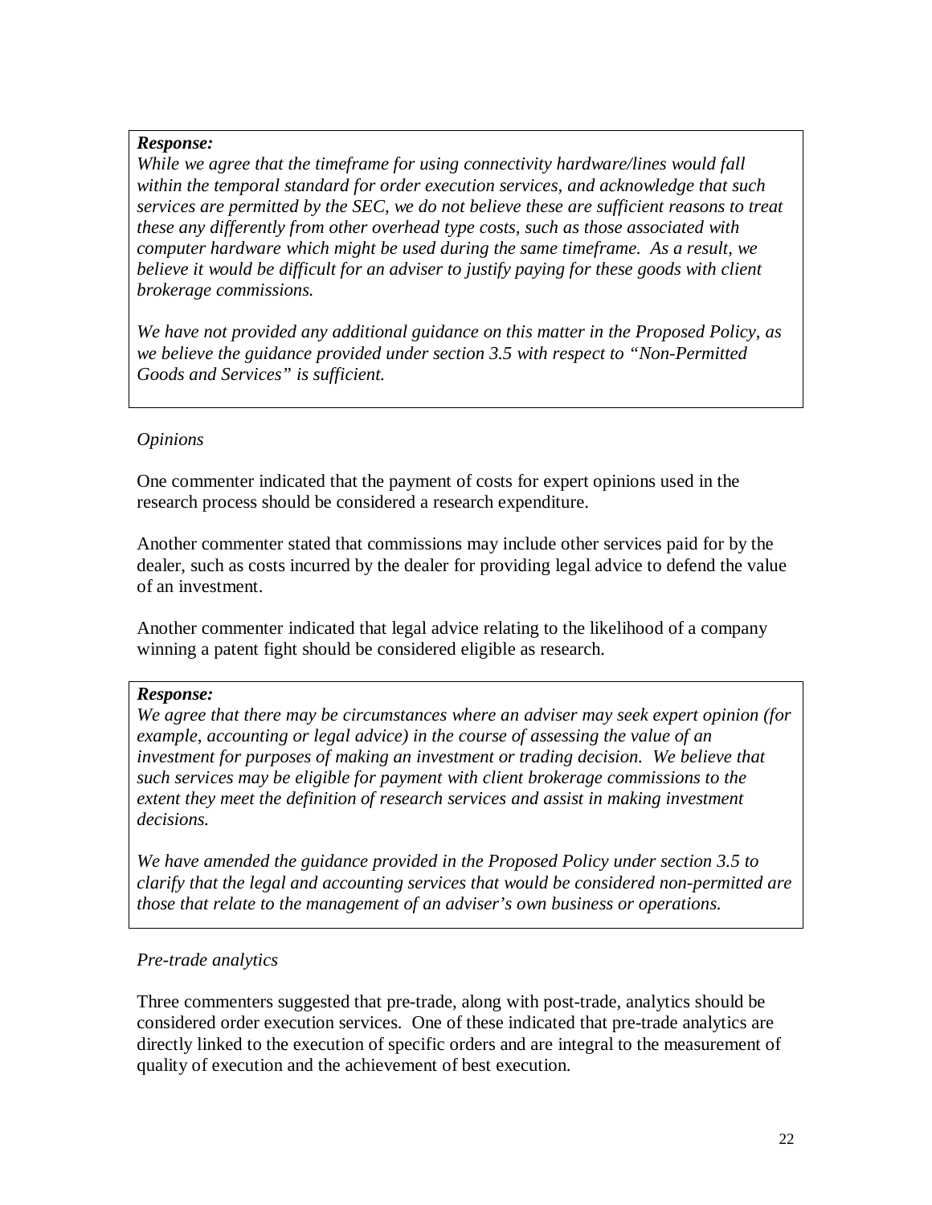***Response:***
*While we agree that the timeframe for using connectivity hardware/lines would fall within the temporal standard for order execution services, and acknowledge that such services are permitted by the SEC, we do not believe these are sufficient reasons to treat these any differently from other overhead type costs, such as those associated with computer hardware which might be used during the same timeframe. As a result, we believe it would be difficult for an adviser to justify paying for these goods with client brokerage commissions.*

*We have not provided any additional guidance on this matter in the Proposed Policy, as we believe the guidance provided under section 3.5 with respect to "Non-Permitted Goods and Services" is sufficient.*

*Opinions*

One commenter indicated that the payment of costs for expert opinions used in the research process should be considered a research expenditure.

Another commenter stated that commissions may include other services paid for by the dealer, such as costs incurred by the dealer for providing legal advice to defend the value of an investment.

Another commenter indicated that legal advice relating to the likelihood of a company winning a patent fight should be considered eligible as research.

***Response:***
*We agree that there may be circumstances where an adviser may seek expert opinion (for example, accounting or legal advice) in the course of assessing the value of an investment for purposes of making an investment or trading decision. We believe that such services may be eligible for payment with client brokerage commissions to the extent they meet the definition of research services and assist in making investment decisions.*

*We have amended the guidance provided in the Proposed Policy under section 3.5 to clarify that the legal and accounting services that would be considered non-permitted are those that relate to the management of an adviser's own business or operations.*

*Pre-trade analytics*

Three commenters suggested that pre-trade, along with post-trade, analytics should be considered order execution services. One of these indicated that pre-trade analytics are directly linked to the execution of specific orders and are integral to the measurement of quality of execution and the achievement of best execution.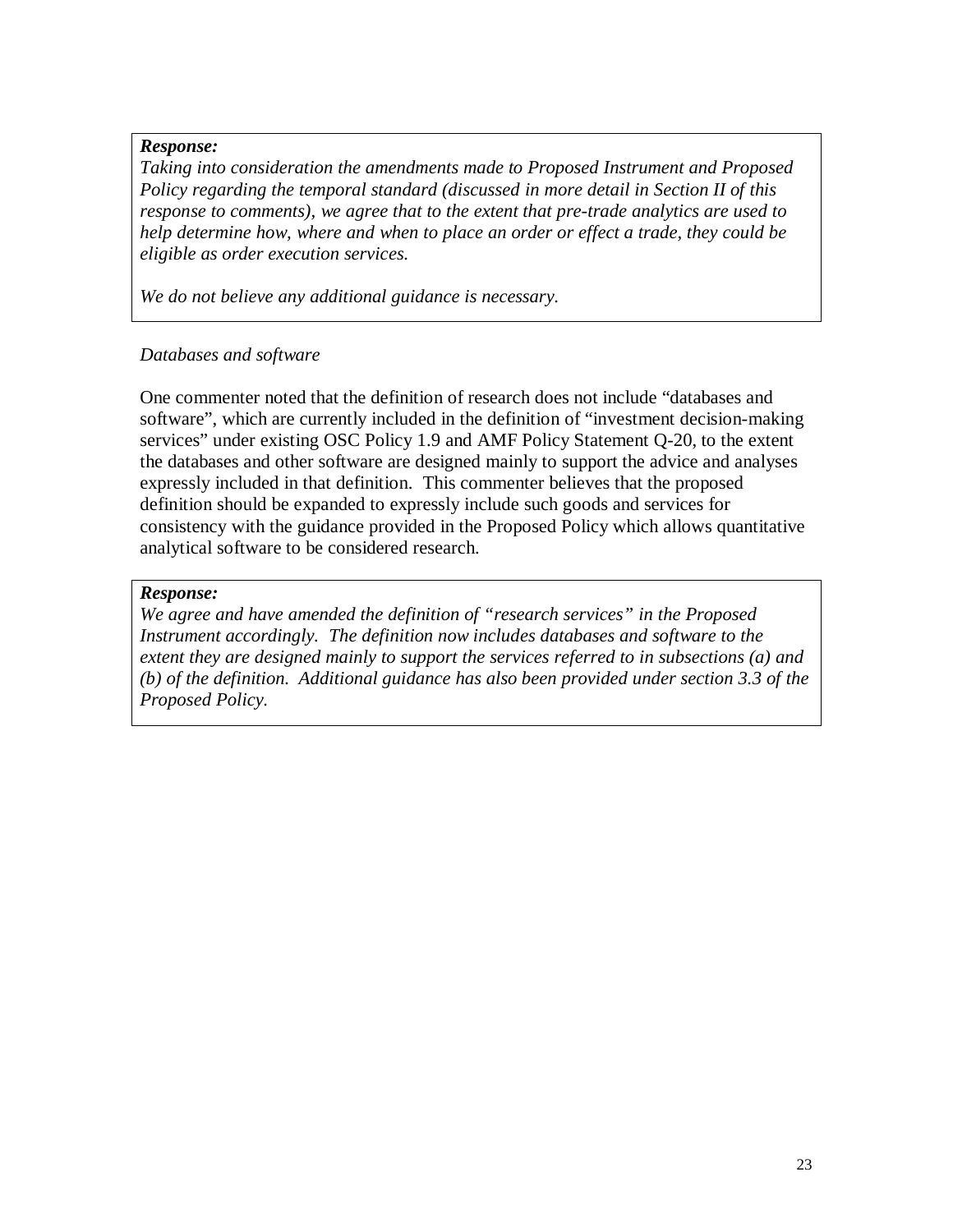***Response:***
*Taking into consideration the amendments made to Proposed Instrument and Proposed Policy regarding the temporal standard (discussed in more detail in Section II of this response to comments), we agree that to the extent that pre-trade analytics are used to help determine how, where and when to place an order or effect a trade, they could be eligible as order execution services.*

*We do not believe any additional guidance is necessary.*

*Databases and software*

One commenter noted that the definition of research does not include "databases and software", which are currently included in the definition of "investment decision-making services" under existing OSC Policy 1.9 and AMF Policy Statement Q-20, to the extent the databases and other software are designed mainly to support the advice and analyses expressly included in that definition. This commenter believes that the proposed definition should be expanded to expressly include such goods and services for consistency with the guidance provided in the Proposed Policy which allows quantitative analytical software to be considered research.

***Response:***
*We agree and have amended the definition of "research services" in the Proposed Instrument accordingly. The definition now includes databases and software to the extent they are designed mainly to support the services referred to in subsections (a) and (b) of the definition. Additional guidance has also been provided under section 3.3 of the Proposed Policy.*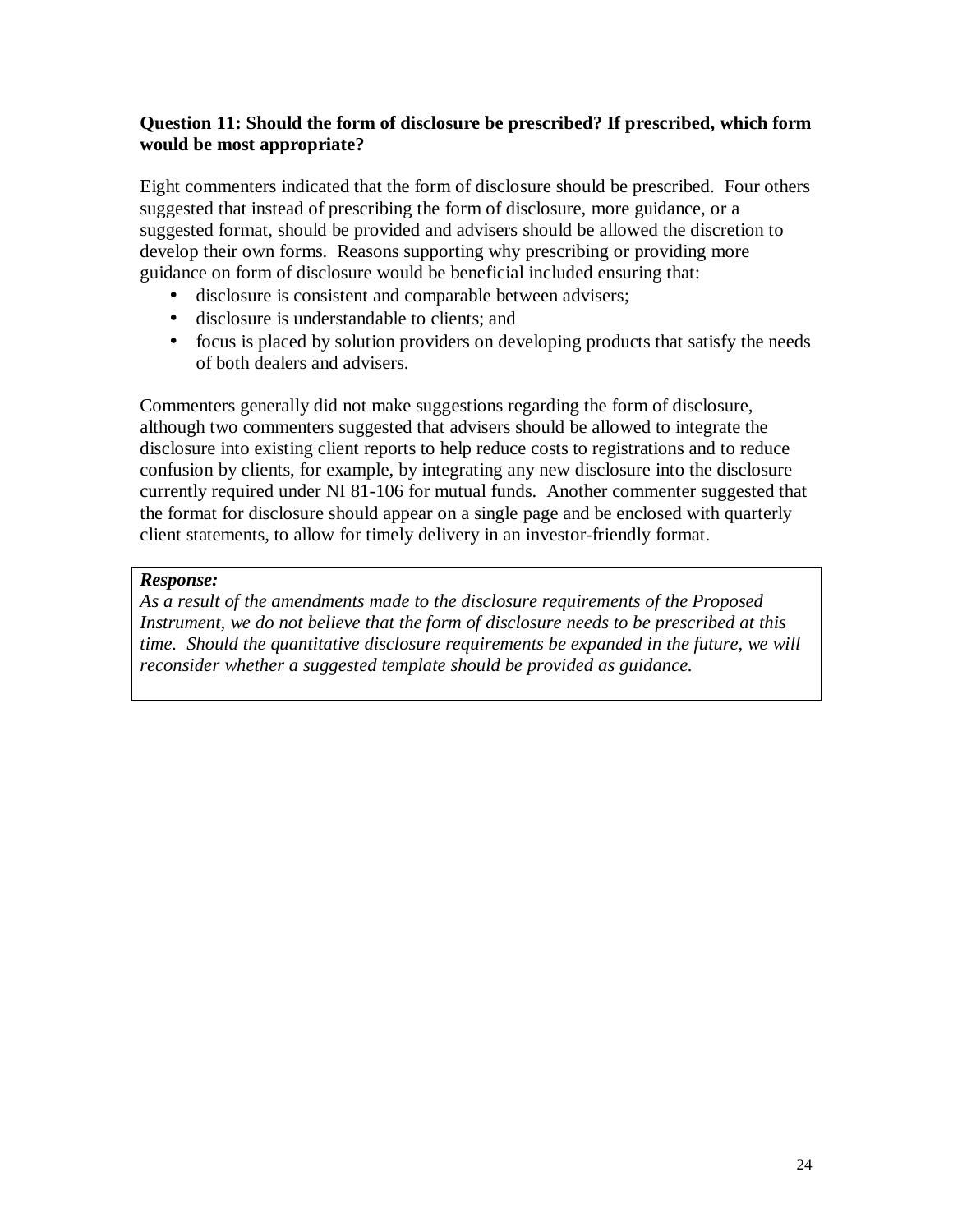**Question 11: Should the form of disclosure be prescribed? If prescribed, which form would be most appropriate?**

Eight commenters indicated that the form of disclosure should be prescribed. Four others suggested that instead of prescribing the form of disclosure, more guidance, or a suggested format, should be provided and advisers should be allowed the discretion to develop their own forms. Reasons supporting why prescribing or providing more guidance on form of disclosure would be beneficial included ensuring that:

- disclosure is consistent and comparable between advisers;
- disclosure is understandable to clients; and
- focus is placed by solution providers on developing products that satisfy the needs of both dealers and advisers.

Commenters generally did not make suggestions regarding the form of disclosure, although two commenters suggested that advisers should be allowed to integrate the disclosure into existing client reports to help reduce costs to registrations and to reduce confusion by clients, for example, by integrating any new disclosure into the disclosure currently required under NI 81-106 for mutual funds. Another commenter suggested that the format for disclosure should appear on a single page and be enclosed with quarterly client statements, to allow for timely delivery in an investor-friendly format.

***Response:***

*As a result of the amendments made to the disclosure requirements of the Proposed Instrument, we do not believe that the form of disclosure needs to be prescribed at this time. Should the quantitative disclosure requirements be expanded in the future, we will reconsider whether a suggested template should be provided as guidance.*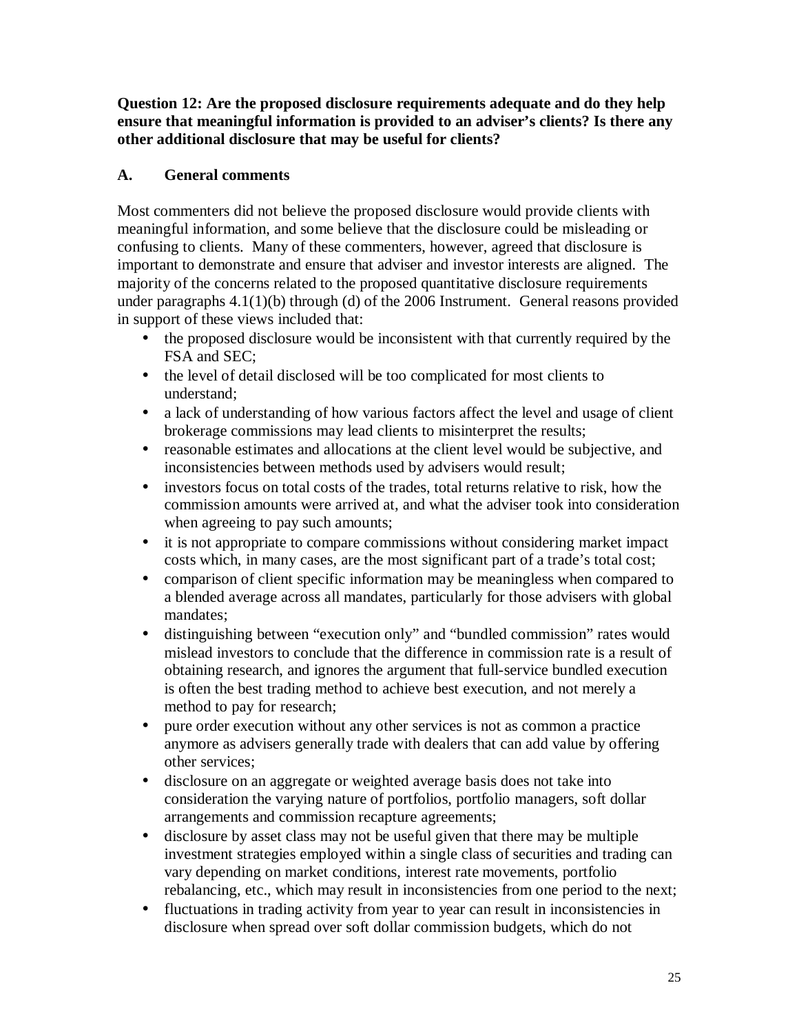**Question 12: Are the proposed disclosure requirements adequate and do they help ensure that meaningful information is provided to an adviser's clients? Is there any other additional disclosure that may be useful for clients?**

## A. General comments

Most commenters did not believe the proposed disclosure would provide clients with meaningful information, and some believe that the disclosure could be misleading or confusing to clients. Many of these commenters, however, agreed that disclosure is important to demonstrate and ensure that adviser and investor interests are aligned. The majority of the concerns related to the proposed quantitative disclosure requirements under paragraphs 4.1(1)(b) through (d) of the 2006 Instrument. General reasons provided in support of these views included that:

- the proposed disclosure would be inconsistent with that currently required by the FSA and SEC;
- the level of detail disclosed will be too complicated for most clients to understand;
- a lack of understanding of how various factors affect the level and usage of client brokerage commissions may lead clients to misinterpret the results;
- reasonable estimates and allocations at the client level would be subjective, and inconsistencies between methods used by advisers would result;
- investors focus on total costs of the trades, total returns relative to risk, how the commission amounts were arrived at, and what the adviser took into consideration when agreeing to pay such amounts;
- it is not appropriate to compare commissions without considering market impact costs which, in many cases, are the most significant part of a trade's total cost;
- comparison of client specific information may be meaningless when compared to a blended average across all mandates, particularly for those advisers with global mandates;
- distinguishing between "execution only" and "bundled commission" rates would mislead investors to conclude that the difference in commission rate is a result of obtaining research, and ignores the argument that full-service bundled execution is often the best trading method to achieve best execution, and not merely a method to pay for research;
- pure order execution without any other services is not as common a practice anymore as advisers generally trade with dealers that can add value by offering other services;
- disclosure on an aggregate or weighted average basis does not take into consideration the varying nature of portfolios, portfolio managers, soft dollar arrangements and commission recapture agreements;
- disclosure by asset class may not be useful given that there may be multiple investment strategies employed within a single class of securities and trading can vary depending on market conditions, interest rate movements, portfolio rebalancing, etc., which may result in inconsistencies from one period to the next;
- fluctuations in trading activity from year to year can result in inconsistencies in disclosure when spread over soft dollar commission budgets, which do not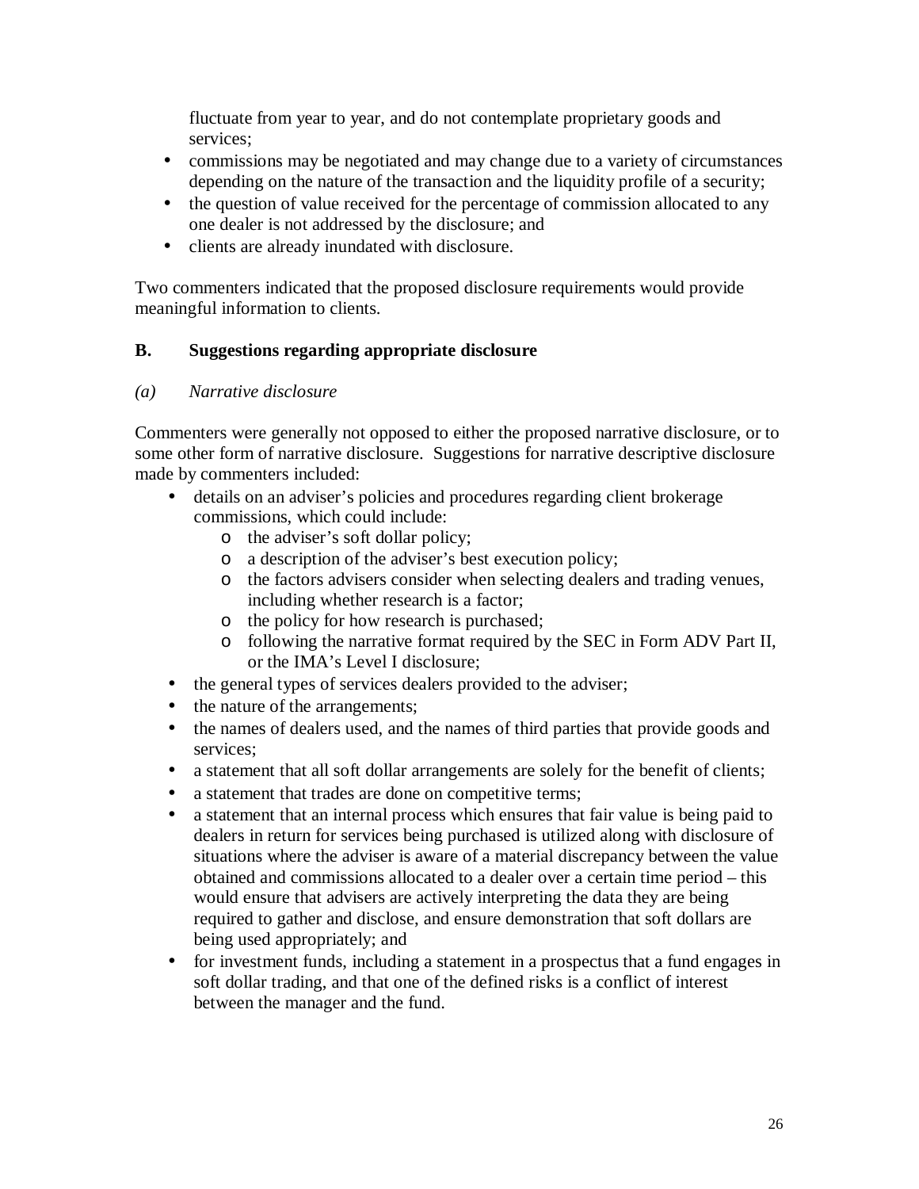fluctuate from year to year, and do not contemplate proprietary goods and services;

- commissions may be negotiated and may change due to a variety of circumstances depending on the nature of the transaction and the liquidity profile of a security;
- the question of value received for the percentage of commission allocated to any one dealer is not addressed by the disclosure; and
- clients are already inundated with disclosure.

Two commenters indicated that the proposed disclosure requirements would provide meaningful information to clients.

### B. Suggestions regarding appropriate disclosure

*(a) Narrative disclosure*

Commenters were generally not opposed to either the proposed narrative disclosure, or to some other form of narrative disclosure. Suggestions for narrative descriptive disclosure made by commenters included:

- details on an adviser's policies and procedures regarding client brokerage commissions, which could include:
  - the adviser's soft dollar policy;
  - a description of the adviser's best execution policy;
  - the factors advisers consider when selecting dealers and trading venues, including whether research is a factor;
  - the policy for how research is purchased;
  - following the narrative format required by the SEC in Form ADV Part II, or the IMA's Level I disclosure;
- the general types of services dealers provided to the adviser;
- the nature of the arrangements;
- the names of dealers used, and the names of third parties that provide goods and services;
- a statement that all soft dollar arrangements are solely for the benefit of clients;
- a statement that trades are done on competitive terms;
- a statement that an internal process which ensures that fair value is being paid to dealers in return for services being purchased is utilized along with disclosure of situations where the adviser is aware of a material discrepancy between the value obtained and commissions allocated to a dealer over a certain time period – this would ensure that advisers are actively interpreting the data they are being required to gather and disclose, and ensure demonstration that soft dollars are being used appropriately; and
- for investment funds, including a statement in a prospectus that a fund engages in soft dollar trading, and that one of the defined risks is a conflict of interest between the manager and the fund.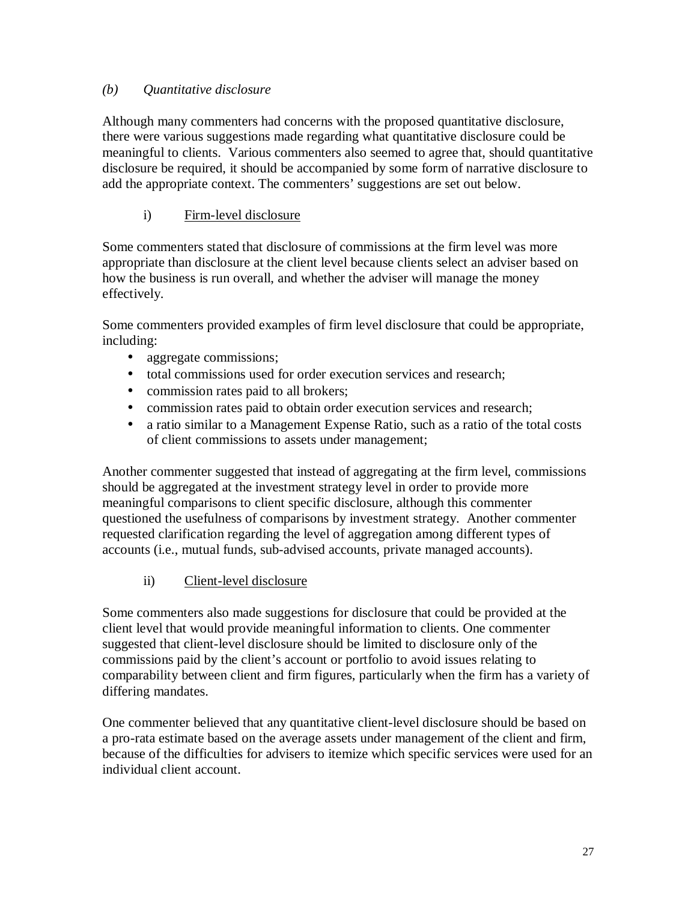*(b) Quantitative disclosure*

Although many commenters had concerns with the proposed quantitative disclosure, there were various suggestions made regarding what quantitative disclosure could be meaningful to clients. Various commenters also seemed to agree that, should quantitative disclosure be required, it should be accompanied by some form of narrative disclosure to add the appropriate context. The commenters' suggestions are set out below.

i) Firm-level disclosure

Some commenters stated that disclosure of commissions at the firm level was more appropriate than disclosure at the client level because clients select an adviser based on how the business is run overall, and whether the adviser will manage the money effectively.

Some commenters provided examples of firm level disclosure that could be appropriate, including:

- aggregate commissions;
- total commissions used for order execution services and research;
- commission rates paid to all brokers;
- commission rates paid to obtain order execution services and research;
- a ratio similar to a Management Expense Ratio, such as a ratio of the total costs of client commissions to assets under management;

Another commenter suggested that instead of aggregating at the firm level, commissions should be aggregated at the investment strategy level in order to provide more meaningful comparisons to client specific disclosure, although this commenter questioned the usefulness of comparisons by investment strategy. Another commenter requested clarification regarding the level of aggregation among different types of accounts (i.e., mutual funds, sub-advised accounts, private managed accounts).

ii) Client-level disclosure

Some commenters also made suggestions for disclosure that could be provided at the client level that would provide meaningful information to clients. One commenter suggested that client-level disclosure should be limited to disclosure only of the commissions paid by the client's account or portfolio to avoid issues relating to comparability between client and firm figures, particularly when the firm has a variety of differing mandates.

One commenter believed that any quantitative client-level disclosure should be based on a pro-rata estimate based on the average assets under management of the client and firm, because of the difficulties for advisers to itemize which specific services were used for an individual client account.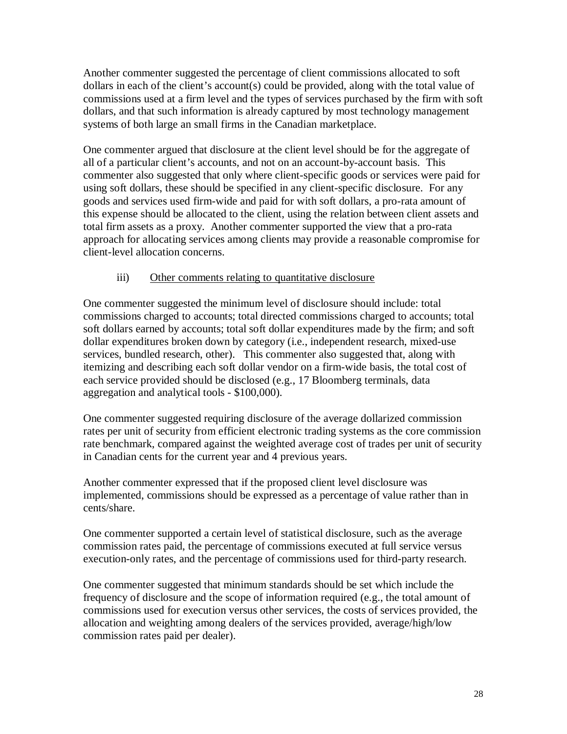Another commenter suggested the percentage of client commissions allocated to soft dollars in each of the client's account(s) could be provided, along with the total value of commissions used at a firm level and the types of services purchased by the firm with soft dollars, and that such information is already captured by most technology management systems of both large an small firms in the Canadian marketplace.

One commenter argued that disclosure at the client level should be for the aggregate of all of a particular client's accounts, and not on an account-by-account basis. This commenter also suggested that only where client-specific goods or services were paid for using soft dollars, these should be specified in any client-specific disclosure. For any goods and services used firm-wide and paid for with soft dollars, a pro-rata amount of this expense should be allocated to the client, using the relation between client assets and total firm assets as a proxy. Another commenter supported the view that a pro-rata approach for allocating services among clients may provide a reasonable compromise for client-level allocation concerns.

iii) Other comments relating to quantitative disclosure

One commenter suggested the minimum level of disclosure should include: total commissions charged to accounts; total directed commissions charged to accounts; total soft dollars earned by accounts; total soft dollar expenditures made by the firm; and soft dollar expenditures broken down by category (i.e., independent research, mixed-use services, bundled research, other). This commenter also suggested that, along with itemizing and describing each soft dollar vendor on a firm-wide basis, the total cost of each service provided should be disclosed (e.g., 17 Bloomberg terminals, data aggregation and analytical tools - $100,000).

One commenter suggested requiring disclosure of the average dollarized commission rates per unit of security from efficient electronic trading systems as the core commission rate benchmark, compared against the weighted average cost of trades per unit of security in Canadian cents for the current year and 4 previous years.

Another commenter expressed that if the proposed client level disclosure was implemented, commissions should be expressed as a percentage of value rather than in cents/share.

One commenter supported a certain level of statistical disclosure, such as the average commission rates paid, the percentage of commissions executed at full service versus execution-only rates, and the percentage of commissions used for third-party research.

One commenter suggested that minimum standards should be set which include the frequency of disclosure and the scope of information required (e.g., the total amount of commissions used for execution versus other services, the costs of services provided, the allocation and weighting among dealers of the services provided, average/high/low commission rates paid per dealer).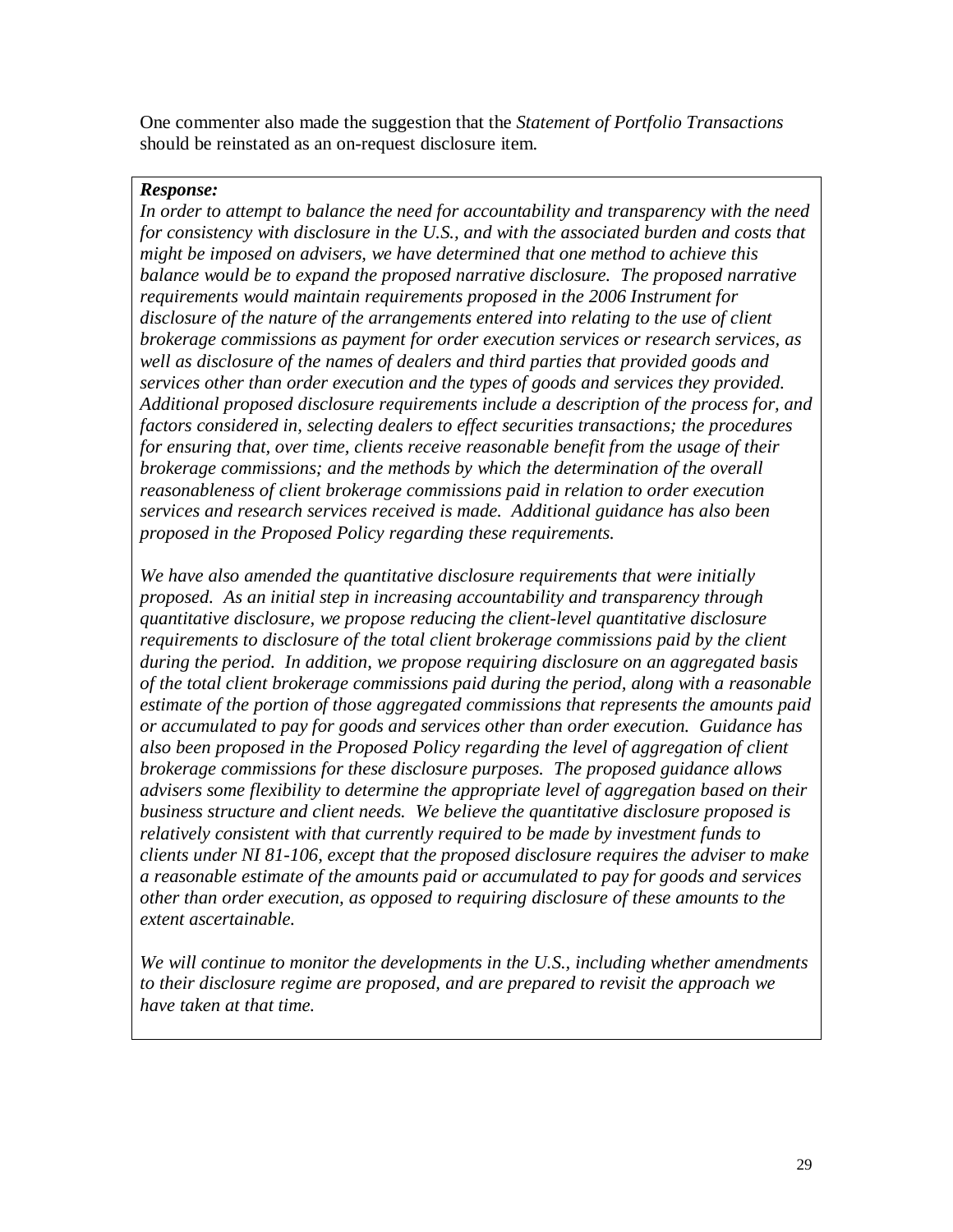One commenter also made the suggestion that the *Statement of Portfolio Transactions* should be reinstated as an on-request disclosure item.

***Response:***

*In order to attempt to balance the need for accountability and transparency with the need for consistency with disclosure in the U.S., and with the associated burden and costs that might be imposed on advisers, we have determined that one method to achieve this balance would be to expand the proposed narrative disclosure. The proposed narrative requirements would maintain requirements proposed in the 2006 Instrument for disclosure of the nature of the arrangements entered into relating to the use of client brokerage commissions as payment for order execution services or research services, as well as disclosure of the names of dealers and third parties that provided goods and services other than order execution and the types of goods and services they provided. Additional proposed disclosure requirements include a description of the process for, and factors considered in, selecting dealers to effect securities transactions; the procedures for ensuring that, over time, clients receive reasonable benefit from the usage of their brokerage commissions; and the methods by which the determination of the overall reasonableness of client brokerage commissions paid in relation to order execution services and research services received is made. Additional guidance has also been proposed in the Proposed Policy regarding these requirements.*

*We have also amended the quantitative disclosure requirements that were initially proposed. As an initial step in increasing accountability and transparency through quantitative disclosure, we propose reducing the client-level quantitative disclosure requirements to disclosure of the total client brokerage commissions paid by the client during the period. In addition, we propose requiring disclosure on an aggregated basis of the total client brokerage commissions paid during the period, along with a reasonable estimate of the portion of those aggregated commissions that represents the amounts paid or accumulated to pay for goods and services other than order execution. Guidance has also been proposed in the Proposed Policy regarding the level of aggregation of client brokerage commissions for these disclosure purposes. The proposed guidance allows advisers some flexibility to determine the appropriate level of aggregation based on their business structure and client needs. We believe the quantitative disclosure proposed is relatively consistent with that currently required to be made by investment funds to clients under NI 81-106, except that the proposed disclosure requires the adviser to make a reasonable estimate of the amounts paid or accumulated to pay for goods and services other than order execution, as opposed to requiring disclosure of these amounts to the extent ascertainable.*

*We will continue to monitor the developments in the U.S., including whether amendments to their disclosure regime are proposed, and are prepared to revisit the approach we have taken at that time.*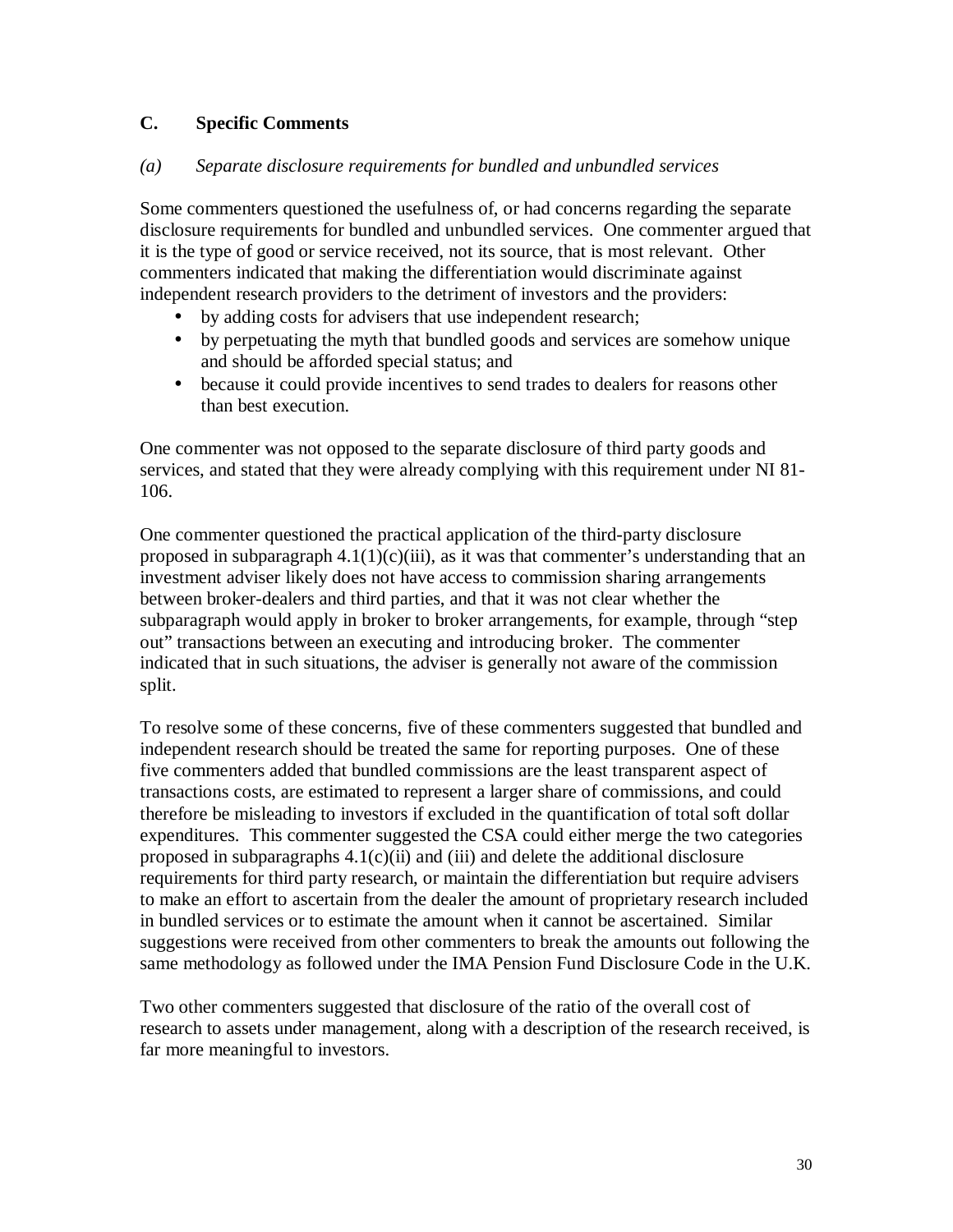## C. Specific Comments

### *(a) Separate disclosure requirements for bundled and unbundled services*

Some commenters questioned the usefulness of, or had concerns regarding the separate disclosure requirements for bundled and unbundled services. One commenter argued that it is the type of good or service received, not its source, that is most relevant. Other commenters indicated that making the differentiation would discriminate against independent research providers to the detriment of investors and the providers:

- by adding costs for advisers that use independent research;
- by perpetuating the myth that bundled goods and services are somehow unique and should be afforded special status; and
- because it could provide incentives to send trades to dealers for reasons other than best execution.

One commenter was not opposed to the separate disclosure of third party goods and services, and stated that they were already complying with this requirement under NI 81-106.

One commenter questioned the practical application of the third-party disclosure proposed in subparagraph 4.1(1)(c)(iii), as it was that commenter's understanding that an investment adviser likely does not have access to commission sharing arrangements between broker-dealers and third parties, and that it was not clear whether the subparagraph would apply in broker to broker arrangements, for example, through "step out" transactions between an executing and introducing broker. The commenter indicated that in such situations, the adviser is generally not aware of the commission split.

To resolve some of these concerns, five of these commenters suggested that bundled and independent research should be treated the same for reporting purposes. One of these five commenters added that bundled commissions are the least transparent aspect of transactions costs, are estimated to represent a larger share of commissions, and could therefore be misleading to investors if excluded in the quantification of total soft dollar expenditures. This commenter suggested the CSA could either merge the two categories proposed in subparagraphs 4.1(c)(ii) and (iii) and delete the additional disclosure requirements for third party research, or maintain the differentiation but require advisers to make an effort to ascertain from the dealer the amount of proprietary research included in bundled services or to estimate the amount when it cannot be ascertained. Similar suggestions were received from other commenters to break the amounts out following the same methodology as followed under the IMA Pension Fund Disclosure Code in the U.K.

Two other commenters suggested that disclosure of the ratio of the overall cost of research to assets under management, along with a description of the research received, is far more meaningful to investors.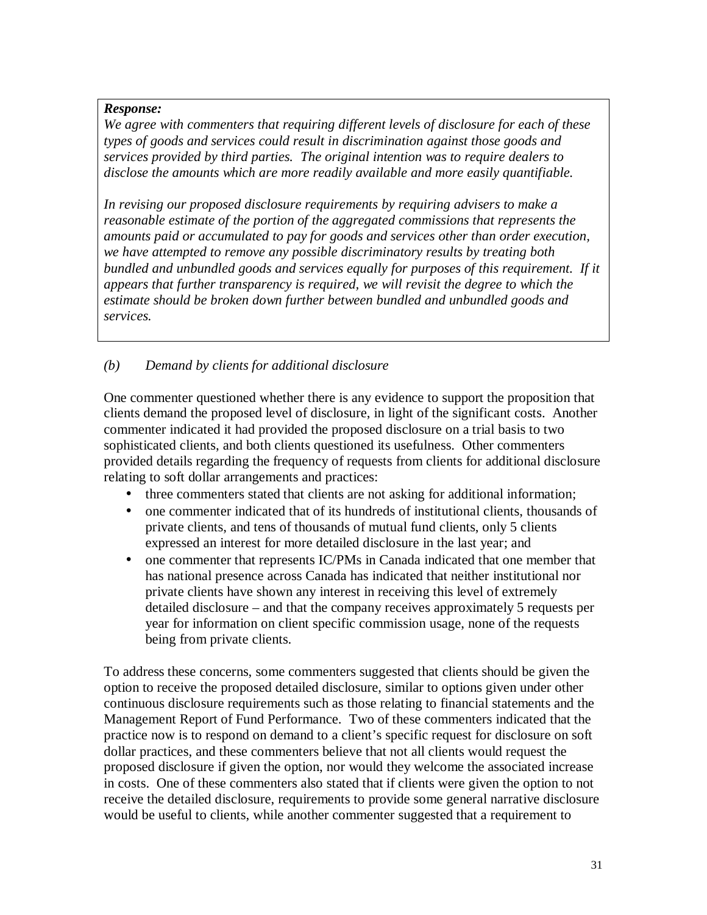***Response:***

*We agree with commenters that requiring different levels of disclosure for each of these types of goods and services could result in discrimination against those goods and services provided by third parties. The original intention was to require dealers to disclose the amounts which are more readily available and more easily quantifiable.*

*In revising our proposed disclosure requirements by requiring advisers to make a reasonable estimate of the portion of the aggregated commissions that represents the amounts paid or accumulated to pay for goods and services other than order execution, we have attempted to remove any possible discriminatory results by treating both bundled and unbundled goods and services equally for purposes of this requirement. If it appears that further transparency is required, we will revisit the degree to which the estimate should be broken down further between bundled and unbundled goods and services.*

*(b) Demand by clients for additional disclosure*

One commenter questioned whether there is any evidence to support the proposition that clients demand the proposed level of disclosure, in light of the significant costs. Another commenter indicated it had provided the proposed disclosure on a trial basis to two sophisticated clients, and both clients questioned its usefulness. Other commenters provided details regarding the frequency of requests from clients for additional disclosure relating to soft dollar arrangements and practices:

- three commenters stated that clients are not asking for additional information;
- one commenter indicated that of its hundreds of institutional clients, thousands of private clients, and tens of thousands of mutual fund clients, only 5 clients expressed an interest for more detailed disclosure in the last year; and
- one commenter that represents IC/PMs in Canada indicated that one member that has national presence across Canada has indicated that neither institutional nor private clients have shown any interest in receiving this level of extremely detailed disclosure – and that the company receives approximately 5 requests per year for information on client specific commission usage, none of the requests being from private clients.

To address these concerns, some commenters suggested that clients should be given the option to receive the proposed detailed disclosure, similar to options given under other continuous disclosure requirements such as those relating to financial statements and the Management Report of Fund Performance. Two of these commenters indicated that the practice now is to respond on demand to a client's specific request for disclosure on soft dollar practices, and these commenters believe that not all clients would request the proposed disclosure if given the option, nor would they welcome the associated increase in costs. One of these commenters also stated that if clients were given the option to not receive the detailed disclosure, requirements to provide some general narrative disclosure would be useful to clients, while another commenter suggested that a requirement to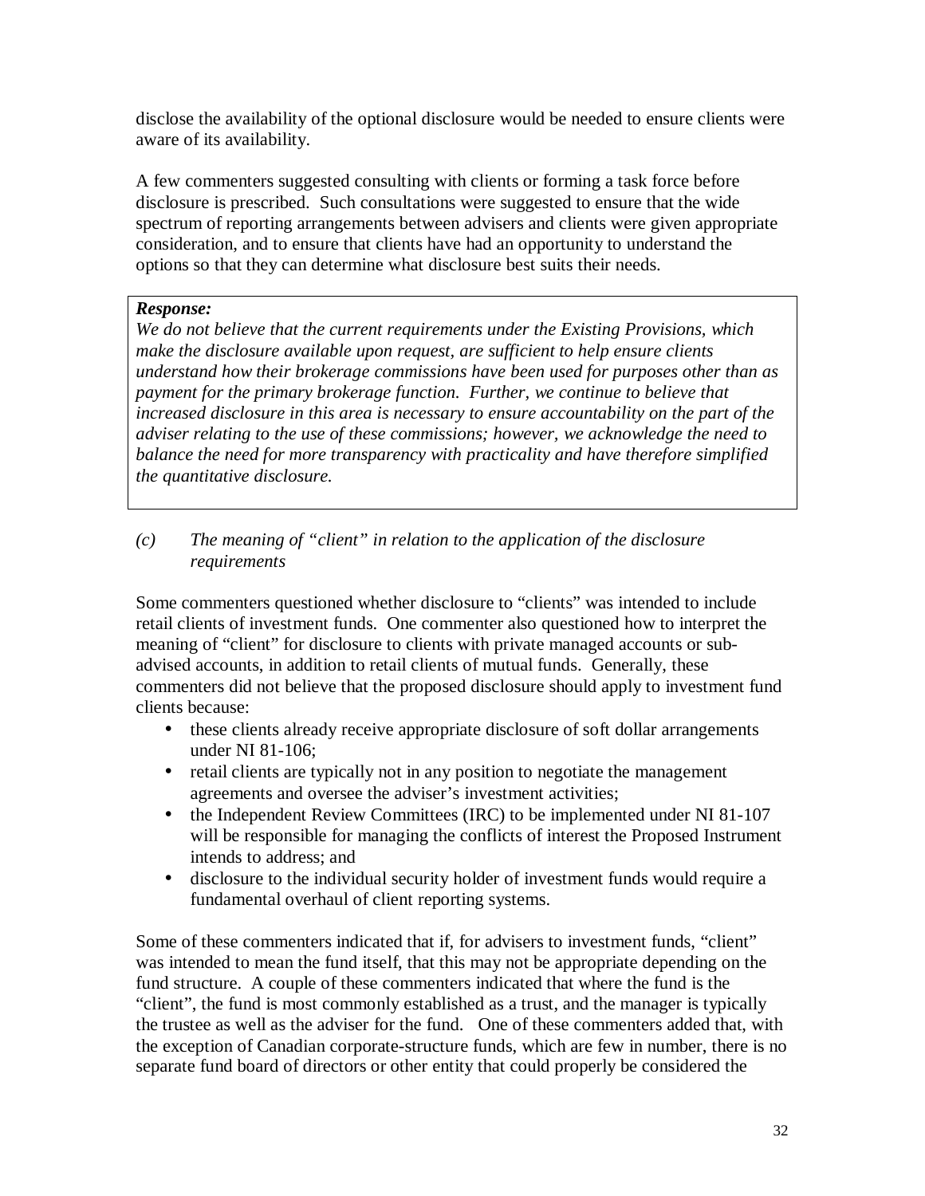disclose the availability of the optional disclosure would be needed to ensure clients were aware of its availability.

A few commenters suggested consulting with clients or forming a task force before disclosure is prescribed. Such consultations were suggested to ensure that the wide spectrum of reporting arrangements between advisers and clients were given appropriate consideration, and to ensure that clients have had an opportunity to understand the options so that they can determine what disclosure best suits their needs.

> ***Response:***
> *We do not believe that the current requirements under the Existing Provisions, which make the disclosure available upon request, are sufficient to help ensure clients understand how their brokerage commissions have been used for purposes other than as payment for the primary brokerage function. Further, we continue to believe that increased disclosure in this area is necessary to ensure accountability on the part of the adviser relating to the use of these commissions; however, we acknowledge the need to balance the need for more transparency with practicality and have therefore simplified the quantitative disclosure.*

*(c) The meaning of "client" in relation to the application of the disclosure requirements*

Some commenters questioned whether disclosure to "clients" was intended to include retail clients of investment funds. One commenter also questioned how to interpret the meaning of "client" for disclosure to clients with private managed accounts or sub-advised accounts, in addition to retail clients of mutual funds. Generally, these commenters did not believe that the proposed disclosure should apply to investment fund clients because:

- these clients already receive appropriate disclosure of soft dollar arrangements under NI 81-106;
- retail clients are typically not in any position to negotiate the management agreements and oversee the adviser's investment activities;
- the Independent Review Committees (IRC) to be implemented under NI 81-107 will be responsible for managing the conflicts of interest the Proposed Instrument intends to address; and
- disclosure to the individual security holder of investment funds would require a fundamental overhaul of client reporting systems.

Some of these commenters indicated that if, for advisers to investment funds, "client" was intended to mean the fund itself, that this may not be appropriate depending on the fund structure. A couple of these commenters indicated that where the fund is the "client", the fund is most commonly established as a trust, and the manager is typically the trustee as well as the adviser for the fund. One of these commenters added that, with the exception of Canadian corporate-structure funds, which are few in number, there is no separate fund board of directors or other entity that could properly be considered the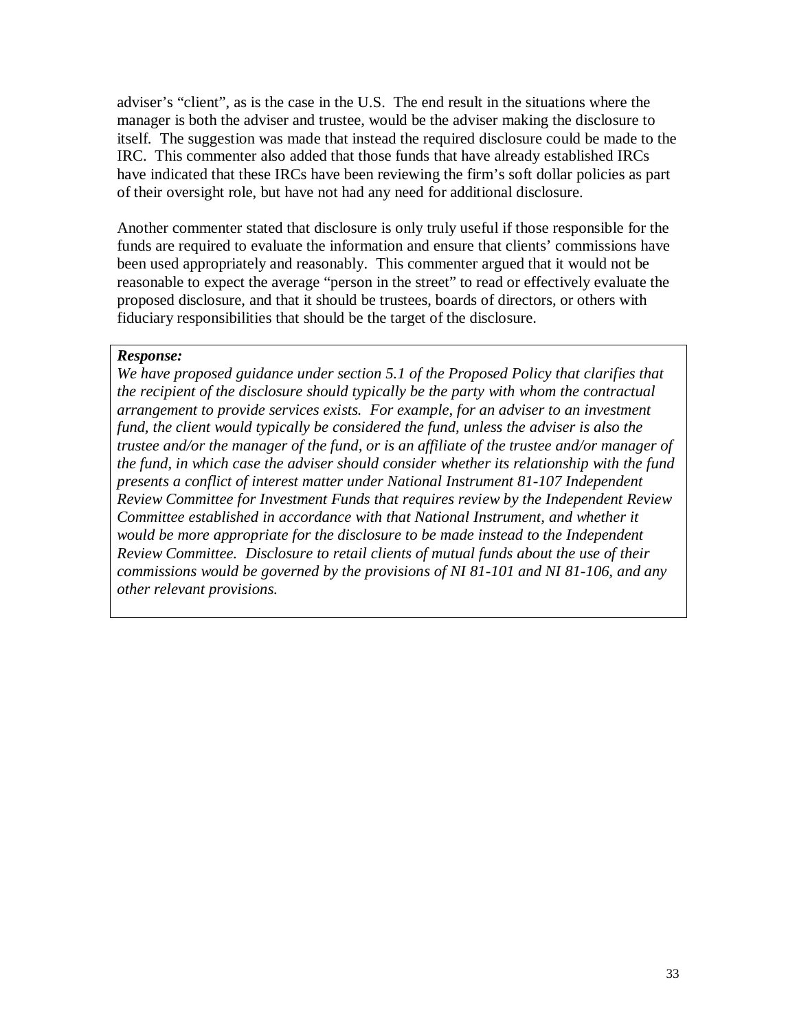adviser's "client", as is the case in the U.S. The end result in the situations where the manager is both the adviser and trustee, would be the adviser making the disclosure to itself. The suggestion was made that instead the required disclosure could be made to the IRC. This commenter also added that those funds that have already established IRCs have indicated that these IRCs have been reviewing the firm's soft dollar policies as part of their oversight role, but have not had any need for additional disclosure.

Another commenter stated that disclosure is only truly useful if those responsible for the funds are required to evaluate the information and ensure that clients' commissions have been used appropriately and reasonably. This commenter argued that it would not be reasonable to expect the average "person in the street" to read or effectively evaluate the proposed disclosure, and that it should be trustees, boards of directors, or others with fiduciary responsibilities that should be the target of the disclosure.

> ***Response:***
> *We have proposed guidance under section 5.1 of the Proposed Policy that clarifies that the recipient of the disclosure should typically be the party with whom the contractual arrangement to provide services exists. For example, for an adviser to an investment fund, the client would typically be considered the fund, unless the adviser is also the trustee and/or the manager of the fund, or is an affiliate of the trustee and/or manager of the fund, in which case the adviser should consider whether its relationship with the fund presents a conflict of interest matter under National Instrument 81-107 Independent Review Committee for Investment Funds that requires review by the Independent Review Committee established in accordance with that National Instrument, and whether it would be more appropriate for the disclosure to be made instead to the Independent Review Committee. Disclosure to retail clients of mutual funds about the use of their commissions would be governed by the provisions of NI 81-101 and NI 81-106, and any other relevant provisions.*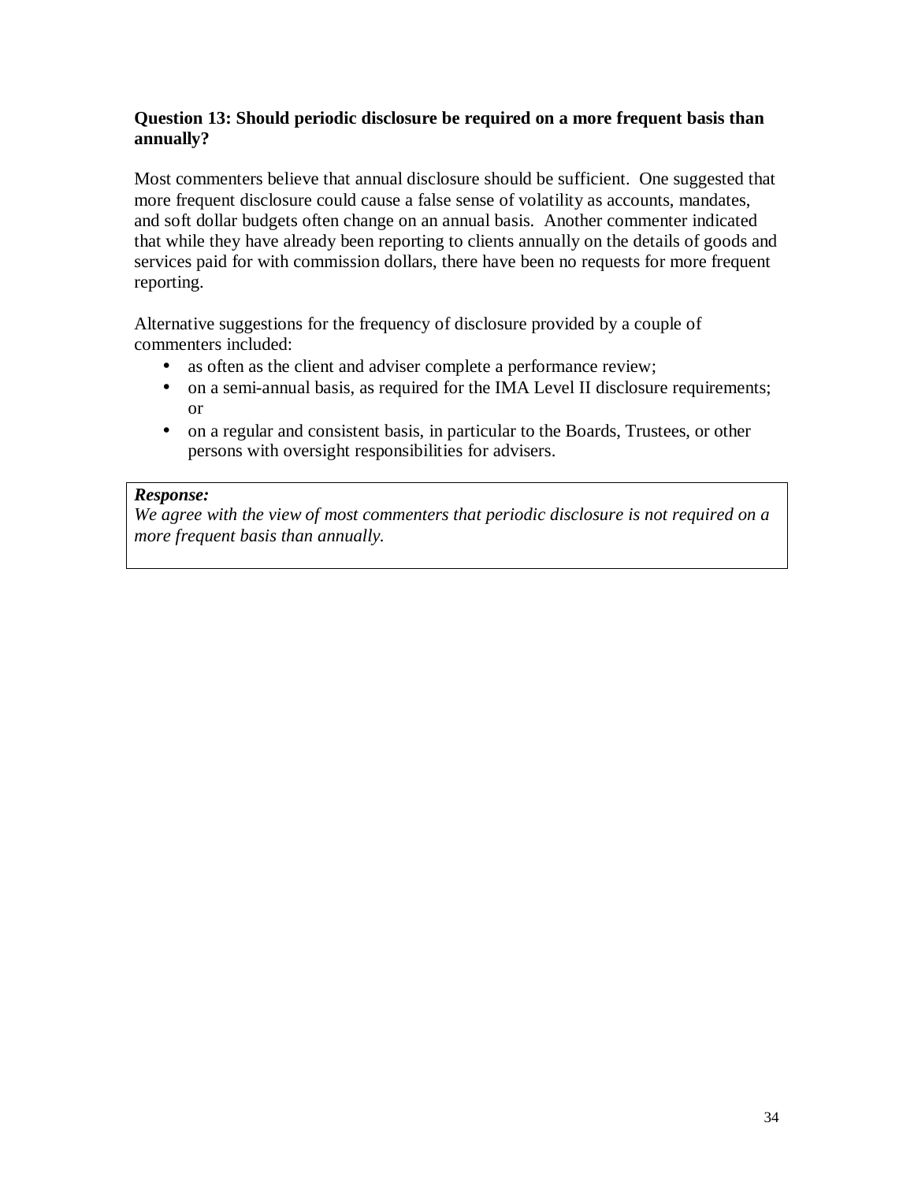**Question 13: Should periodic disclosure be required on a more frequent basis than annually?**

Most commenters believe that annual disclosure should be sufficient. One suggested that more frequent disclosure could cause a false sense of volatility as accounts, mandates, and soft dollar budgets often change on an annual basis. Another commenter indicated that while they have already been reporting to clients annually on the details of goods and services paid for with commission dollars, there have been no requests for more frequent reporting.

Alternative suggestions for the frequency of disclosure provided by a couple of commenters included:

- as often as the client and adviser complete a performance review;
- on a semi-annual basis, as required for the IMA Level II disclosure requirements; or
- on a regular and consistent basis, in particular to the Boards, Trustees, or other persons with oversight responsibilities for advisers.

> ***Response:***
> *We agree with the view of most commenters that periodic disclosure is not required on a more frequent basis than annually.*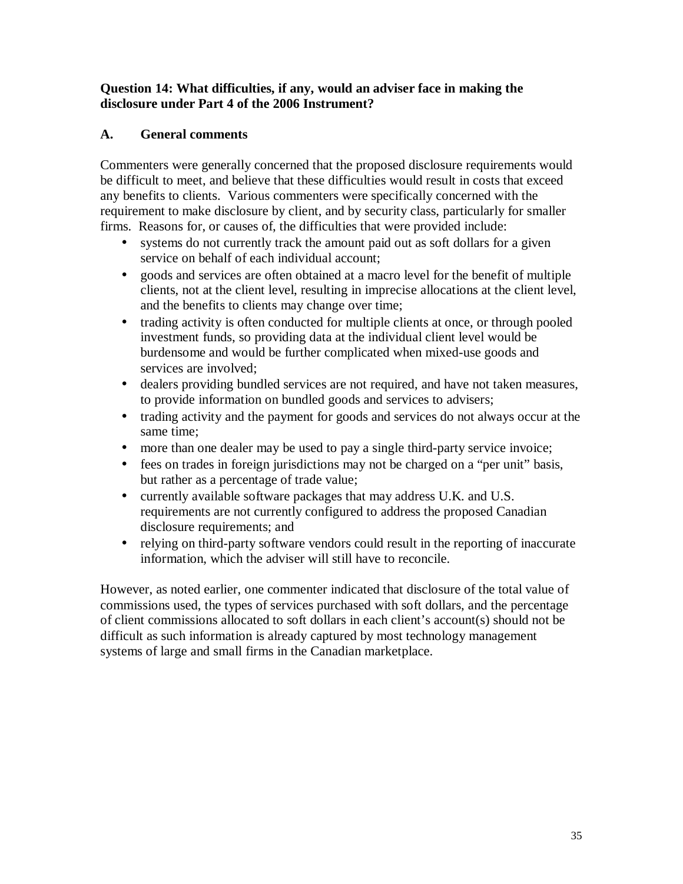**Question 14: What difficulties, if any, would an adviser face in making the disclosure under Part 4 of the 2006 Instrument?**

**A. General comments**

Commenters were generally concerned that the proposed disclosure requirements would be difficult to meet, and believe that these difficulties would result in costs that exceed any benefits to clients. Various commenters were specifically concerned with the requirement to make disclosure by client, and by security class, particularly for smaller firms. Reasons for, or causes of, the difficulties that were provided include:

- systems do not currently track the amount paid out as soft dollars for a given service on behalf of each individual account;
- goods and services are often obtained at a macro level for the benefit of multiple clients, not at the client level, resulting in imprecise allocations at the client level, and the benefits to clients may change over time;
- trading activity is often conducted for multiple clients at once, or through pooled investment funds, so providing data at the individual client level would be burdensome and would be further complicated when mixed-use goods and services are involved;
- dealers providing bundled services are not required, and have not taken measures, to provide information on bundled goods and services to advisers;
- trading activity and the payment for goods and services do not always occur at the same time;
- more than one dealer may be used to pay a single third-party service invoice;
- fees on trades in foreign jurisdictions may not be charged on a "per unit" basis, but rather as a percentage of trade value;
- currently available software packages that may address U.K. and U.S. requirements are not currently configured to address the proposed Canadian disclosure requirements; and
- relying on third-party software vendors could result in the reporting of inaccurate information, which the adviser will still have to reconcile.

However, as noted earlier, one commenter indicated that disclosure of the total value of commissions used, the types of services purchased with soft dollars, and the percentage of client commissions allocated to soft dollars in each client's account(s) should not be difficult as such information is already captured by most technology management systems of large and small firms in the Canadian marketplace.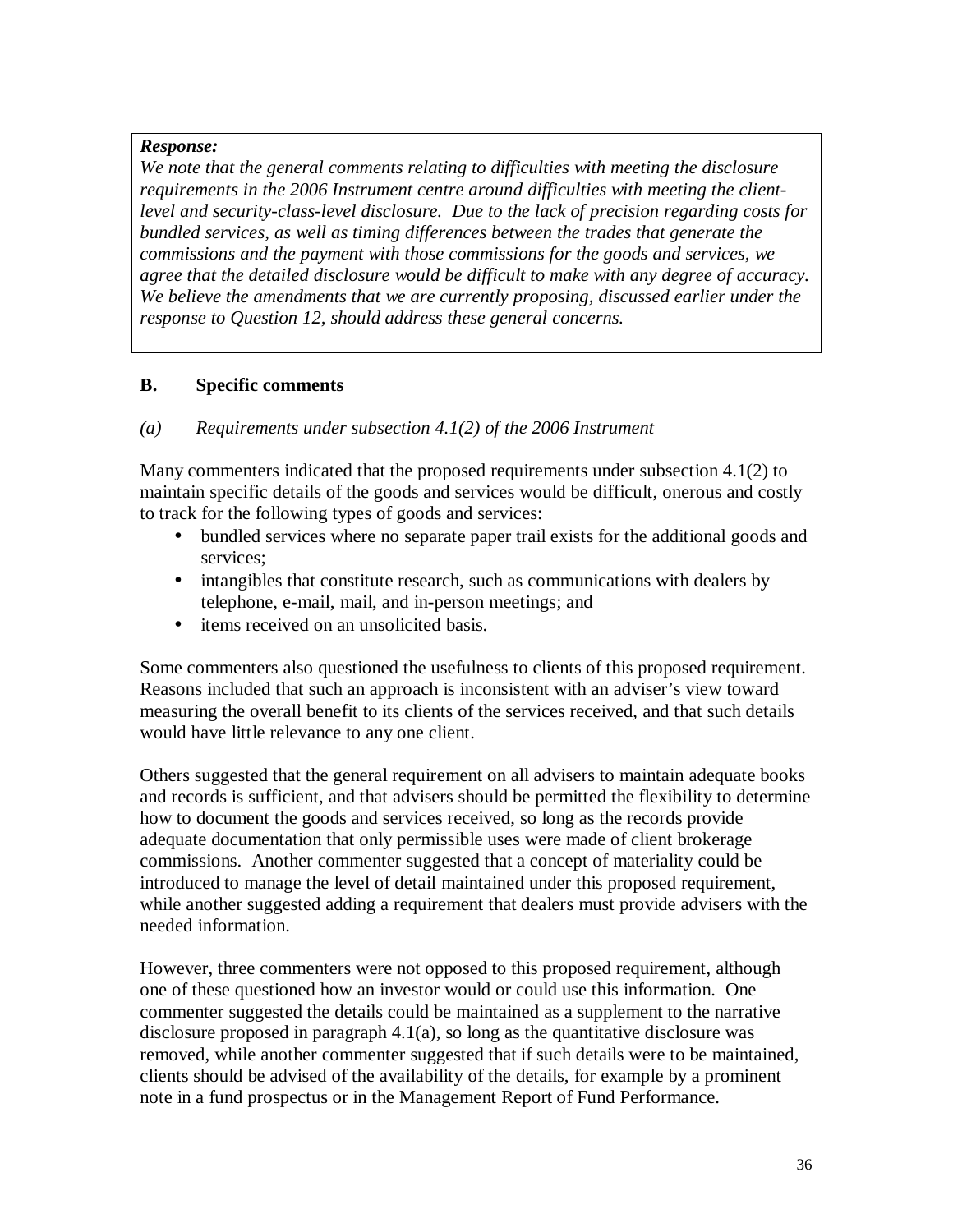***Response:***

*We note that the general comments relating to difficulties with meeting the disclosure requirements in the 2006 Instrument centre around difficulties with meeting the client-level and security-class-level disclosure. Due to the lack of precision regarding costs for bundled services, as well as timing differences between the trades that generate the commissions and the payment with those commissions for the goods and services, we agree that the detailed disclosure would be difficult to make with any degree of accuracy. We believe the amendments that we are currently proposing, discussed earlier under the response to Question 12, should address these general concerns.*

### B. Specific comments

*(a) Requirements under subsection 4.1(2) of the 2006 Instrument*

Many commenters indicated that the proposed requirements under subsection 4.1(2) to maintain specific details of the goods and services would be difficult, onerous and costly to track for the following types of goods and services:

- bundled services where no separate paper trail exists for the additional goods and services;
- intangibles that constitute research, such as communications with dealers by telephone, e-mail, mail, and in-person meetings; and
- items received on an unsolicited basis.

Some commenters also questioned the usefulness to clients of this proposed requirement. Reasons included that such an approach is inconsistent with an adviser's view toward measuring the overall benefit to its clients of the services received, and that such details would have little relevance to any one client.

Others suggested that the general requirement on all advisers to maintain adequate books and records is sufficient, and that advisers should be permitted the flexibility to determine how to document the goods and services received, so long as the records provide adequate documentation that only permissible uses were made of client brokerage commissions. Another commenter suggested that a concept of materiality could be introduced to manage the level of detail maintained under this proposed requirement, while another suggested adding a requirement that dealers must provide advisers with the needed information.

However, three commenters were not opposed to this proposed requirement, although one of these questioned how an investor would or could use this information. One commenter suggested the details could be maintained as a supplement to the narrative disclosure proposed in paragraph 4.1(a), so long as the quantitative disclosure was removed, while another commenter suggested that if such details were to be maintained, clients should be advised of the availability of the details, for example by a prominent note in a fund prospectus or in the Management Report of Fund Performance.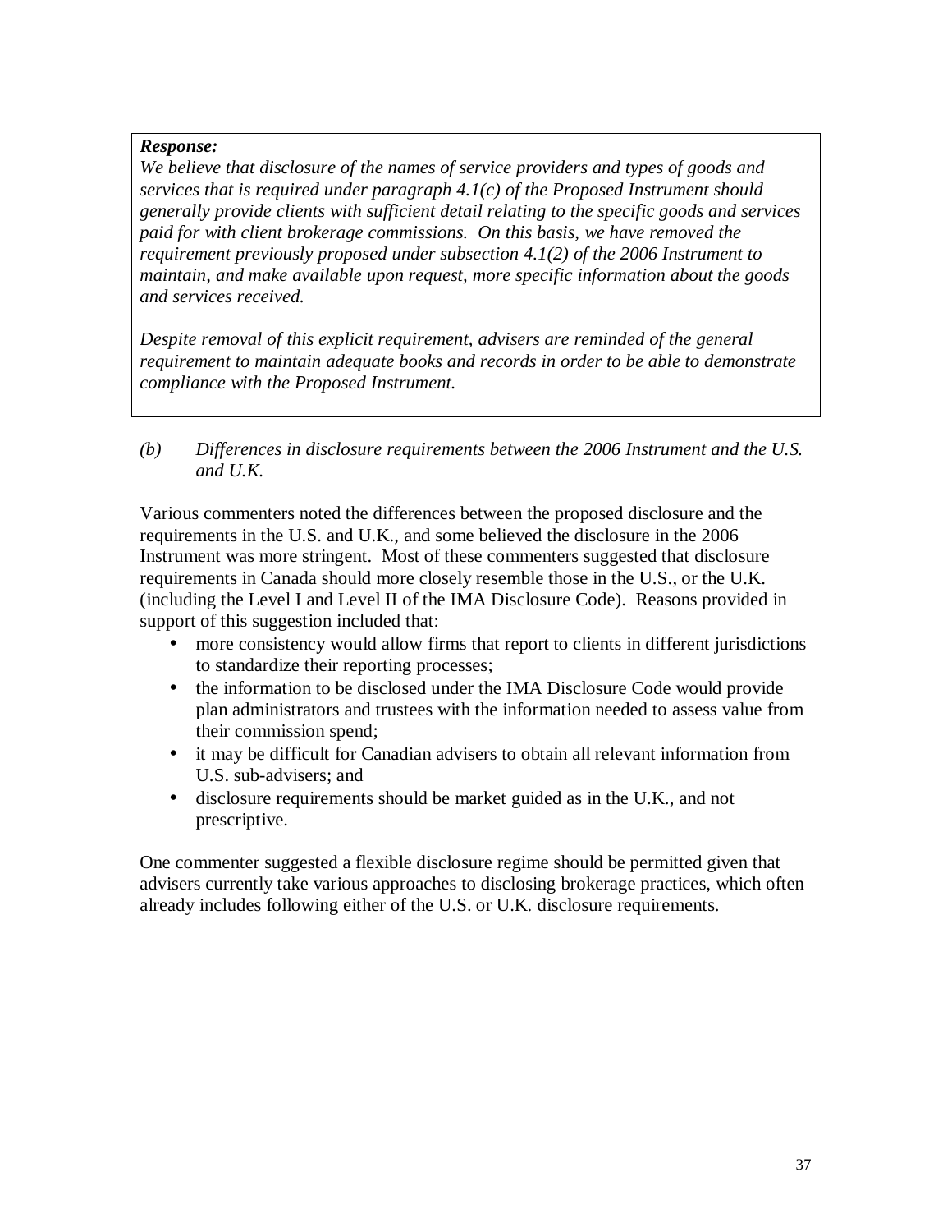***Response:***

*We believe that disclosure of the names of service providers and types of goods and services that is required under paragraph 4.1(c) of the Proposed Instrument should generally provide clients with sufficient detail relating to the specific goods and services paid for with client brokerage commissions. On this basis, we have removed the requirement previously proposed under subsection 4.1(2) of the 2006 Instrument to maintain, and make available upon request, more specific information about the goods and services received.*

*Despite removal of this explicit requirement, advisers are reminded of the general requirement to maintain adequate books and records in order to be able to demonstrate compliance with the Proposed Instrument.*

*(b) Differences in disclosure requirements between the 2006 Instrument and the U.S. and U.K.*

Various commenters noted the differences between the proposed disclosure and the requirements in the U.S. and U.K., and some believed the disclosure in the 2006 Instrument was more stringent. Most of these commenters suggested that disclosure requirements in Canada should more closely resemble those in the U.S., or the U.K. (including the Level I and Level II of the IMA Disclosure Code). Reasons provided in support of this suggestion included that:

- more consistency would allow firms that report to clients in different jurisdictions to standardize their reporting processes;
- the information to be disclosed under the IMA Disclosure Code would provide plan administrators and trustees with the information needed to assess value from their commission spend;
- it may be difficult for Canadian advisers to obtain all relevant information from U.S. sub-advisers; and
- disclosure requirements should be market guided as in the U.K., and not prescriptive.

One commenter suggested a flexible disclosure regime should be permitted given that advisers currently take various approaches to disclosing brokerage practices, which often already includes following either of the U.S. or U.K. disclosure requirements.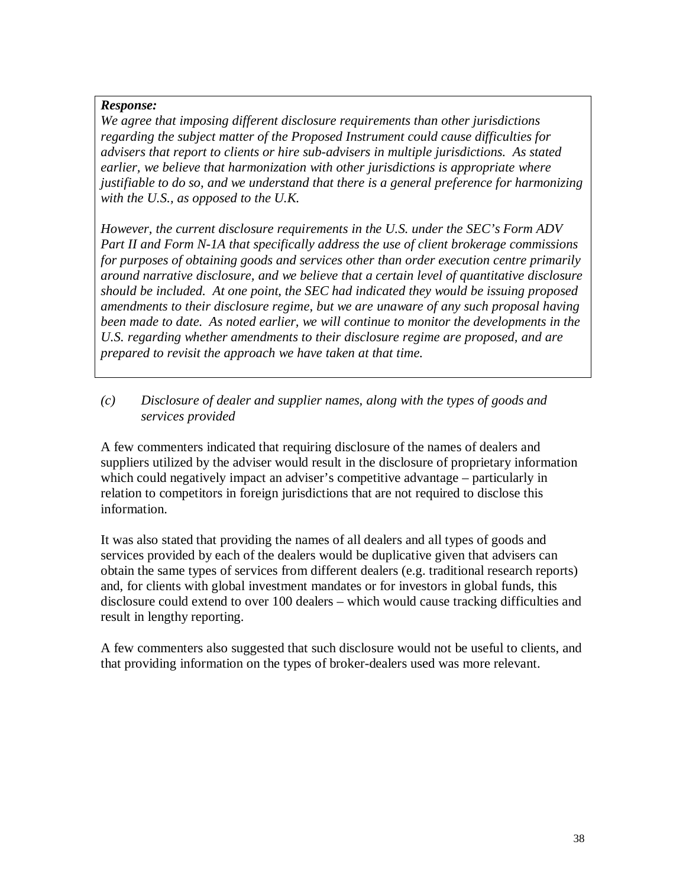***Response:***

*We agree that imposing different disclosure requirements than other jurisdictions regarding the subject matter of the Proposed Instrument could cause difficulties for advisers that report to clients or hire sub-advisers in multiple jurisdictions. As stated earlier, we believe that harmonization with other jurisdictions is appropriate where justifiable to do so, and we understand that there is a general preference for harmonizing with the U.S., as opposed to the U.K.*

*However, the current disclosure requirements in the U.S. under the SEC's Form ADV Part II and Form N-1A that specifically address the use of client brokerage commissions for purposes of obtaining goods and services other than order execution centre primarily around narrative disclosure, and we believe that a certain level of quantitative disclosure should be included. At one point, the SEC had indicated they would be issuing proposed amendments to their disclosure regime, but we are unaware of any such proposal having been made to date. As noted earlier, we will continue to monitor the developments in the U.S. regarding whether amendments to their disclosure regime are proposed, and are prepared to revisit the approach we have taken at that time.*

*(c) Disclosure of dealer and supplier names, along with the types of goods and services provided*

A few commenters indicated that requiring disclosure of the names of dealers and suppliers utilized by the adviser would result in the disclosure of proprietary information which could negatively impact an adviser's competitive advantage – particularly in relation to competitors in foreign jurisdictions that are not required to disclose this information.

It was also stated that providing the names of all dealers and all types of goods and services provided by each of the dealers would be duplicative given that advisers can obtain the same types of services from different dealers (e.g. traditional research reports) and, for clients with global investment mandates or for investors in global funds, this disclosure could extend to over 100 dealers – which would cause tracking difficulties and result in lengthy reporting.

A few commenters also suggested that such disclosure would not be useful to clients, and that providing information on the types of broker-dealers used was more relevant.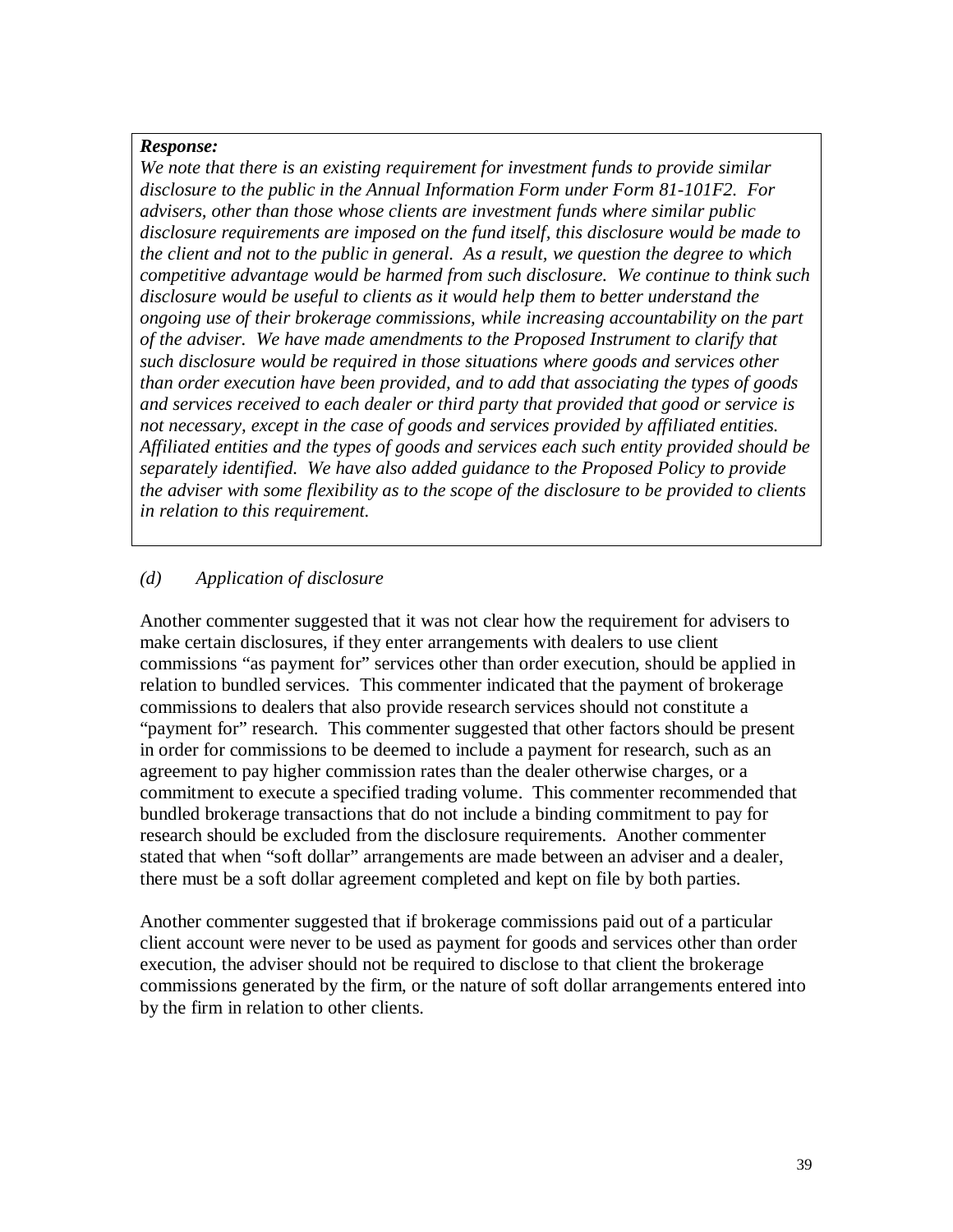***Response:***

*We note that there is an existing requirement for investment funds to provide similar disclosure to the public in the Annual Information Form under Form 81-101F2. For advisers, other than those whose clients are investment funds where similar public disclosure requirements are imposed on the fund itself, this disclosure would be made to the client and not to the public in general. As a result, we question the degree to which competitive advantage would be harmed from such disclosure. We continue to think such disclosure would be useful to clients as it would help them to better understand the ongoing use of their brokerage commissions, while increasing accountability on the part of the adviser. We have made amendments to the Proposed Instrument to clarify that such disclosure would be required in those situations where goods and services other than order execution have been provided, and to add that associating the types of goods and services received to each dealer or third party that provided that good or service is not necessary, except in the case of goods and services provided by affiliated entities. Affiliated entities and the types of goods and services each such entity provided should be separately identified. We have also added guidance to the Proposed Policy to provide the adviser with some flexibility as to the scope of the disclosure to be provided to clients in relation to this requirement.*

*(d) Application of disclosure*

Another commenter suggested that it was not clear how the requirement for advisers to make certain disclosures, if they enter arrangements with dealers to use client commissions "as payment for" services other than order execution, should be applied in relation to bundled services. This commenter indicated that the payment of brokerage commissions to dealers that also provide research services should not constitute a "payment for" research. This commenter suggested that other factors should be present in order for commissions to be deemed to include a payment for research, such as an agreement to pay higher commission rates than the dealer otherwise charges, or a commitment to execute a specified trading volume. This commenter recommended that bundled brokerage transactions that do not include a binding commitment to pay for research should be excluded from the disclosure requirements. Another commenter stated that when "soft dollar" arrangements are made between an adviser and a dealer, there must be a soft dollar agreement completed and kept on file by both parties.

Another commenter suggested that if brokerage commissions paid out of a particular client account were never to be used as payment for goods and services other than order execution, the adviser should not be required to disclose to that client the brokerage commissions generated by the firm, or the nature of soft dollar arrangements entered into by the firm in relation to other clients.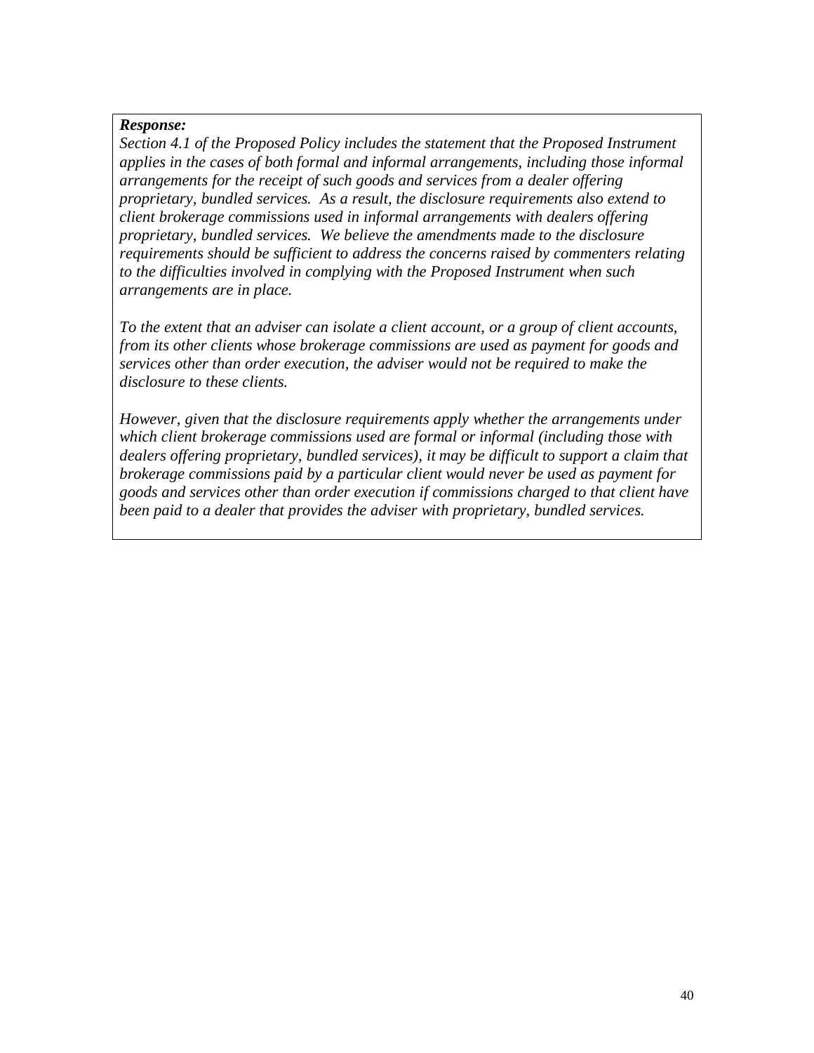***Response:***

*Section 4.1 of the Proposed Policy includes the statement that the Proposed Instrument applies in the cases of both formal and informal arrangements, including those informal arrangements for the receipt of such goods and services from a dealer offering proprietary, bundled services. As a result, the disclosure requirements also extend to client brokerage commissions used in informal arrangements with dealers offering proprietary, bundled services. We believe the amendments made to the disclosure requirements should be sufficient to address the concerns raised by commenters relating to the difficulties involved in complying with the Proposed Instrument when such arrangements are in place.*

*To the extent that an adviser can isolate a client account, or a group of client accounts, from its other clients whose brokerage commissions are used as payment for goods and services other than order execution, the adviser would not be required to make the disclosure to these clients.*

*However, given that the disclosure requirements apply whether the arrangements under which client brokerage commissions used are formal or informal (including those with dealers offering proprietary, bundled services), it may be difficult to support a claim that brokerage commissions paid by a particular client would never be used as payment for goods and services other than order execution if commissions charged to that client have been paid to a dealer that provides the adviser with proprietary, bundled services.*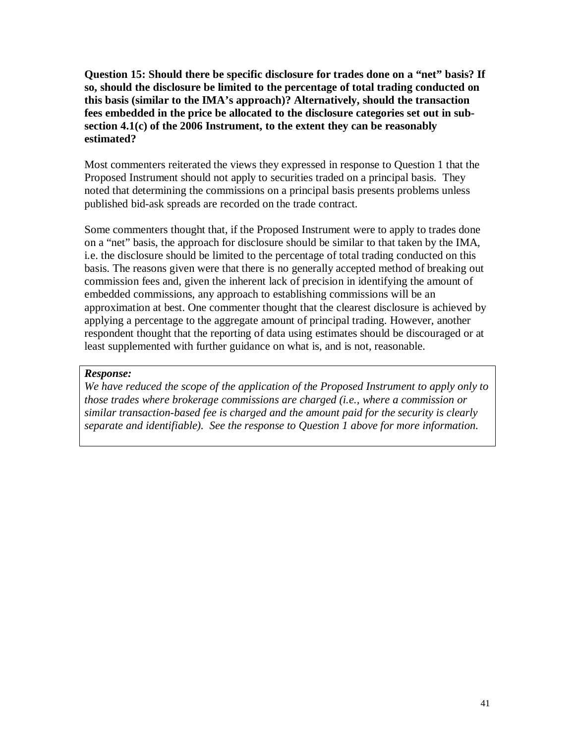**Question 15: Should there be specific disclosure for trades done on a "net" basis? If so, should the disclosure be limited to the percentage of total trading conducted on this basis (similar to the IMA's approach)? Alternatively, should the transaction fees embedded in the price be allocated to the disclosure categories set out in sub-section 4.1(c) of the 2006 Instrument, to the extent they can be reasonably estimated?**

Most commenters reiterated the views they expressed in response to Question 1 that the Proposed Instrument should not apply to securities traded on a principal basis. They noted that determining the commissions on a principal basis presents problems unless published bid-ask spreads are recorded on the trade contract.

Some commenters thought that, if the Proposed Instrument were to apply to trades done on a "net" basis, the approach for disclosure should be similar to that taken by the IMA, i.e. the disclosure should be limited to the percentage of total trading conducted on this basis. The reasons given were that there is no generally accepted method of breaking out commission fees and, given the inherent lack of precision in identifying the amount of embedded commissions, any approach to establishing commissions will be an approximation at best. One commenter thought that the clearest disclosure is achieved by applying a percentage to the aggregate amount of principal trading. However, another respondent thought that the reporting of data using estimates should be discouraged or at least supplemented with further guidance on what is, and is not, reasonable.

***Response:***
*We have reduced the scope of the application of the Proposed Instrument to apply only to those trades where brokerage commissions are charged (i.e., where a commission or similar transaction-based fee is charged and the amount paid for the security is clearly separate and identifiable). See the response to Question 1 above for more information.*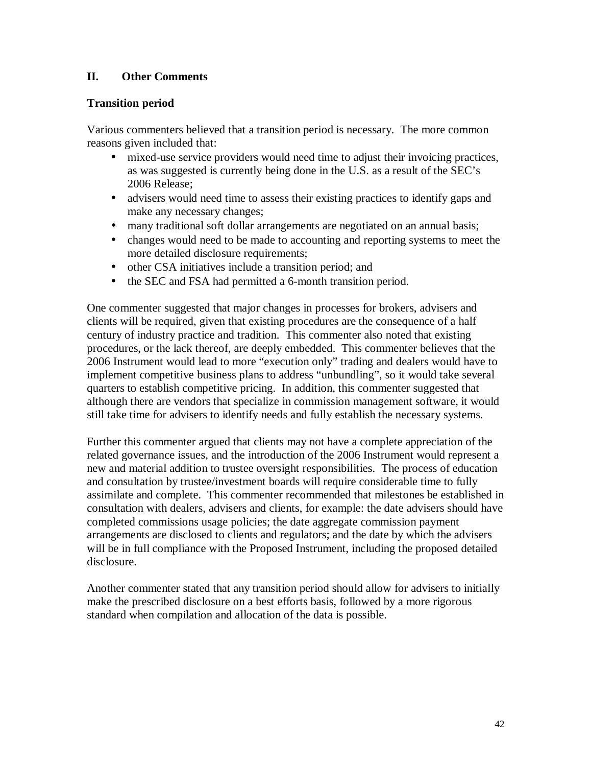## II. Other Comments

### Transition period

Various commenters believed that a transition period is necessary. The more common reasons given included that:

- mixed-use service providers would need time to adjust their invoicing practices, as was suggested is currently being done in the U.S. as a result of the SEC's 2006 Release;
- advisers would need time to assess their existing practices to identify gaps and make any necessary changes;
- many traditional soft dollar arrangements are negotiated on an annual basis;
- changes would need to be made to accounting and reporting systems to meet the more detailed disclosure requirements;
- other CSA initiatives include a transition period; and
- the SEC and FSA had permitted a 6-month transition period.

One commenter suggested that major changes in processes for brokers, advisers and clients will be required, given that existing procedures are the consequence of a half century of industry practice and tradition. This commenter also noted that existing procedures, or the lack thereof, are deeply embedded. This commenter believes that the 2006 Instrument would lead to more "execution only" trading and dealers would have to implement competitive business plans to address "unbundling", so it would take several quarters to establish competitive pricing. In addition, this commenter suggested that although there are vendors that specialize in commission management software, it would still take time for advisers to identify needs and fully establish the necessary systems.

Further this commenter argued that clients may not have a complete appreciation of the related governance issues, and the introduction of the 2006 Instrument would represent a new and material addition to trustee oversight responsibilities. The process of education and consultation by trustee/investment boards will require considerable time to fully assimilate and complete. This commenter recommended that milestones be established in consultation with dealers, advisers and clients, for example: the date advisers should have completed commissions usage policies; the date aggregate commission payment arrangements are disclosed to clients and regulators; and the date by which the advisers will be in full compliance with the Proposed Instrument, including the proposed detailed disclosure.

Another commenter stated that any transition period should allow for advisers to initially make the prescribed disclosure on a best efforts basis, followed by a more rigorous standard when compilation and allocation of the data is possible.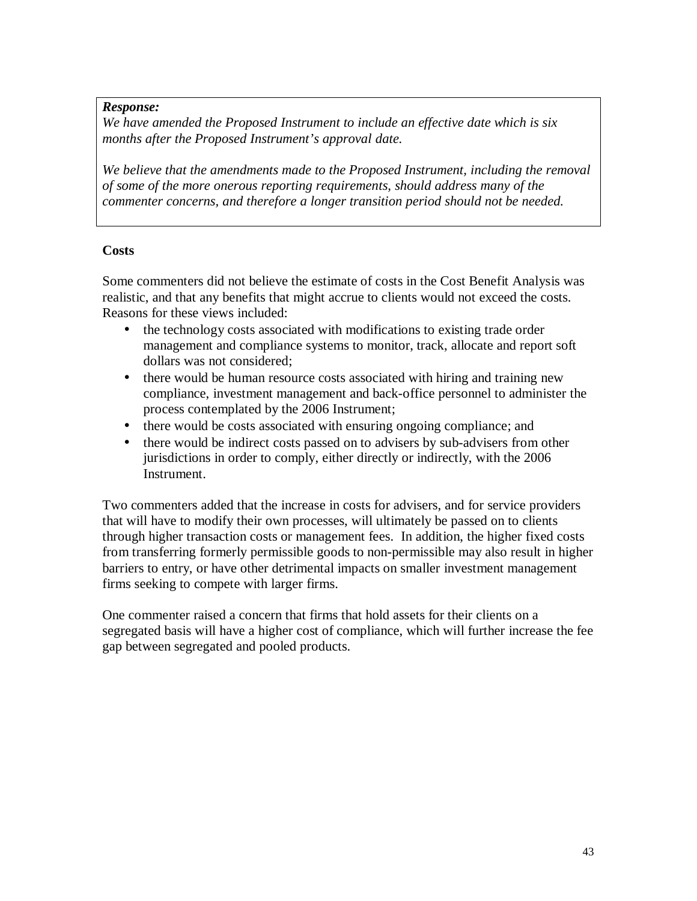***Response:***
*We have amended the Proposed Instrument to include an effective date which is six months after the Proposed Instrument's approval date.*

*We believe that the amendments made to the Proposed Instrument, including the removal of some of the more onerous reporting requirements, should address many of the commenter concerns, and therefore a longer transition period should not be needed.*

**Costs**

Some commenters did not believe the estimate of costs in the Cost Benefit Analysis was realistic, and that any benefits that might accrue to clients would not exceed the costs. Reasons for these views included:

- the technology costs associated with modifications to existing trade order management and compliance systems to monitor, track, allocate and report soft dollars was not considered;
- there would be human resource costs associated with hiring and training new compliance, investment management and back-office personnel to administer the process contemplated by the 2006 Instrument;
- there would be costs associated with ensuring ongoing compliance; and
- there would be indirect costs passed on to advisers by sub-advisers from other jurisdictions in order to comply, either directly or indirectly, with the 2006 Instrument.

Two commenters added that the increase in costs for advisers, and for service providers that will have to modify their own processes, will ultimately be passed on to clients through higher transaction costs or management fees. In addition, the higher fixed costs from transferring formerly permissible goods to non-permissible may also result in higher barriers to entry, or have other detrimental impacts on smaller investment management firms seeking to compete with larger firms.

One commenter raised a concern that firms that hold assets for their clients on a segregated basis will have a higher cost of compliance, which will further increase the fee gap between segregated and pooled products.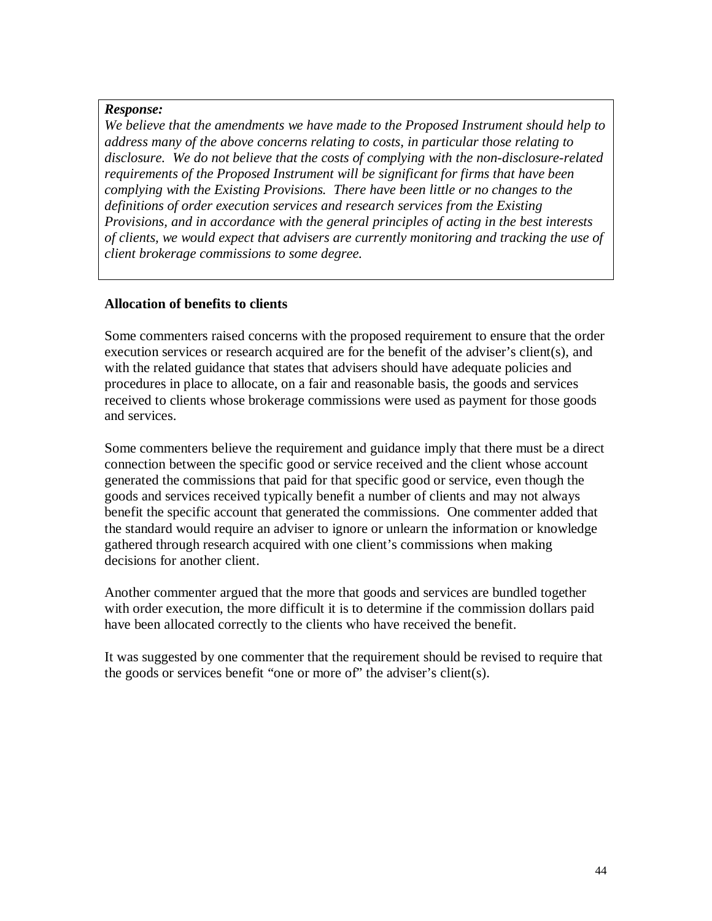***Response:***

*We believe that the amendments we have made to the Proposed Instrument should help to address many of the above concerns relating to costs, in particular those relating to disclosure. We do not believe that the costs of complying with the non-disclosure-related requirements of the Proposed Instrument will be significant for firms that have been complying with the Existing Provisions. There have been little or no changes to the definitions of order execution services and research services from the Existing Provisions, and in accordance with the general principles of acting in the best interests of clients, we would expect that advisers are currently monitoring and tracking the use of client brokerage commissions to some degree.*

**Allocation of benefits to clients**

Some commenters raised concerns with the proposed requirement to ensure that the order execution services or research acquired are for the benefit of the adviser's client(s), and with the related guidance that states that advisers should have adequate policies and procedures in place to allocate, on a fair and reasonable basis, the goods and services received to clients whose brokerage commissions were used as payment for those goods and services.

Some commenters believe the requirement and guidance imply that there must be a direct connection between the specific good or service received and the client whose account generated the commissions that paid for that specific good or service, even though the goods and services received typically benefit a number of clients and may not always benefit the specific account that generated the commissions. One commenter added that the standard would require an adviser to ignore or unlearn the information or knowledge gathered through research acquired with one client's commissions when making decisions for another client.

Another commenter argued that the more that goods and services are bundled together with order execution, the more difficult it is to determine if the commission dollars paid have been allocated correctly to the clients who have received the benefit.

It was suggested by one commenter that the requirement should be revised to require that the goods or services benefit "one or more of" the adviser's client(s).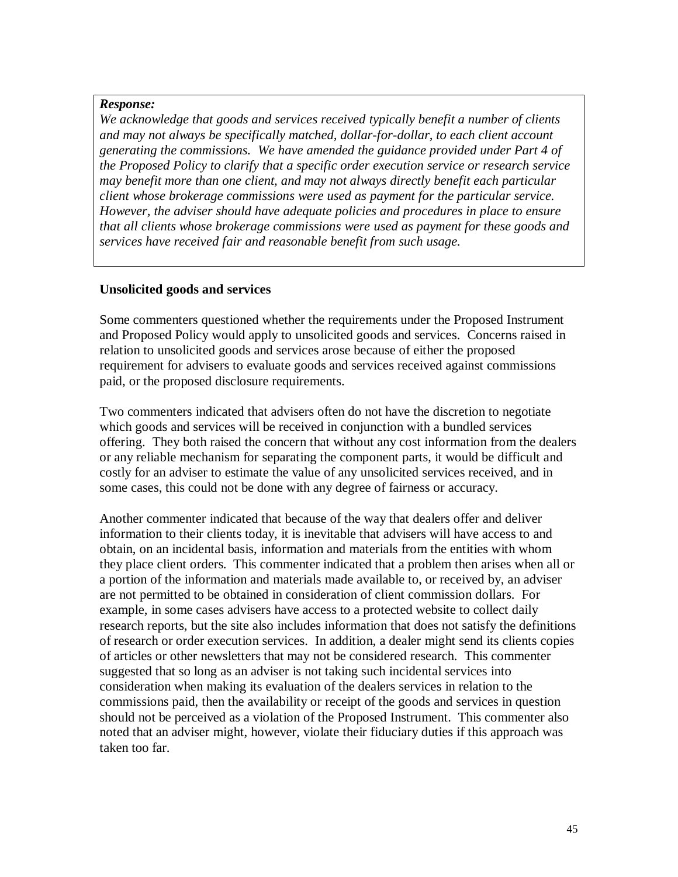***Response:***
*We acknowledge that goods and services received typically benefit a number of clients and may not always be specifically matched, dollar-for-dollar, to each client account generating the commissions. We have amended the guidance provided under Part 4 of the Proposed Policy to clarify that a specific order execution service or research service may benefit more than one client, and may not always directly benefit each particular client whose brokerage commissions were used as payment for the particular service. However, the adviser should have adequate policies and procedures in place to ensure that all clients whose brokerage commissions were used as payment for these goods and services have received fair and reasonable benefit from such usage.*

**Unsolicited goods and services**

Some commenters questioned whether the requirements under the Proposed Instrument and Proposed Policy would apply to unsolicited goods and services. Concerns raised in relation to unsolicited goods and services arose because of either the proposed requirement for advisers to evaluate goods and services received against commissions paid, or the proposed disclosure requirements.

Two commenters indicated that advisers often do not have the discretion to negotiate which goods and services will be received in conjunction with a bundled services offering. They both raised the concern that without any cost information from the dealers or any reliable mechanism for separating the component parts, it would be difficult and costly for an adviser to estimate the value of any unsolicited services received, and in some cases, this could not be done with any degree of fairness or accuracy.

Another commenter indicated that because of the way that dealers offer and deliver information to their clients today, it is inevitable that advisers will have access to and obtain, on an incidental basis, information and materials from the entities with whom they place client orders. This commenter indicated that a problem then arises when all or a portion of the information and materials made available to, or received by, an adviser are not permitted to be obtained in consideration of client commission dollars. For example, in some cases advisers have access to a protected website to collect daily research reports, but the site also includes information that does not satisfy the definitions of research or order execution services. In addition, a dealer might send its clients copies of articles or other newsletters that may not be considered research. This commenter suggested that so long as an adviser is not taking such incidental services into consideration when making its evaluation of the dealers services in relation to the commissions paid, then the availability or receipt of the goods and services in question should not be perceived as a violation of the Proposed Instrument. This commenter also noted that an adviser might, however, violate their fiduciary duties if this approach was taken too far.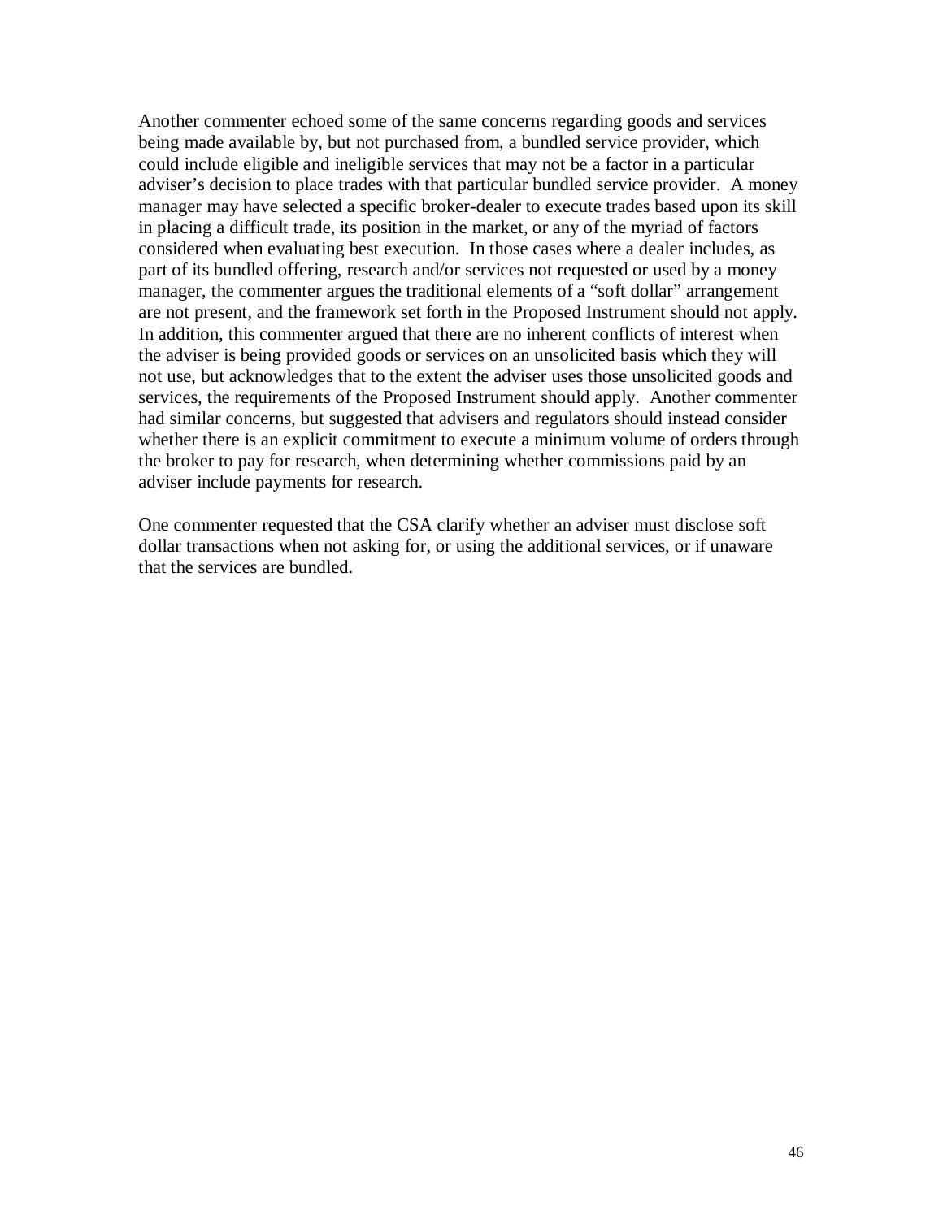Another commenter echoed some of the same concerns regarding goods and services being made available by, but not purchased from, a bundled service provider, which could include eligible and ineligible services that may not be a factor in a particular adviser's decision to place trades with that particular bundled service provider. A money manager may have selected a specific broker-dealer to execute trades based upon its skill in placing a difficult trade, its position in the market, or any of the myriad of factors considered when evaluating best execution. In those cases where a dealer includes, as part of its bundled offering, research and/or services not requested or used by a money manager, the commenter argues the traditional elements of a "soft dollar" arrangement are not present, and the framework set forth in the Proposed Instrument should not apply. In addition, this commenter argued that there are no inherent conflicts of interest when the adviser is being provided goods or services on an unsolicited basis which they will not use, but acknowledges that to the extent the adviser uses those unsolicited goods and services, the requirements of the Proposed Instrument should apply. Another commenter had similar concerns, but suggested that advisers and regulators should instead consider whether there is an explicit commitment to execute a minimum volume of orders through the broker to pay for research, when determining whether commissions paid by an adviser include payments for research.

One commenter requested that the CSA clarify whether an adviser must disclose soft dollar transactions when not asking for, or using the additional services, or if unaware that the services are bundled.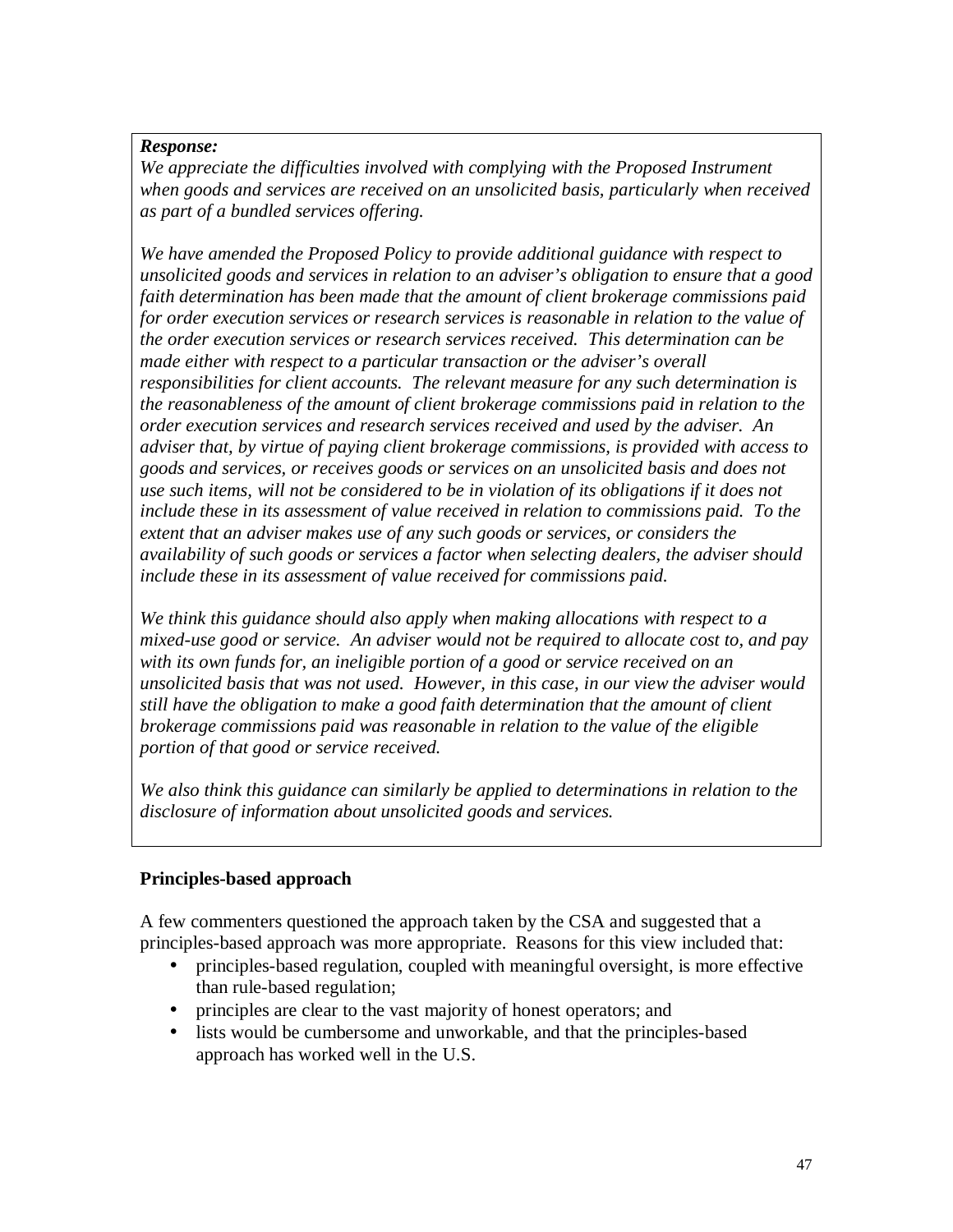***Response:***

*We appreciate the difficulties involved with complying with the Proposed Instrument when goods and services are received on an unsolicited basis, particularly when received as part of a bundled services offering.*

*We have amended the Proposed Policy to provide additional guidance with respect to unsolicited goods and services in relation to an adviser's obligation to ensure that a good faith determination has been made that the amount of client brokerage commissions paid for order execution services or research services is reasonable in relation to the value of the order execution services or research services received. This determination can be made either with respect to a particular transaction or the adviser's overall responsibilities for client accounts. The relevant measure for any such determination is the reasonableness of the amount of client brokerage commissions paid in relation to the order execution services and research services received and used by the adviser. An adviser that, by virtue of paying client brokerage commissions, is provided with access to goods and services, or receives goods or services on an unsolicited basis and does not use such items, will not be considered to be in violation of its obligations if it does not include these in its assessment of value received in relation to commissions paid. To the extent that an adviser makes use of any such goods or services, or considers the availability of such goods or services a factor when selecting dealers, the adviser should include these in its assessment of value received for commissions paid.*

*We think this guidance should also apply when making allocations with respect to a mixed-use good or service. An adviser would not be required to allocate cost to, and pay with its own funds for, an ineligible portion of a good or service received on an unsolicited basis that was not used. However, in this case, in our view the adviser would still have the obligation to make a good faith determination that the amount of client brokerage commissions paid was reasonable in relation to the value of the eligible portion of that good or service received.*

*We also think this guidance can similarly be applied to determinations in relation to the disclosure of information about unsolicited goods and services.*

**Principles-based approach**

A few commenters questioned the approach taken by the CSA and suggested that a principles-based approach was more appropriate. Reasons for this view included that:

- principles-based regulation, coupled with meaningful oversight, is more effective than rule-based regulation;
- principles are clear to the vast majority of honest operators; and
- lists would be cumbersome and unworkable, and that the principles-based approach has worked well in the U.S.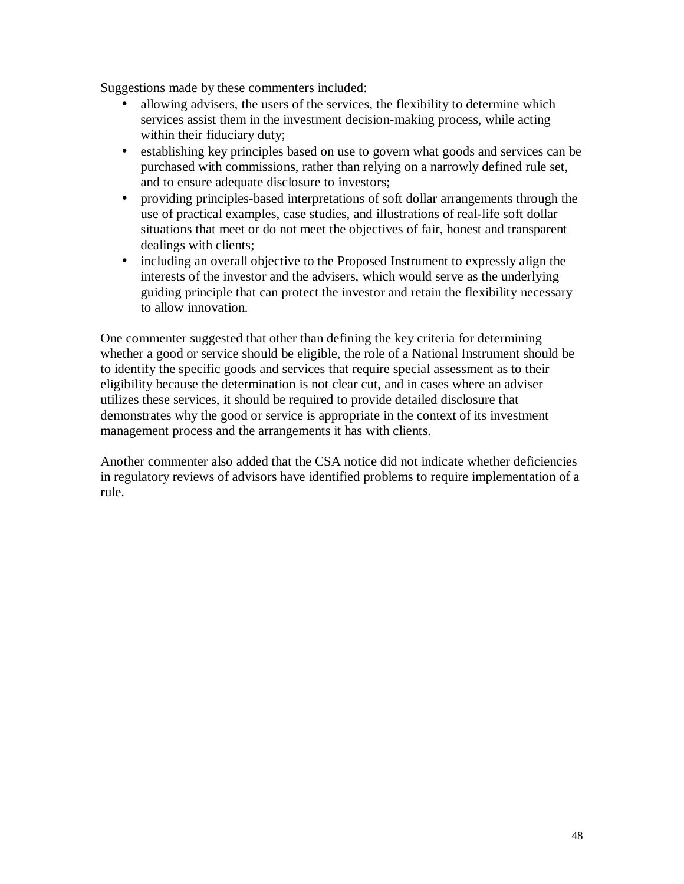Suggestions made by these commenters included:

- allowing advisers, the users of the services, the flexibility to determine which services assist them in the investment decision-making process, while acting within their fiduciary duty;
- establishing key principles based on use to govern what goods and services can be purchased with commissions, rather than relying on a narrowly defined rule set, and to ensure adequate disclosure to investors;
- providing principles-based interpretations of soft dollar arrangements through the use of practical examples, case studies, and illustrations of real-life soft dollar situations that meet or do not meet the objectives of fair, honest and transparent dealings with clients;
- including an overall objective to the Proposed Instrument to expressly align the interests of the investor and the advisers, which would serve as the underlying guiding principle that can protect the investor and retain the flexibility necessary to allow innovation.

One commenter suggested that other than defining the key criteria for determining whether a good or service should be eligible, the role of a National Instrument should be to identify the specific goods and services that require special assessment as to their eligibility because the determination is not clear cut, and in cases where an adviser utilizes these services, it should be required to provide detailed disclosure that demonstrates why the good or service is appropriate in the context of its investment management process and the arrangements it has with clients.

Another commenter also added that the CSA notice did not indicate whether deficiencies in regulatory reviews of advisors have identified problems to require implementation of a rule.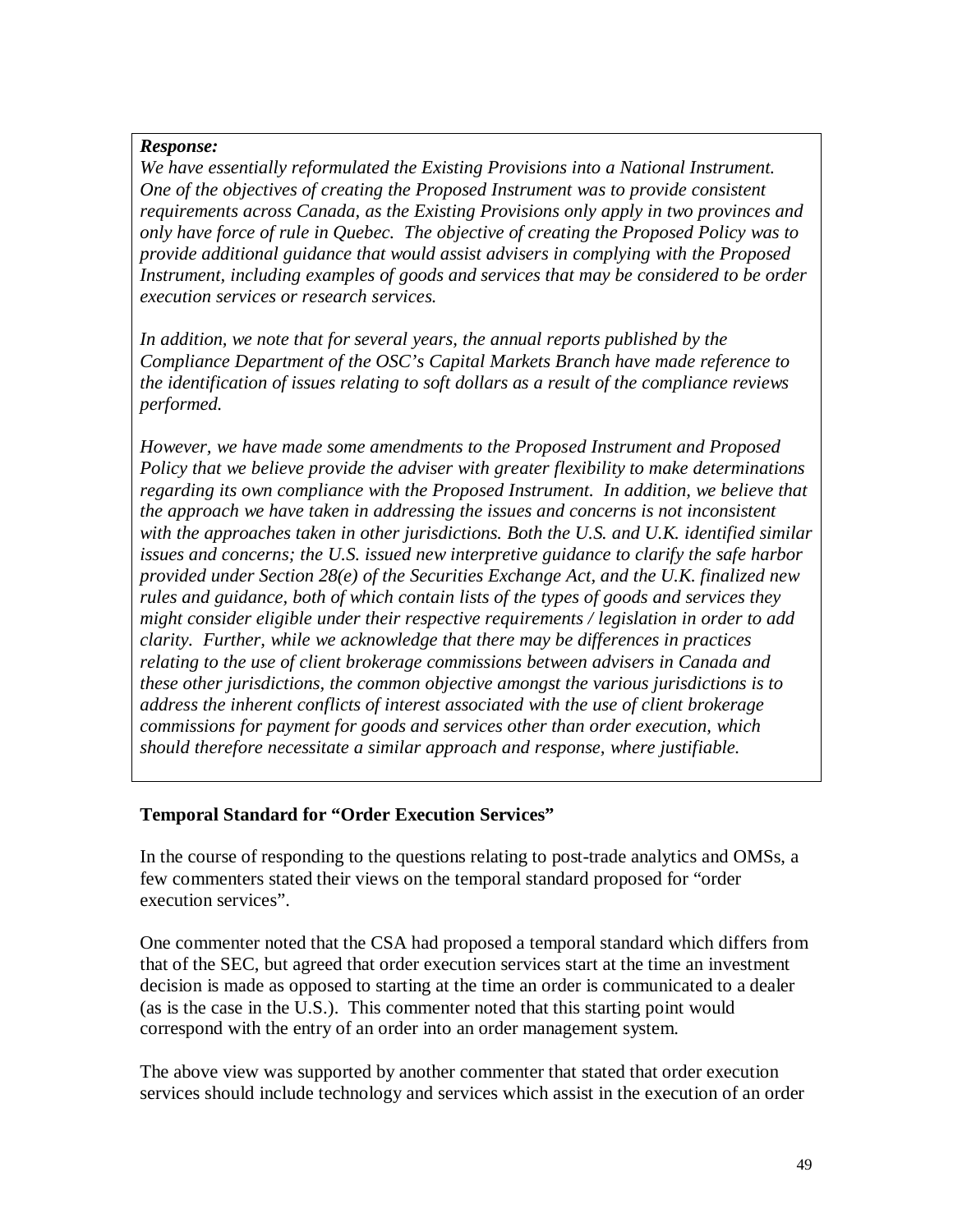***Response:***

*We have essentially reformulated the Existing Provisions into a National Instrument. One of the objectives of creating the Proposed Instrument was to provide consistent requirements across Canada, as the Existing Provisions only apply in two provinces and only have force of rule in Quebec. The objective of creating the Proposed Policy was to provide additional guidance that would assist advisers in complying with the Proposed Instrument, including examples of goods and services that may be considered to be order execution services or research services.*

*In addition, we note that for several years, the annual reports published by the Compliance Department of the OSC's Capital Markets Branch have made reference to the identification of issues relating to soft dollars as a result of the compliance reviews performed.*

*However, we have made some amendments to the Proposed Instrument and Proposed Policy that we believe provide the adviser with greater flexibility to make determinations regarding its own compliance with the Proposed Instrument. In addition, we believe that the approach we have taken in addressing the issues and concerns is not inconsistent with the approaches taken in other jurisdictions. Both the U.S. and U.K. identified similar issues and concerns; the U.S. issued new interpretive guidance to clarify the safe harbor provided under Section 28(e) of the Securities Exchange Act, and the U.K. finalized new rules and guidance, both of which contain lists of the types of goods and services they might consider eligible under their respective requirements / legislation in order to add clarity. Further, while we acknowledge that there may be differences in practices relating to the use of client brokerage commissions between advisers in Canada and these other jurisdictions, the common objective amongst the various jurisdictions is to address the inherent conflicts of interest associated with the use of client brokerage commissions for payment for goods and services other than order execution, which should therefore necessitate a similar approach and response, where justifiable.*

**Temporal Standard for "Order Execution Services"**

In the course of responding to the questions relating to post-trade analytics and OMSs, a few commenters stated their views on the temporal standard proposed for "order execution services".

One commenter noted that the CSA had proposed a temporal standard which differs from that of the SEC, but agreed that order execution services start at the time an investment decision is made as opposed to starting at the time an order is communicated to a dealer (as is the case in the U.S.). This commenter noted that this starting point would correspond with the entry of an order into an order management system.

The above view was supported by another commenter that stated that order execution services should include technology and services which assist in the execution of an order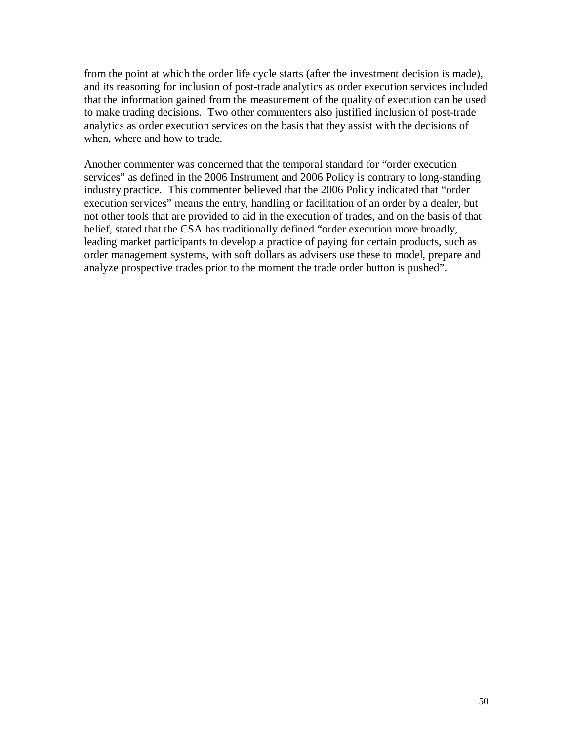from the point at which the order life cycle starts (after the investment decision is made), and its reasoning for inclusion of post-trade analytics as order execution services included that the information gained from the measurement of the quality of execution can be used to make trading decisions. Two other commenters also justified inclusion of post-trade analytics as order execution services on the basis that they assist with the decisions of when, where and how to trade.

Another commenter was concerned that the temporal standard for "order execution services" as defined in the 2006 Instrument and 2006 Policy is contrary to long-standing industry practice. This commenter believed that the 2006 Policy indicated that "order execution services" means the entry, handling or facilitation of an order by a dealer, but not other tools that are provided to aid in the execution of trades, and on the basis of that belief, stated that the CSA has traditionally defined "order execution more broadly, leading market participants to develop a practice of paying for certain products, such as order management systems, with soft dollars as advisers use these to model, prepare and analyze prospective trades prior to the moment the trade order button is pushed".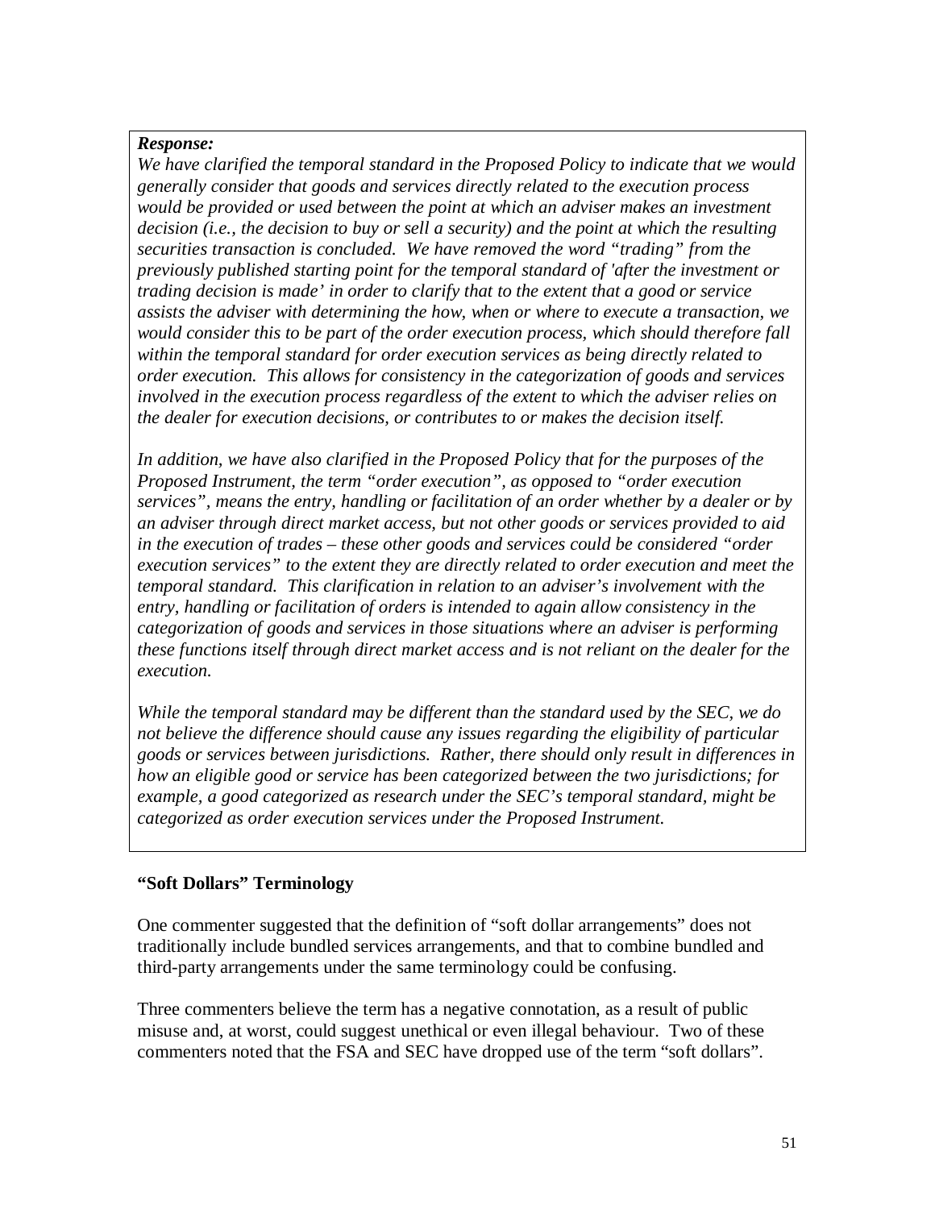***Response:***

*We have clarified the temporal standard in the Proposed Policy to indicate that we would generally consider that goods and services directly related to the execution process would be provided or used between the point at which an adviser makes an investment decision (i.e., the decision to buy or sell a security) and the point at which the resulting securities transaction is concluded. We have removed the word "trading" from the previously published starting point for the temporal standard of 'after the investment or trading decision is made' in order to clarify that to the extent that a good or service assists the adviser with determining the how, when or where to execute a transaction, we would consider this to be part of the order execution process, which should therefore fall within the temporal standard for order execution services as being directly related to order execution. This allows for consistency in the categorization of goods and services involved in the execution process regardless of the extent to which the adviser relies on the dealer for execution decisions, or contributes to or makes the decision itself.*

*In addition, we have also clarified in the Proposed Policy that for the purposes of the Proposed Instrument, the term "order execution", as opposed to "order execution services", means the entry, handling or facilitation of an order whether by a dealer or by an adviser through direct market access, but not other goods or services provided to aid in the execution of trades – these other goods and services could be considered "order execution services" to the extent they are directly related to order execution and meet the temporal standard. This clarification in relation to an adviser's involvement with the entry, handling or facilitation of orders is intended to again allow consistency in the categorization of goods and services in those situations where an adviser is performing these functions itself through direct market access and is not reliant on the dealer for the execution.*

*While the temporal standard may be different than the standard used by the SEC, we do not believe the difference should cause any issues regarding the eligibility of particular goods or services between jurisdictions. Rather, there should only result in differences in how an eligible good or service has been categorized between the two jurisdictions; for example, a good categorized as research under the SEC's temporal standard, might be categorized as order execution services under the Proposed Instrument.*

**"Soft Dollars" Terminology**

One commenter suggested that the definition of "soft dollar arrangements" does not traditionally include bundled services arrangements, and that to combine bundled and third-party arrangements under the same terminology could be confusing.

Three commenters believe the term has a negative connotation, as a result of public misuse and, at worst, could suggest unethical or even illegal behaviour. Two of these commenters noted that the FSA and SEC have dropped use of the term "soft dollars".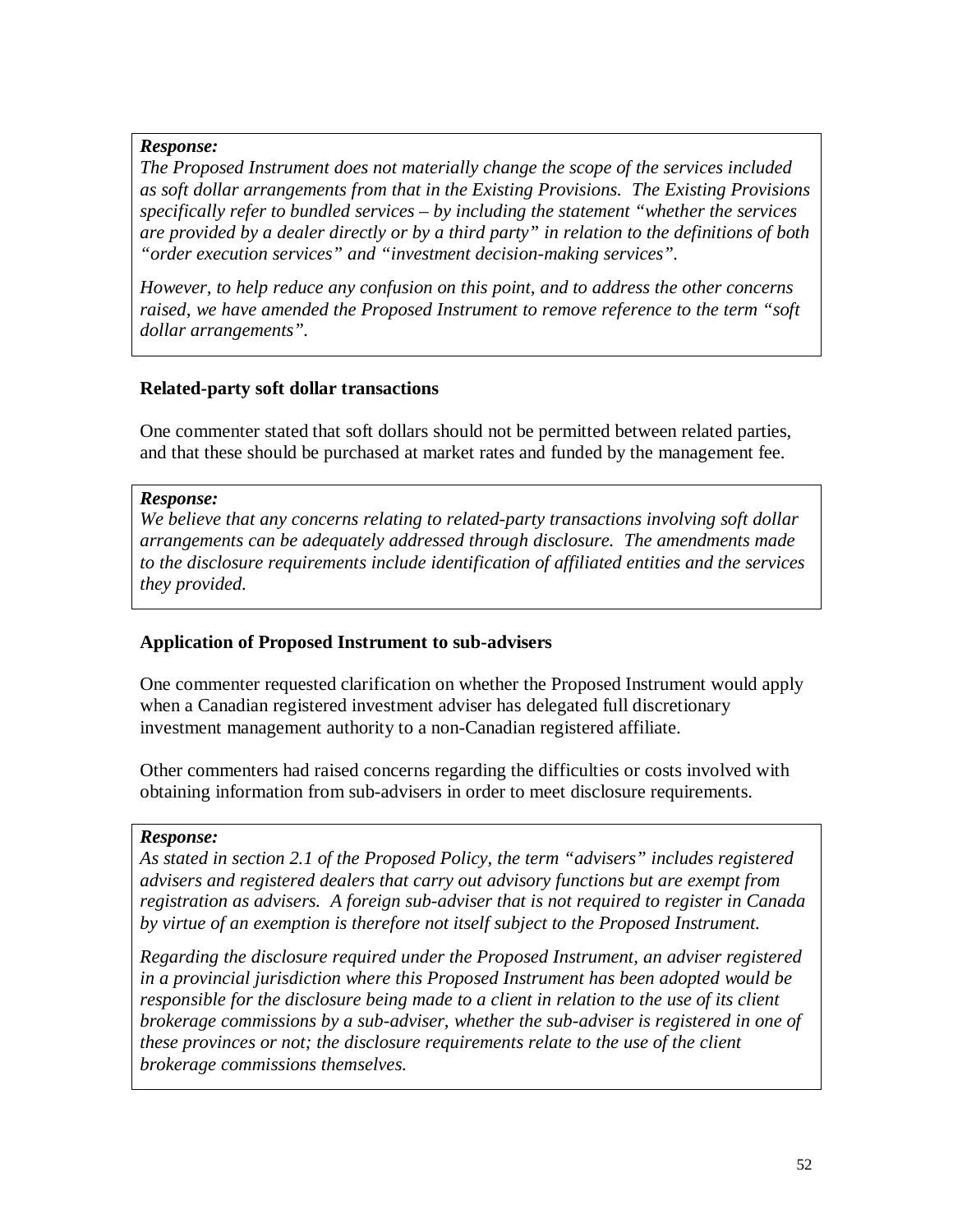***Response:***
*The Proposed Instrument does not materially change the scope of the services included as soft dollar arrangements from that in the Existing Provisions. The Existing Provisions specifically refer to bundled services – by including the statement "whether the services are provided by a dealer directly or by a third party" in relation to the definitions of both "order execution services" and "investment decision-making services".*

*However, to help reduce any confusion on this point, and to address the other concerns raised, we have amended the Proposed Instrument to remove reference to the term "soft dollar arrangements".*

**Related-party soft dollar transactions**

One commenter stated that soft dollars should not be permitted between related parties, and that these should be purchased at market rates and funded by the management fee.

***Response:***
*We believe that any concerns relating to related-party transactions involving soft dollar arrangements can be adequately addressed through disclosure. The amendments made to the disclosure requirements include identification of affiliated entities and the services they provided.*

**Application of Proposed Instrument to sub-advisers**

One commenter requested clarification on whether the Proposed Instrument would apply when a Canadian registered investment adviser has delegated full discretionary investment management authority to a non-Canadian registered affiliate.

Other commenters had raised concerns regarding the difficulties or costs involved with obtaining information from sub-advisers in order to meet disclosure requirements.

***Response:***
*As stated in section 2.1 of the Proposed Policy, the term "advisers" includes registered advisers and registered dealers that carry out advisory functions but are exempt from registration as advisers. A foreign sub-adviser that is not required to register in Canada by virtue of an exemption is therefore not itself subject to the Proposed Instrument.*

*Regarding the disclosure required under the Proposed Instrument, an adviser registered in a provincial jurisdiction where this Proposed Instrument has been adopted would be responsible for the disclosure being made to a client in relation to the use of its client brokerage commissions by a sub-adviser, whether the sub-adviser is registered in one of these provinces or not; the disclosure requirements relate to the use of the client brokerage commissions themselves.*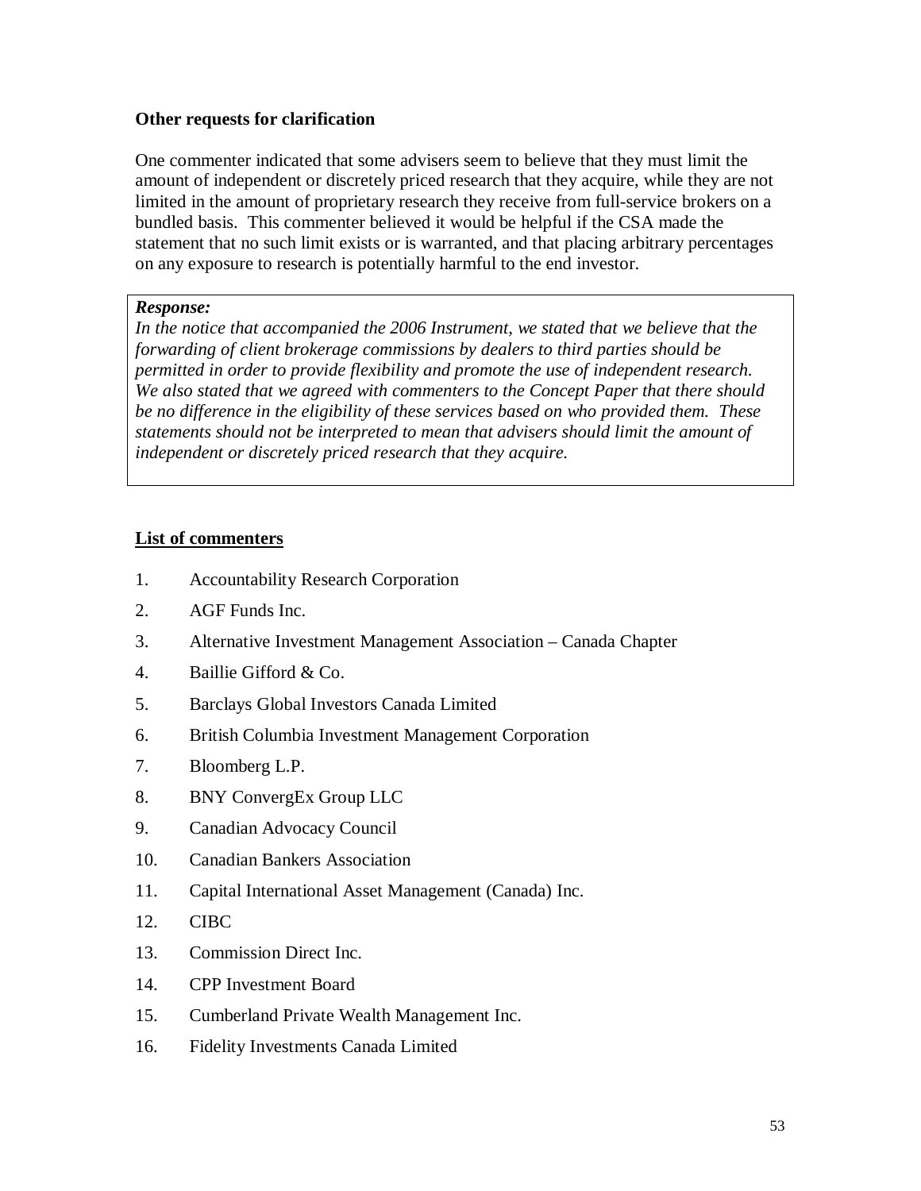**Other requests for clarification**

One commenter indicated that some advisers seem to believe that they must limit the amount of independent or discretely priced research that they acquire, while they are not limited in the amount of proprietary research they receive from full-service brokers on a bundled basis. This commenter believed it would be helpful if the CSA made the statement that no such limit exists or is warranted, and that placing arbitrary percentages on any exposure to research is potentially harmful to the end investor.

> ***Response:***
> *In the notice that accompanied the 2006 Instrument, we stated that we believe that the forwarding of client brokerage commissions by dealers to third parties should be permitted in order to provide flexibility and promote the use of independent research. We also stated that we agreed with commenters to the Concept Paper that there should be no difference in the eligibility of these services based on who provided them. These statements should not be interpreted to mean that advisers should limit the amount of independent or discretely priced research that they acquire.*

**<u>List of commenters</u>**

1. Accountability Research Corporation
2. AGF Funds Inc.
3. Alternative Investment Management Association – Canada Chapter
4. Baillie Gifford & Co.
5. Barclays Global Investors Canada Limited
6. British Columbia Investment Management Corporation
7. Bloomberg L.P.
8. BNY ConvergEx Group LLC
9. Canadian Advocacy Council
10. Canadian Bankers Association
11. Capital International Asset Management (Canada) Inc.
12. CIBC
13. Commission Direct Inc.
14. CPP Investment Board
15. Cumberland Private Wealth Management Inc.
16. Fidelity Investments Canada Limited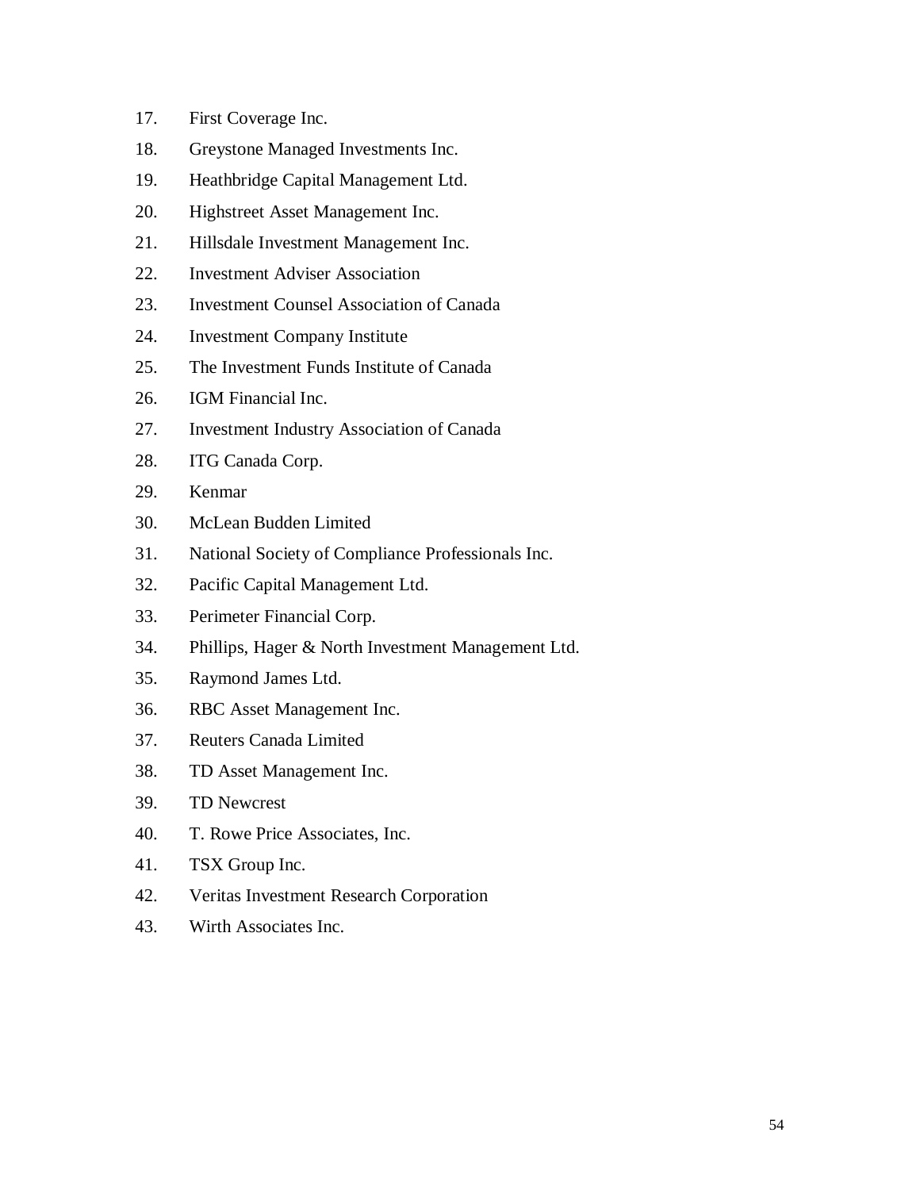17. First Coverage Inc.
18. Greystone Managed Investments Inc.
19. Heathbridge Capital Management Ltd.
20. Highstreet Asset Management Inc.
21. Hillsdale Investment Management Inc.
22. Investment Adviser Association
23. Investment Counsel Association of Canada
24. Investment Company Institute
25. The Investment Funds Institute of Canada
26. IGM Financial Inc.
27. Investment Industry Association of Canada
28. ITG Canada Corp.
29. Kenmar
30. McLean Budden Limited
31. National Society of Compliance Professionals Inc.
32. Pacific Capital Management Ltd.
33. Perimeter Financial Corp.
34. Phillips, Hager & North Investment Management Ltd.
35. Raymond James Ltd.
36. RBC Asset Management Inc.
37. Reuters Canada Limited
38. TD Asset Management Inc.
39. TD Newcrest
40. T. Rowe Price Associates, Inc.
41. TSX Group Inc.
42. Veritas Investment Research Corporation
43. Wirth Associates Inc.